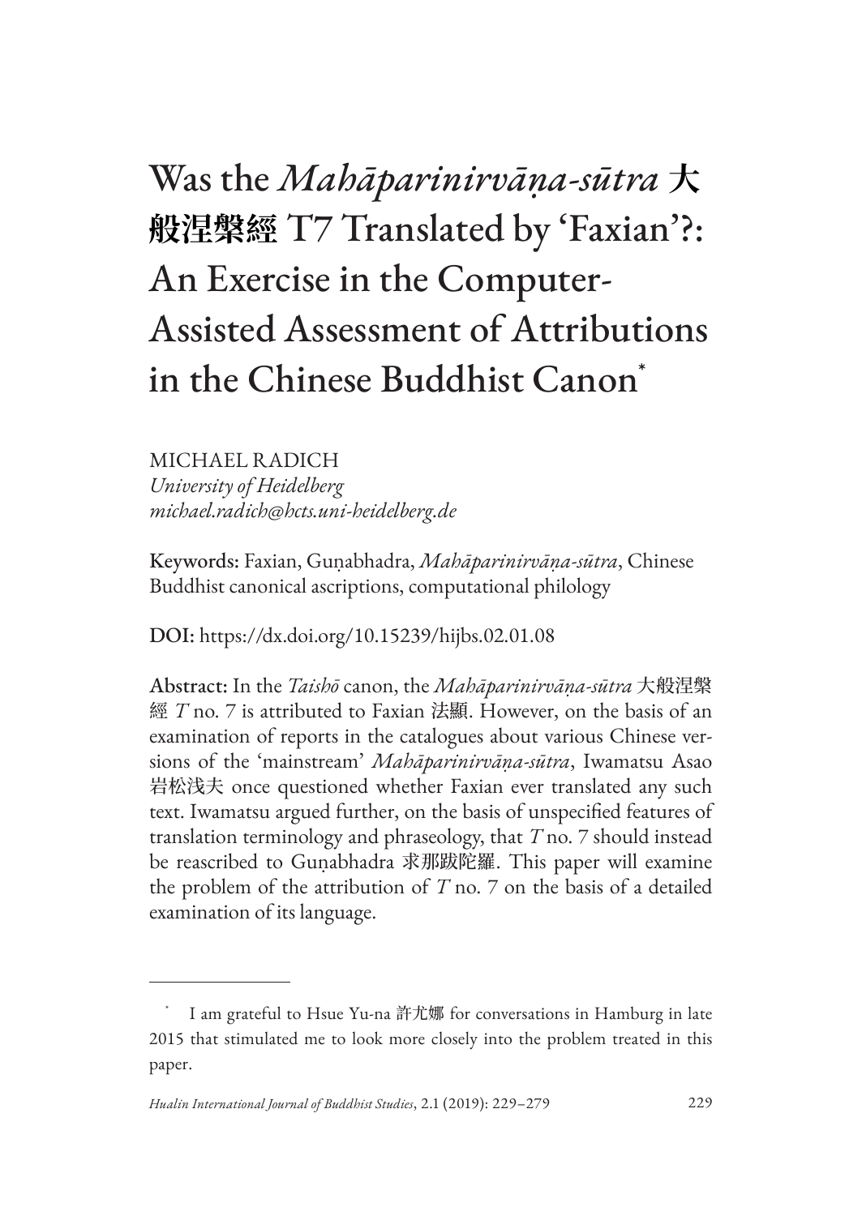# Was the *Mahāparinirvāṇa-sūtra* 大般涅槃經 T7 Translated by 'Faxian'?: An Exercise in the Computer-Assisted Assessment of Attributions in the Chinese Buddhist Canon[*]

MICHAEL RADICH
*University of Heidelberg*
*michael.radich@hcts.uni-heidelberg.de*

**Keywords:** Faxian, Guṇabhadra, *Mahāparinirvāṇa-sūtra*, Chinese Buddhist canonical ascriptions, computational philology

**DOI:** https://dx.doi.org/10.15239/hijbs.02.01.08

**Abstract:** In the *Taishō* canon, the *Mahāparinirvāṇa-sūtra* 大般涅槃經 *T* no. 7 is attributed to Faxian 法顯. However, on the basis of an examination of reports in the catalogues about various Chinese versions of the 'mainstream' *Mahāparinirvāṇa-sūtra*, Iwamatsu Asao 岩松浅夫 once questioned whether Faxian ever translated any such text. Iwamatsu argued further, on the basis of unspecified features of translation terminology and phraseology, that *T* no. 7 should instead be reascribed to Guṇabhadra 求那跋陀羅. This paper will examine the problem of the attribution of *T* no. 7 on the basis of a detailed examination of its language.

[*] I am grateful to Hsue Yu-na 許尤娜 for conversations in Hamburg in late 2015 that stimulated me to look more closely into the problem treated in this paper.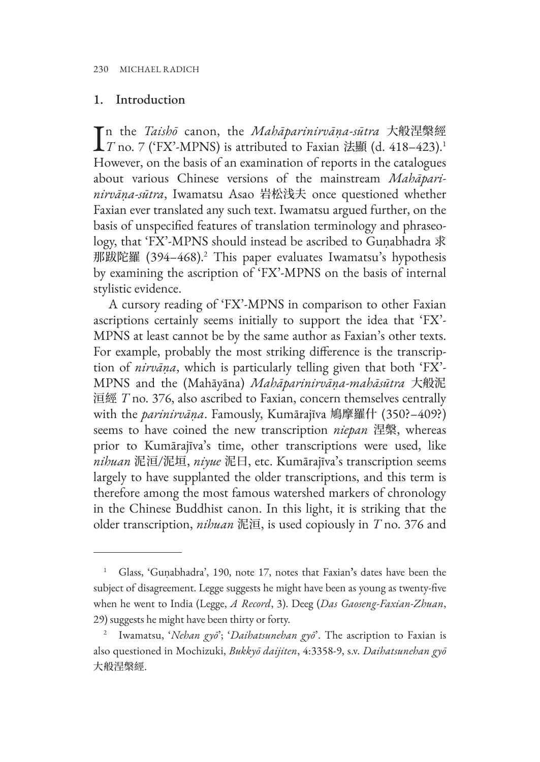## 1. Introduction

In the *Taishō* canon, the *Mahāparinirvāṇa-sūtra* 大般涅槃經 *T* no. 7 ('FX'-MPNS) is attributed to Faxian 法顯 (d. 418–423).[1] However, on the basis of an examination of reports in the catalogues about various Chinese versions of the mainstream *Mahāparinirvāṇa-sūtra*, Iwamatsu Asao 岩松浅夫 once questioned whether Faxian ever translated any such text. Iwamatsu argued further, on the basis of unspecified features of translation terminology and phraseology, that 'FX'-MPNS should instead be ascribed to Guṇabhadra 求那跋陀羅 (394–468).[2] This paper evaluates Iwamatsu's hypothesis by examining the ascription of 'FX'-MPNS on the basis of internal stylistic evidence.

A cursory reading of 'FX'-MPNS in comparison to other Faxian ascriptions certainly seems initially to support the idea that 'FX'-MPNS at least cannot be by the same author as Faxian's other texts. For example, probably the most striking difference is the transcription of *nirvāṇa*, which is particularly telling given that both 'FX'-MPNS and the (Mahāyāna) *Mahāparinirvāṇa-mahāsūtra* 大般泥洹經 *T* no. 376, also ascribed to Faxian, concern themselves centrally with the *parinirvāṇa*. Famously, Kumārajīva 鳩摩羅什 (350?–409?) seems to have coined the new transcription *niepan* 涅槃, whereas prior to Kumārajīva's time, other transcriptions were used, like *nihuan* 泥洹/泥垣, *niyue* 泥曰, etc. Kumārajīva's transcription seems largely to have supplanted the older transcriptions, and this term is therefore among the most famous watershed markers of chronology in the Chinese Buddhist canon. In this light, it is striking that the older transcription, *nihuan* 泥洹, is used copiously in *T* no. 376 and

---

[1] Glass, 'Guṇabhadra', 190, note 17, notes that Faxian's dates have been the subject of disagreement. Legge suggests he might have been as young as twenty-five when he went to India (Legge, *A Record*, 3). Deeg (*Das Gaoseng-Faxian-Zhuan*, 29) suggests he might have been thirty or forty.

[2] Iwamatsu, '*Nehan gyō*'; '*Daihatsunehan gyō*'. The ascription to Faxian is also questioned in Mochizuki, *Bukkyō daijiten*, 4:3358-9, s.v. *Daihatsunehan gyō* 大般涅槃經.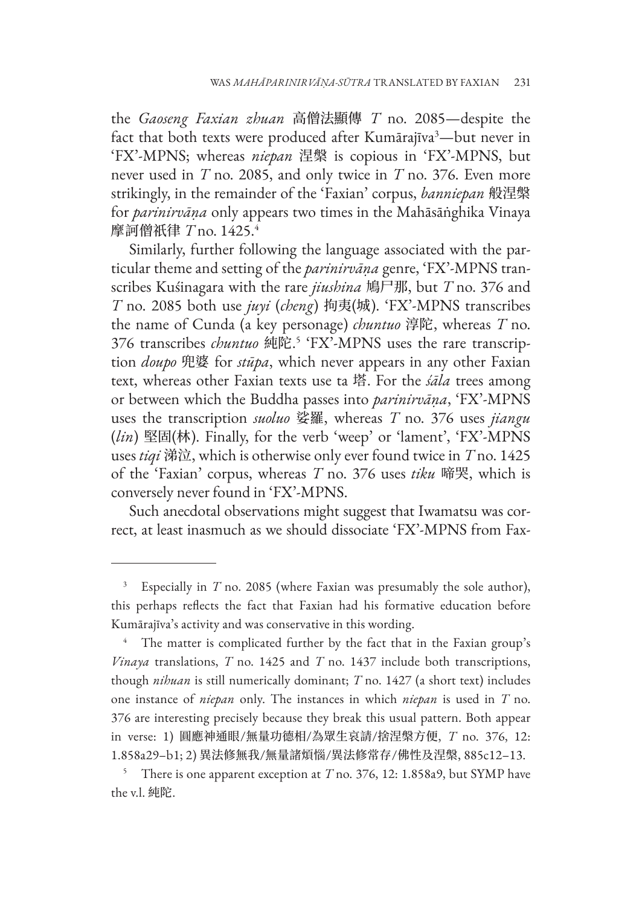the *Gaoseng Faxian zhuan* 高僧法顯傳 *T* no. 2085—despite the fact that both texts were produced after Kumārajīva[3]—but never in 'FX'-MPNS; whereas *niepan* 涅槃 is copious in 'FX'-MPNS, but never used in *T* no. 2085, and only twice in *T* no. 376. Even more strikingly, in the remainder of the 'Faxian' corpus, *banniepan* 般涅槃 for *parinirvāṇa* only appears two times in the Mahāsāṅghika Vinaya 摩訶僧祇律 *T* no. 1425.[4]

Similarly, further following the language associated with the particular theme and setting of the *parinirvāṇa* genre, 'FX'-MPNS transcribes Kuśinagara with the rare *jiushina* 鳩尸那, but *T* no. 376 and *T* no. 2085 both use *juyi* (*cheng*) 拘夷(城). 'FX'-MPNS transcribes the name of Cunda (a key personage) *chuntuo* 淳陀, whereas *T* no. 376 transcribes *chuntuo* 純陀.[5] 'FX'-MPNS uses the rare transcription *doupo* 兜婆 for *stūpa*, which never appears in any other Faxian text, whereas other Faxian texts use ta 塔. For the *śāla* trees among or between which the Buddha passes into *parinirvāṇa*, 'FX'-MPNS uses the transcription *suoluo* 娑羅, whereas *T* no. 376 uses *jiangu* (*lin*) 堅固(林). Finally, for the verb 'weep' or 'lament', 'FX'-MPNS uses *tiqi* 涕泣, which is otherwise only ever found twice in *T* no. 1425 of the 'Faxian' corpus, whereas *T* no. 376 uses *tiku* 啼哭, which is conversely never found in 'FX'-MPNS.

Such anecdotal observations might suggest that Iwamatsu was correct, at least inasmuch as we should dissociate 'FX'-MPNS from Fax-

---

[3] Especially in *T* no. 2085 (where Faxian was presumably the sole author), this perhaps reflects the fact that Faxian had his formative education before Kumārajīva's activity and was conservative in this wording.

[4] The matter is complicated further by the fact that in the Faxian group's *Vinaya* translations, *T* no. 1425 and *T* no. 1437 include both transcriptions, though *nihuan* is still numerically dominant; *T* no. 1427 (a short text) includes one instance of *niepan* only. The instances in which *niepan* is used in *T* no. 376 are interesting precisely because they break this usual pattern. Both appear in verse: 1) 圓應神通眼/無量功德相/為眾生哀請/捨涅槃方便, *T* no. 376, 12: 1.858a29–b1; 2) 異法修無我/無量諸煩惱/異法修常存/佛性及涅槃, 885c12–13.

[5] There is one apparent exception at *T* no. 376, 12: 1.858a9, but SYMP have the v.l. 純陀.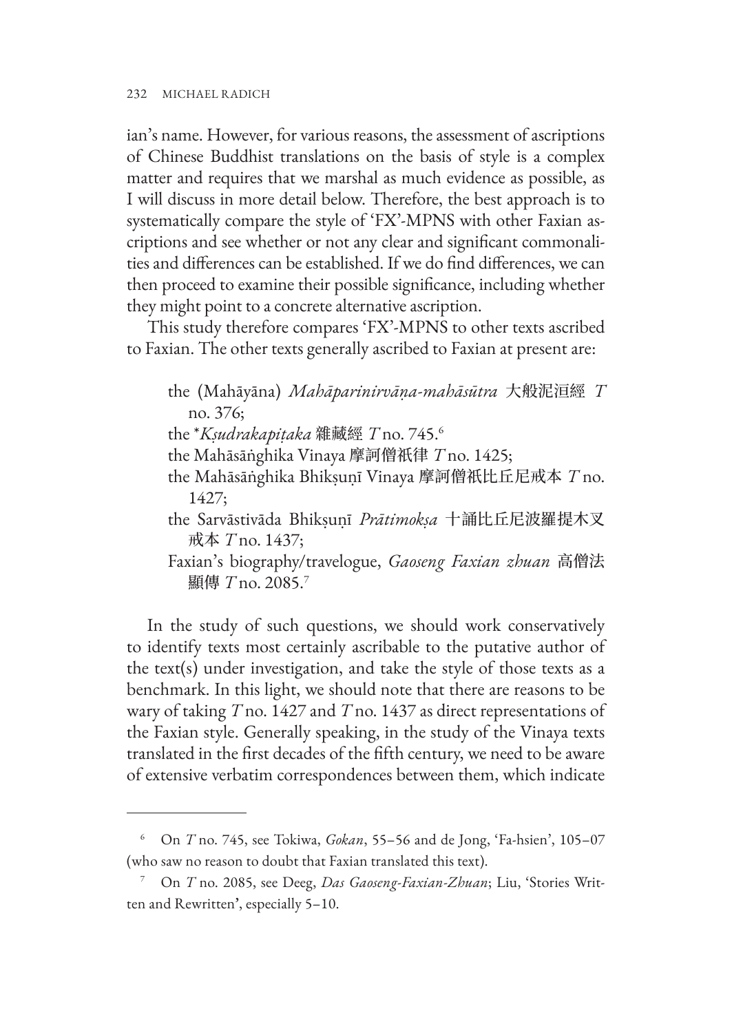ian's name. However, for various reasons, the assessment of ascriptions of Chinese Buddhist translations on the basis of style is a complex matter and requires that we marshal as much evidence as possible, as I will discuss in more detail below. Therefore, the best approach is to systematically compare the style of 'FX'-MPNS with other Faxian ascriptions and see whether or not any clear and significant commonalities and differences can be established. If we do find differences, we can then proceed to examine their possible significance, including whether they might point to a concrete alternative ascription.

This study therefore compares 'FX'-MPNS to other texts ascribed to Faxian. The other texts generally ascribed to Faxian at present are:

- the (Mahāyāna) *Mahāparinirvāṇa-mahāsūtra* 大般泥洹經 *T* no. 376;
- the \**Kṣudrakapiṭaka* 雜藏經 *T* no. 745.[6]
- the Mahāsāṅghika Vinaya 摩訶僧祇律 *T* no. 1425;
- the Mahāsāṅghika Bhikṣuṇī Vinaya 摩訶僧祇比丘尼戒本 *T* no. 1427;
- the Sarvāstivāda Bhikṣuṇī *Prātimokṣa* 十誦比丘尼波羅提木叉戒本 *T* no. 1437;
- Faxian's biography/travelogue, *Gaoseng Faxian zhuan* 高僧法顯傳 *T* no. 2085.[7]

In the study of such questions, we should work conservatively to identify texts most certainly ascribable to the putative author of the text(s) under investigation, and take the style of those texts as a benchmark. In this light, we should note that there are reasons to be wary of taking *T* no. 1427 and *T* no. 1437 as direct representations of the Faxian style. Generally speaking, in the study of the Vinaya texts translated in the first decades of the fifth century, we need to be aware of extensive verbatim correspondences between them, which indicate

---

[6] On *T* no. 745, see Tokiwa, *Gokan*, 55–56 and de Jong, 'Fa-hsien', 105–07 (who saw no reason to doubt that Faxian translated this text).

[7] On *T* no. 2085, see Deeg, *Das Gaoseng-Faxian-Zhuan*; Liu, 'Stories Written and Rewritten', especially 5–10.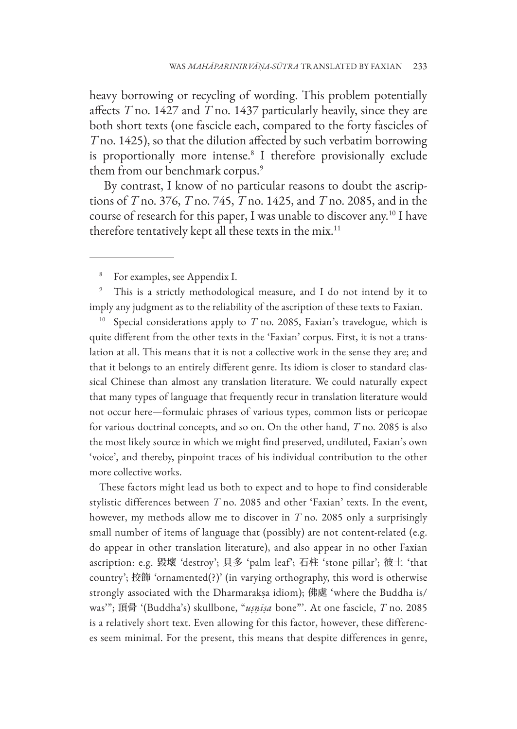heavy borrowing or recycling of wording. This problem potentially affects *T* no. 1427 and *T* no. 1437 particularly heavily, since they are both short texts (one fascicle each, compared to the forty fascicles of *T* no. 1425), so that the dilution affected by such verbatim borrowing is proportionally more intense.[8] I therefore provisionally exclude them from our benchmark corpus.[9]

By contrast, I know of no particular reasons to doubt the ascriptions of *T* no. 376, *T* no. 745, *T* no. 1425, and *T* no. 2085, and in the course of research for this paper, I was unable to discover any.[10] I have therefore tentatively kept all these texts in the mix.[11]

---

[8] For examples, see Appendix I.

[9] This is a strictly methodological measure, and I do not intend by it to imply any judgment as to the reliability of the ascription of these texts to Faxian.

[10] Special considerations apply to *T* no. 2085, Faxian's travelogue, which is quite different from the other texts in the 'Faxian' corpus. First, it is not a translation at all. This means that it is not a collective work in the sense they are; and that it belongs to an entirely different genre. Its idiom is closer to standard classical Chinese than almost any translation literature. We could naturally expect that many types of language that frequently recur in translation literature would not occur here—formulaic phrases of various types, common lists or pericopae for various doctrinal concepts, and so on. On the other hand, *T* no. 2085 is also the most likely source in which we might find preserved, undiluted, Faxian's own 'voice', and thereby, pinpoint traces of his individual contribution to the other more collective works.

These factors might lead us both to expect and to hope to find considerable stylistic differences between *T* no. 2085 and other 'Faxian' texts. In the event, however, my methods allow me to discover in *T* no. 2085 only a surprisingly small number of items of language that (possibly) are not content-related (e.g. do appear in other translation literature), and also appear in no other Faxian ascription: e.g. 毀壞 'destroy'; 貝多 'palm leaf'; 石柱 'stone pillar'; 彼土 'that country'; 挍飾 'ornamented(?)' (in varying orthography, this word is otherwise strongly associated with the Dharmarakṣa idiom); 佛處 'where the Buddha is/was'"; 頂骨 '(Buddha's) skullbone, "*uṣṇīṣa* bone"'. At one fascicle, *T* no. 2085 is a relatively short text. Even allowing for this factor, however, these differences seem minimal. For the present, this means that despite differences in genre,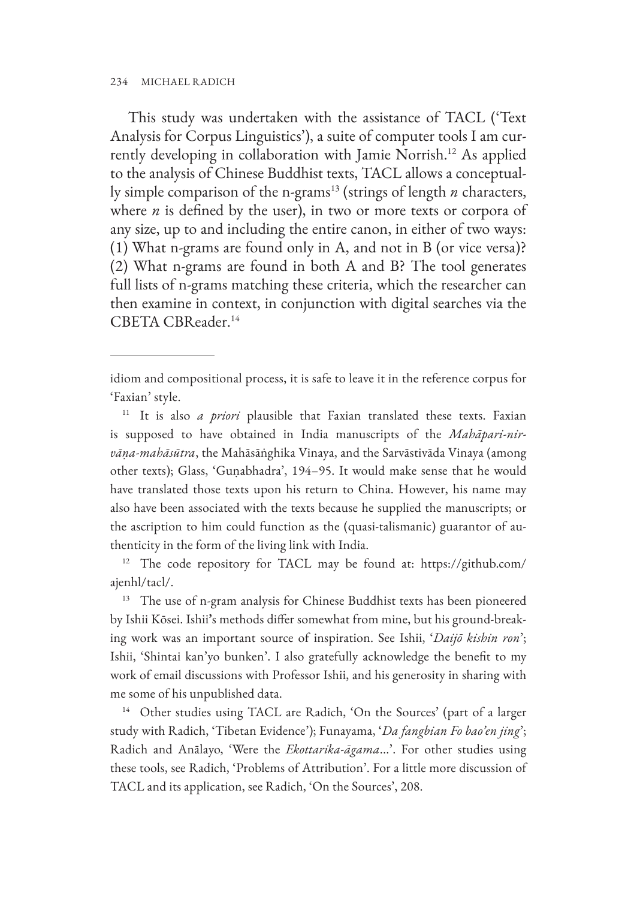This study was undertaken with the assistance of TACL ('Text Analysis for Corpus Linguistics'), a suite of computer tools I am currently developing in collaboration with Jamie Norrish.[12] As applied to the analysis of Chinese Buddhist texts, TACL allows a conceptually simple comparison of the n-grams[13] (strings of length *n* characters, where *n* is defined by the user), in two or more texts or corpora of any size, up to and including the entire canon, in either of two ways: (1) What n-grams are found only in A, and not in B (or vice versa)? (2) What n-grams are found in both A and B? The tool generates full lists of n-grams matching these criteria, which the researcher can then examine in context, in conjunction with digital searches via the CBETA CBReader.[14]

---

idiom and compositional process, it is safe to leave it in the reference corpus for 'Faxian' style.

[11] It is also *a priori* plausible that Faxian translated these texts. Faxian is supposed to have obtained in India manuscripts of the *Mahāpari-nirvāṇa-mahāsūtra*, the Mahāsāṅghika Vinaya, and the Sarvāstivāda Vinaya (among other texts); Glass, 'Guṇabhadra', 194–95. It would make sense that he would have translated those texts upon his return to China. However, his name may also have been associated with the texts because he supplied the manuscripts; or the ascription to him could function as the (quasi-talismanic) guarantor of authenticity in the form of the living link with India.

[12] The code repository for TACL may be found at: https://github.com/ajenhl/tacl/.

[13] The use of n-gram analysis for Chinese Buddhist texts has been pioneered by Ishii Kōsei. Ishii's methods differ somewhat from mine, but his ground-breaking work was an important source of inspiration. See Ishii, '*Daijō kishin ron*'; Ishii, 'Shintai kan'yo bunken'. I also gratefully acknowledge the benefit to my work of email discussions with Professor Ishii, and his generosity in sharing with me some of his unpublished data.

[14] Other studies using TACL are Radich, 'On the Sources' (part of a larger study with Radich, 'Tibetan Evidence'); Funayama, '*Da fangbian Fo bao'en jing*'; Radich and Anālayo, 'Were the *Ekottarika-āgama*...'. For other studies using these tools, see Radich, 'Problems of Attribution'. For a little more discussion of TACL and its application, see Radich, 'On the Sources', 208.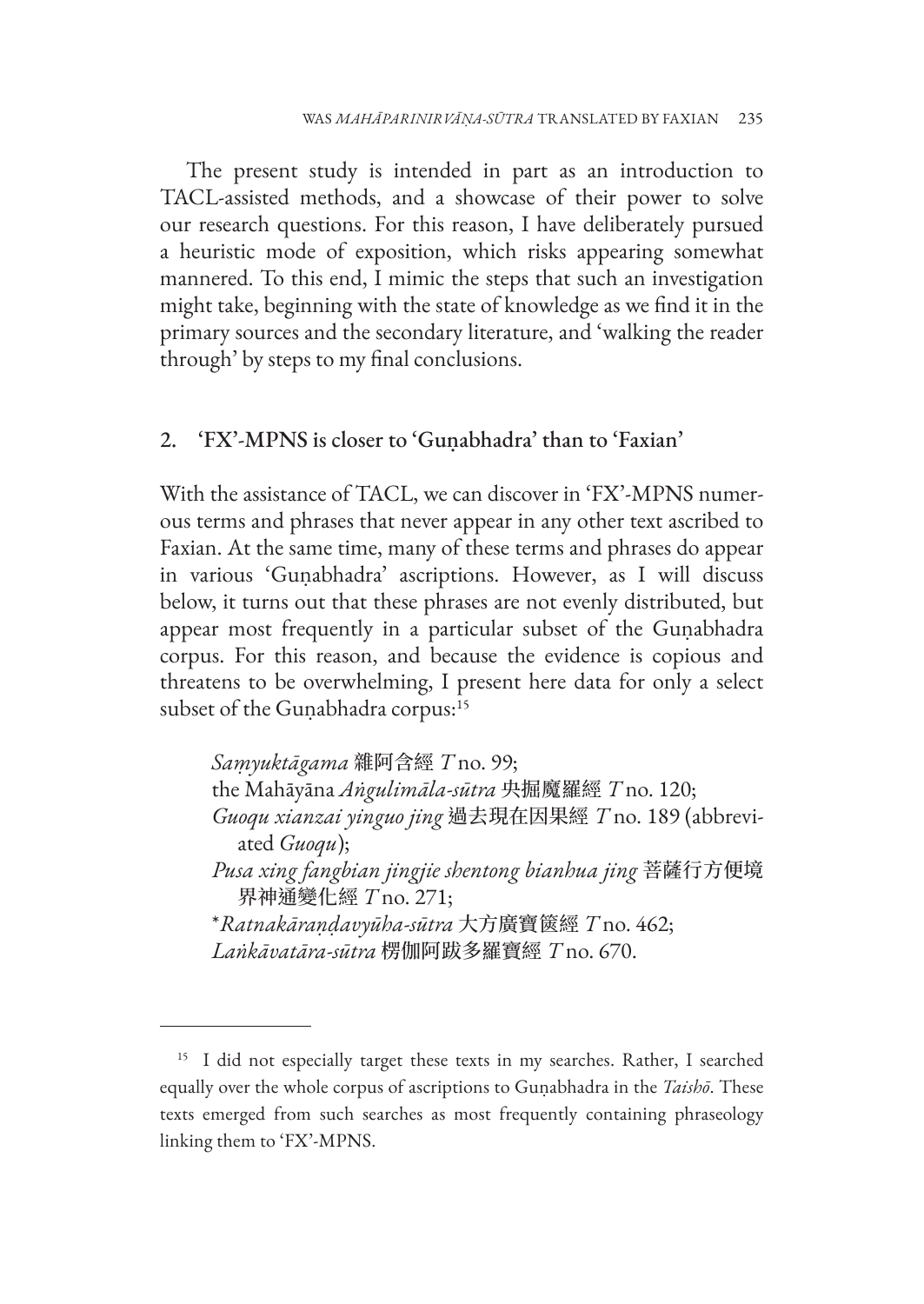The present study is intended in part as an introduction to TACL-assisted methods, and a showcase of their power to solve our research questions. For this reason, I have deliberately pursued a heuristic mode of exposition, which risks appearing somewhat mannered. To this end, I mimic the steps that such an investigation might take, beginning with the state of knowledge as we find it in the primary sources and the secondary literature, and 'walking the reader through' by steps to my final conclusions.

## 2. 'FX'-MPNS is closer to 'Guṇabhadra' than to 'Faxian'

With the assistance of TACL, we can discover in 'FX'-MPNS numerous terms and phrases that never appear in any other text ascribed to Faxian. At the same time, many of these terms and phrases do appear in various 'Guṇabhadra' ascriptions. However, as I will discuss below, it turns out that these phrases are not evenly distributed, but appear most frequently in a particular subset of the Guṇabhadra corpus. For this reason, and because the evidence is copious and threatens to be overwhelming, I present here data for only a select subset of the Guṇabhadra corpus:[15]

> *Saṃyuktāgama* 雜阿含經 *T* no. 99;
> the Mahāyāna *Aṅgulimāla-sūtra* 央掘魔羅經 *T* no. 120;
> *Guoqu xianzai yinguo jing* 過去現在因果經 *T* no. 189 (abbreviated *Guoqu*);
> *Pusa xing fangbian jingjie shentong bianhua jing* 菩薩行方便境界神通變化經 *T* no. 271;
> *\*Ratnakāraṇḍavyūha-sūtra* 大方廣寶篋經 *T* no. 462;
> *Laṅkāvatāra-sūtra* 楞伽阿跋多羅寶經 *T* no. 670.

---

[15] I did not especially target these texts in my searches. Rather, I searched equally over the whole corpus of ascriptions to Guṇabhadra in the *Taishō*. These texts emerged from such searches as most frequently containing phraseology linking them to 'FX'-MPNS.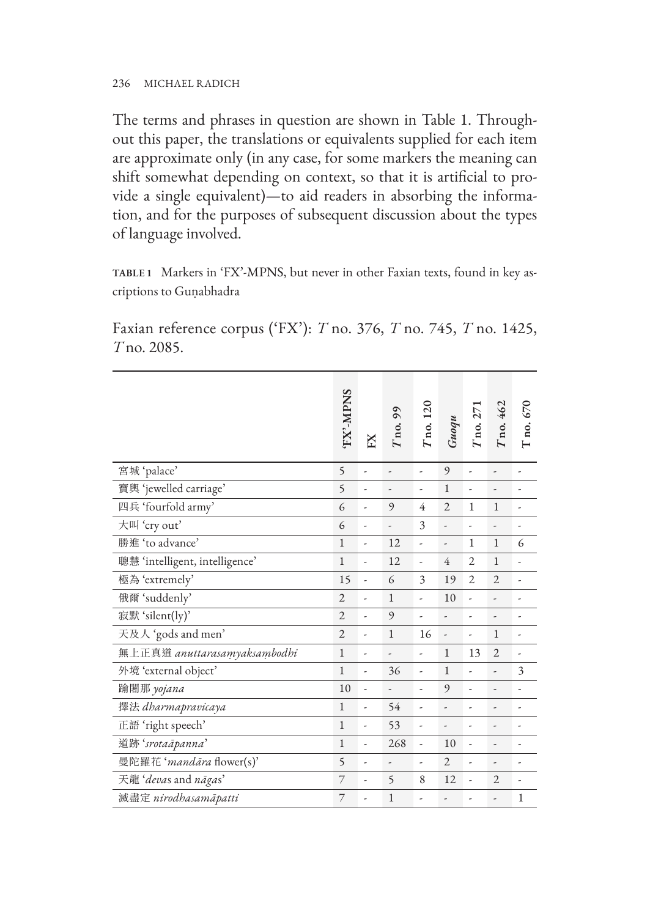The terms and phrases in question are shown in Table 1. Throughout this paper, the translations or equivalents supplied for each item are approximate only (in any case, for some markers the meaning can shift somewhat depending on context, so that it is artificial to provide a single equivalent)—to aid readers in absorbing the information, and for the purposes of subsequent discussion about the types of language involved.

**TABLE 1** Markers in 'FX'-MPNS, but never in other Faxian texts, found in key ascriptions to Guṇabhadra

Faxian reference corpus ('FX'): *T* no. 376, *T* no. 745, *T* no. 1425, *T* no. 2085.

| | 'FX'-MPNS | FX | *T* no. 99 | *T* no. 120 | *Guoqu* | *T* no. 271 | *T* no. 462 | T no. 670 |
|---|---|---|---|---|---|---|---|---|
| 宮城 'palace' | 5 | - | - | - | 9 | - | - | - |
| 寶輿 'jewelled carriage' | 5 | - | - | - | 1 | - | - | - |
| 四兵 'fourfold army' | 6 | - | 9 | 4 | 2 | 1 | 1 | - |
| 大叫 'cry out' | 6 | - | - | 3 | - | - | - | - |
| 勝進 'to advance' | 1 | - | 12 | - | - | 1 | 1 | 6 |
| 聰慧 'intelligent, intelligence' | 1 | - | 12 | - | 4 | 2 | 1 | - |
| 極為 'extremely' | 15 | - | 6 | 3 | 19 | 2 | 2 | - |
| 俄爾 'suddenly' | 2 | - | 1 | - | 10 | - | - | - |
| 寂默 'silent(ly)' | 2 | - | 9 | - | - | - | - | - |
| 天及人 'gods and men' | 2 | - | 1 | 16 | - | - | 1 | - |
| 無上正真道 *anuttarasaṃyaksaṃbodhi* | 1 | - | - | - | 1 | 13 | 2 | - |
| 外境 'external object' | 1 | - | 36 | - | 1 | - | - | 3 |
| 踰闍那 *yojana* | 10 | - | - | - | 9 | - | - | - |
| 擇法 *dharmapravicaya* | 1 | - | 54 | - | - | - | - | - |
| 正語 'right speech' | 1 | - | 53 | - | - | - | - | - |
| 道跡 '*srotaāpanna*' | 1 | - | 268 | - | 10 | - | - | - |
| 曼陀羅花 '*mandāra* flower(s)' | 5 | - | - | - | 2 | - | - | - |
| 天龍 '*deva*s and *nāga*s' | 7 | - | 5 | 8 | 12 | - | 2 | - |
| 滅盡定 *nirodhasamāpatti* | 7 | - | 1 | - | - | - | - | 1 |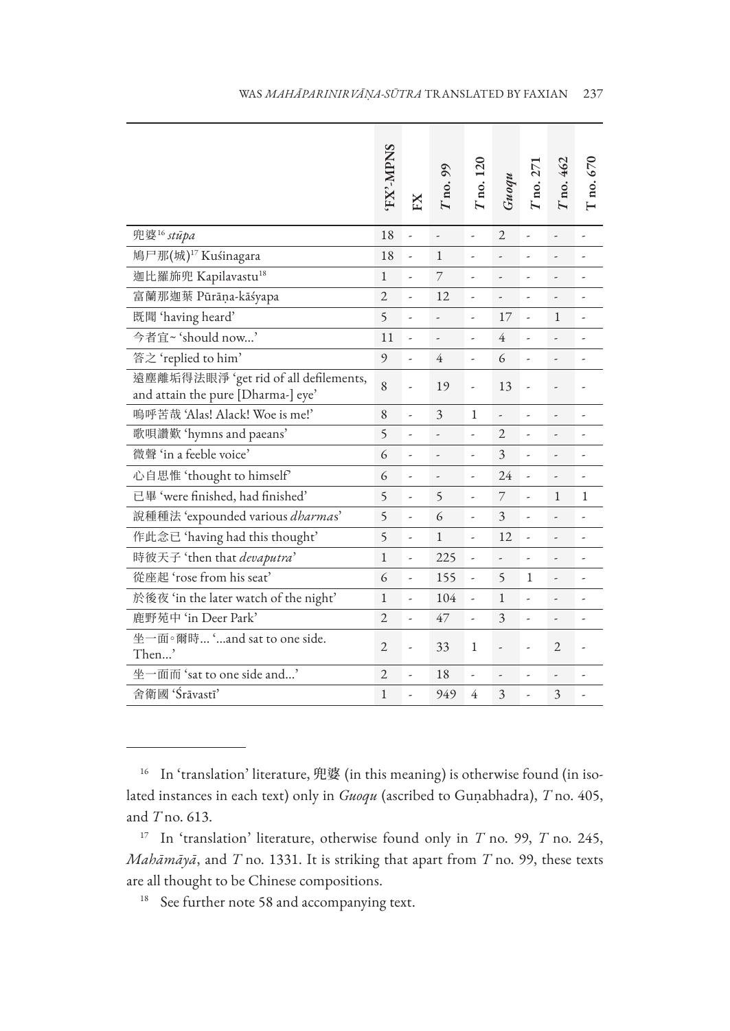| | 'FX'-MPNS | FX | *T* no. 99 | *T* no. 120 | *Guoqu* | *T* no. 271 | *T* no. 462 | T no. 670 |
|---|---|---|---|---|---|---|---|---|
| 兜婆[16] *stūpa* | 18 | - | - | - | 2 | - | - | - |
| 鳩尸那(城)[17] Kuśinagara | 18 | - | 1 | - | - | - | - | - |
| 迦比羅旆兜 Kapilavastu[18] | 1 | - | 7 | - | - | - | - | - |
| 富蘭那迦葉 Pūrāṇa-kāśyapa | 2 | - | 12 | - | - | - | - | - |
| 既聞 'having heard' | 5 | - | - | - | 17 | - | 1 | - |
| 今者宜~ 'should now...' | 11 | - | - | - | 4 | - | - | - |
| 答之 'replied to him' | 9 | - | 4 | - | 6 | - | - | - |
| 遠塵離垢得法眼淨 'get rid of all defilements, and attain the pure [Dharma-] eye' | 8 | - | 19 | - | 13 | - | - | - |
| 嗚呼苦哉 'Alas! Alack! Woe is me!' | 8 | - | 3 | 1 | - | - | - | - |
| 歌唄讚歎 'hymns and paeans' | 5 | - | - | - | 2 | - | - | - |
| 微聲 'in a feeble voice' | 6 | - | - | - | 3 | - | - | - |
| 心自思惟 'thought to himself' | 6 | - | - | - | 24 | - | - | - |
| 已畢 'were finished, had finished' | 5 | - | 5 | - | 7 | - | 1 | 1 |
| 說種種法 'expounded various *dharma*s' | 5 | - | 6 | - | 3 | - | - | - |
| 作此念已 'having had this thought' | 5 | - | 1 | - | 12 | - | - | - |
| 時彼天子 'then that *devaputra*' | 1 | - | 225 | - | - | - | - | - |
| 從座起 'rose from his seat' | 6 | - | 155 | - | 5 | 1 | - | - |
| 於後夜 'in the later watch of the night' | 1 | - | 104 | - | 1 | - | - | - |
| 鹿野苑中 'in Deer Park' | 2 | - | 47 | - | 3 | - | - | - |
| 坐一面◦爾時... '...and sat to one side. Then...' | 2 | - | 33 | 1 | - | - | 2 | - |
| 坐一面而 'sat to one side and...' | 2 | - | 18 | - | - | - | - | - |
| 舍衛國 'Śrāvastī' | 1 | - | 949 | 4 | 3 | - | 3 | - |

[16] In 'translation' literature, 兜婆 (in this meaning) is otherwise found (in isolated instances in each text) only in *Guoqu* (ascribed to Guṇabhadra), *T* no. 405, and *T* no. 613.

[17] In 'translation' literature, otherwise found only in *T* no. 99, *T* no. 245, *Mahāmāyā*, and *T* no. 1331. It is striking that apart from *T* no. 99, these texts are all thought to be Chinese compositions.

[18] See further note 58 and accompanying text.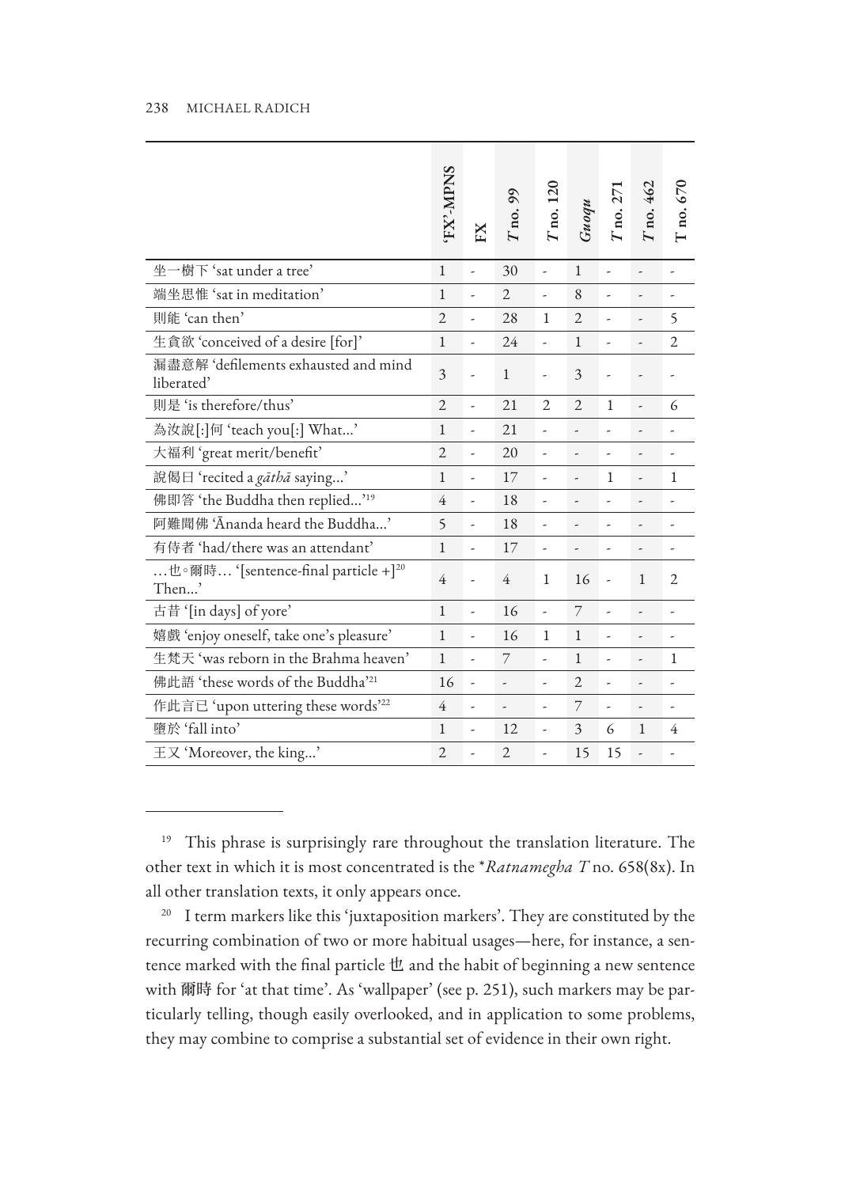| | 'FX'-MPNS | FX | *T* no. 99 | *T* no. 120 | *Guoqu* | *T* no. 271 | *T* no. 462 | T no. 670 |
|---|---|---|---|---|---|---|---|---|
| 坐一樹下 'sat under a tree' | 1 | - | 30 | - | 1 | - | - | - |
| 端坐思惟 'sat in meditation' | 1 | - | 2 | - | 8 | - | - | - |
| 則能 'can then' | 2 | - | 28 | 1 | 2 | - | - | 5 |
| 生貪欲 'conceived of a desire [for]' | 1 | - | 24 | - | 1 | - | - | 2 |
| 漏盡意解 'defilements exhausted and mind liberated' | 3 | - | 1 | - | 3 | - | - | - |
| 則是 'is therefore/thus' | 2 | - | 21 | 2 | 2 | 1 | - | 6 |
| 為汝說[:]何 'teach you[:] What...' | 1 | - | 21 | - | - | - | - | - |
| 大福利 'great merit/benefit' | 2 | - | 20 | - | - | - | - | - |
| 說偈曰 'recited a *gāthā* saying...' | 1 | - | 17 | - | - | 1 | - | 1 |
| 佛即答 'the Buddha then replied...'[19] | 4 | - | 18 | - | - | - | - | - |
| 阿難聞佛 'Ānanda heard the Buddha...' | 5 | - | 18 | - | - | - | - | - |
| 有侍者 'had/there was an attendant' | 1 | - | 17 | - | - | - | - | - |
| ...也◦爾時... '[sentence-final particle +][20] Then...' | 4 | - | 4 | 1 | 16 | - | 1 | 2 |
| 古昔 '[in days] of yore' | 1 | - | 16 | - | 7 | - | - | - |
| 嬉戲 'enjoy oneself, take one's pleasure' | 1 | - | 16 | 1 | 1 | - | - | - |
| 生梵天 'was reborn in the Brahma heaven' | 1 | - | 7 | - | 1 | - | - | 1 |
| 佛此語 'these words of the Buddha'[21] | 16 | - | - | - | 2 | - | - | - |
| 作此言已 'upon uttering these words'[22] | 4 | - | - | - | 7 | - | - | - |
| 墮於 'fall into' | 1 | - | 12 | - | 3 | 6 | 1 | 4 |
| 王又 'Moreover, the king...' | 2 | - | 2 | - | 15 | 15 | - | - |

[19] This phrase is surprisingly rare throughout the translation literature. The other text in which it is most concentrated is the \**Ratnamegha T* no. 658(8x). In all other translation texts, it only appears once.

[20] I term markers like this 'juxtaposition markers'. They are constituted by the recurring combination of two or more habitual usages—here, for instance, a sentence marked with the final particle 也 and the habit of beginning a new sentence with **爾時** for 'at that time'. As 'wallpaper' (see p. 251), such markers may be particularly telling, though easily overlooked, and in application to some problems, they may combine to comprise a substantial set of evidence in their own right.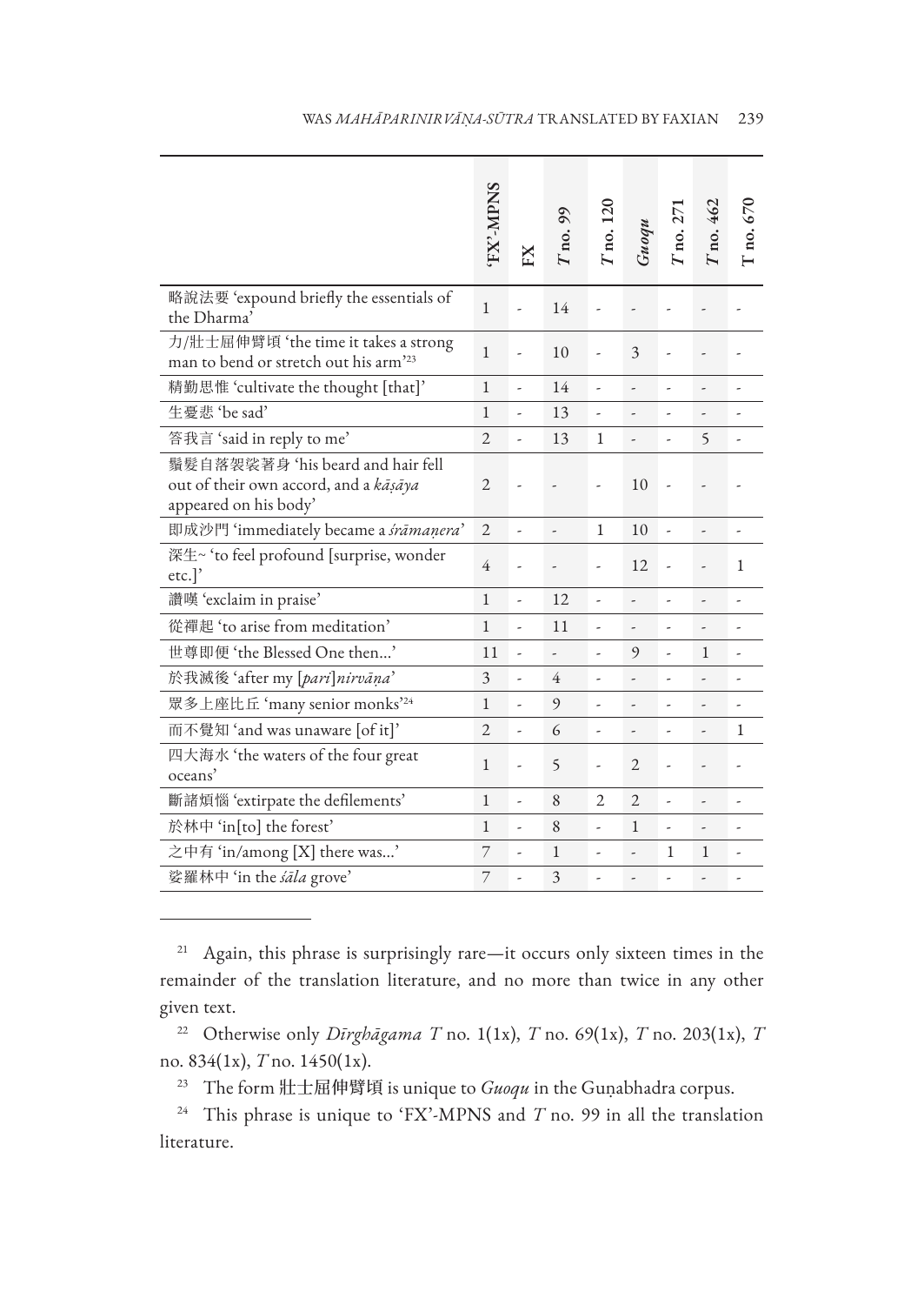| | 'FX'-MPNS | FX | *T* no. 99 | *T* no. 120 | *Guoqu* | *T* no. 271 | *T* no. 462 | T no. 670 |
|---|---|---|---|---|---|---|---|---|
| 略說法要 'expound briefly the essentials of the Dharma' | 1 | - | 14 | - | - | - | - | - |
| 力/壯士屈伸臂頃 'the time it takes a strong man to bend or stretch out his arm'[23] | 1 | - | 10 | - | 3 | - | - | - |
| 精勤思惟 'cultivate the thought [that]' | 1 | - | 14 | - | - | - | - | - |
| 生憂悲 'be sad' | 1 | - | 13 | - | - | - | - | - |
| 答我言 'said in reply to me' | 2 | - | 13 | 1 | - | - | 5 | - |
| 鬚髮自落袈裟著身 'his beard and hair fell out of their own accord, and a *kāṣāya* appeared on his body' | 2 | - | - | - | 10 | - | - | - |
| 即成沙門 'immediately became a *śrāmaṇera*' | 2 | - | - | 1 | 10 | - | - | - |
| 深生~ 'to feel profound [surprise, wonder etc.]' | 4 | - | - | - | 12 | - | - | 1 |
| 讚嘆 'exclaim in praise' | 1 | - | 12 | - | - | - | - | - |
| 從禪起 'to arise from meditation' | 1 | - | 11 | - | - | - | - | - |
| 世尊即便 'the Blessed One then...' | 11 | - | - | - | 9 | - | 1 | - |
| 於我滅後 'after my [*pari*]*nirvāṇa*' | 3 | - | 4 | - | - | - | - | - |
| 眾多上座比丘 'many senior monks'[24] | 1 | - | 9 | - | - | - | - | - |
| 而不覺知 'and was unaware [of it]' | 2 | - | 6 | - | - | - | - | 1 |
| 四大海水 'the waters of the four great oceans' | 1 | - | 5 | - | 2 | - | - | - |
| 斷諸煩惱 'extirpate the defilements' | 1 | - | 8 | 2 | 2 | - | - | - |
| 於林中 'in[to] the forest' | 1 | - | 8 | - | 1 | - | - | - |
| 之中有 'in/among [X] there was...' | 7 | - | 1 | - | - | 1 | 1 | - |
| 娑羅林中 'in the *śāla* grove' | 7 | - | 3 | - | - | - | - | - |

---

[21] Again, this phrase is surprisingly rare—it occurs only sixteen times in the remainder of the translation literature, and no more than twice in any other given text.

[22] Otherwise only *Dīrghāgama T* no. 1(1x), *T* no. 69(1x), *T* no. 203(1x), *T* no. 834(1x), *T* no. 1450(1x).

[23] The form 壯士屈伸臂頃 is unique to *Guoqu* in the Guṇabhadra corpus.

[24] This phrase is unique to 'FX'-MPNS and *T* no. 99 in all the translation literature.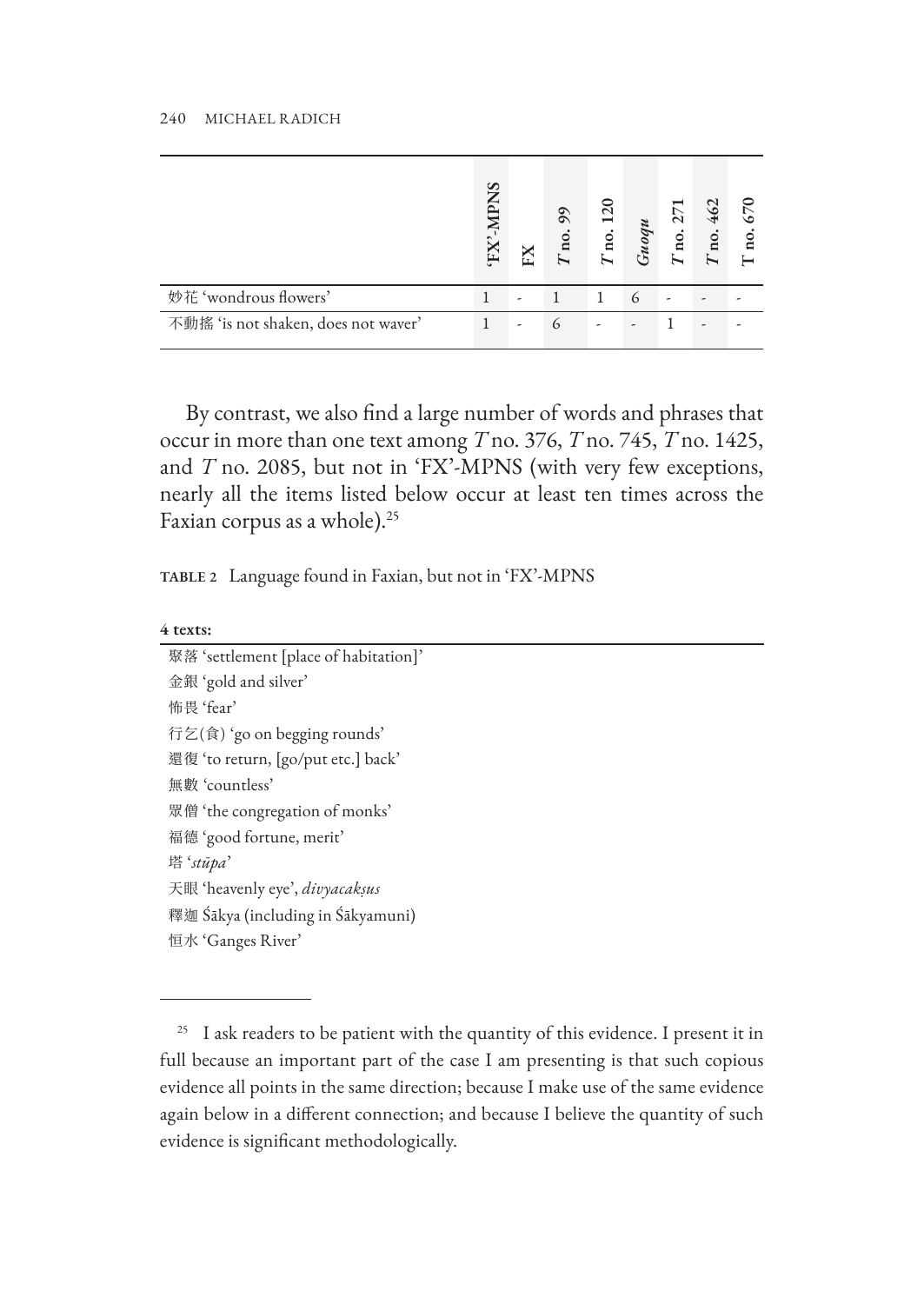| | 'FX'-MPNS | FX | *T* no. 99 | *T* no. 120 | *Guoqu* | *T* no. 271 | *T* no. 462 | T no. 670 |
|---|---|---|---|---|---|---|---|---|
| 妙花 'wondrous flowers' | 1 | - | 1 | 1 | 6 | - | - | - |
| 不動搖 'is not shaken, does not waver' | 1 | - | 6 | - | - | 1 | - | - |

By contrast, we also find a large number of words and phrases that occur in more than one text among *T* no. 376, *T* no. 745, *T* no. 1425, and *T* no. 2085, but not in 'FX'-MPNS (with very few exceptions, nearly all the items listed below occur at least ten times across the Faxian corpus as a whole).[25]

**TABLE 2** Language found in Faxian, but not in 'FX'-MPNS

| **4 texts:** |
|---|
| 聚落 'settlement [place of habitation]' |
| 金銀 'gold and silver' |
| 怖畏 'fear' |
| 行乞(食) 'go on begging rounds' |
| 還復 'to return, [go/put etc.] back' |
| 無數 'countless' |
| 眾僧 'the congregation of monks' |
| 福德 'good fortune, merit' |
| 塔 '*stūpa*' |
| 天眼 'heavenly eye', *divyacakṣus* |
| 釋迦 Śākya (including in Śākyamuni) |
| 恒水 'Ganges River' |

[25] I ask readers to be patient with the quantity of this evidence. I present it in full because an important part of the case I am presenting is that such copious evidence all points in the same direction; because I make use of the same evidence again below in a different connection; and because I believe the quantity of such evidence is significant methodologically.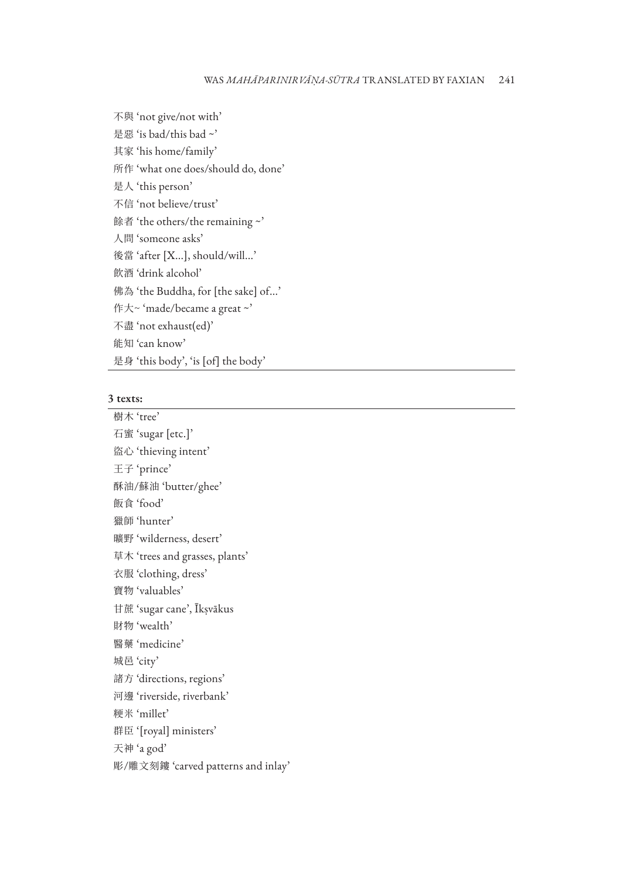不與 'not give/not with'
是惡 'is bad/this bad ~'
其家 'his home/family'
所作 'what one does/should do, done'
是人 'this person'
不信 'not believe/trust'
餘者 'the others/the remaining ~'
人問 'someone asks'
後當 'after [X...], should/will...'
飲酒 'drink alcohol'
佛為 'the Buddha, for [the sake] of...'
作大~ 'made/became a great ~'
不盡 'not exhaust(ed)'
能知 'can know'
是身 'this body', 'is [of] the body'

**3 texts:**

樹木 'tree'
石蜜 'sugar [etc.]'
盜心 'thieving intent'
王子 'prince'
酥油/蘇油 'butter/ghee'
飯食 'food'
獵師 'hunter'
曠野 'wilderness, desert'
草木 'trees and grasses, plants'
衣服 'clothing, dress'
寶物 'valuables'
甘蔗 'sugar cane', Īkṣvākus
財物 'wealth'
醫藥 'medicine'
城邑 'city'
諸方 'directions, regions'
河邊 'riverside, riverbank'
粳米 'millet'
群臣 '[royal] ministers'
天神 'a god'
彫/雕文刻鏤 'carved patterns and inlay'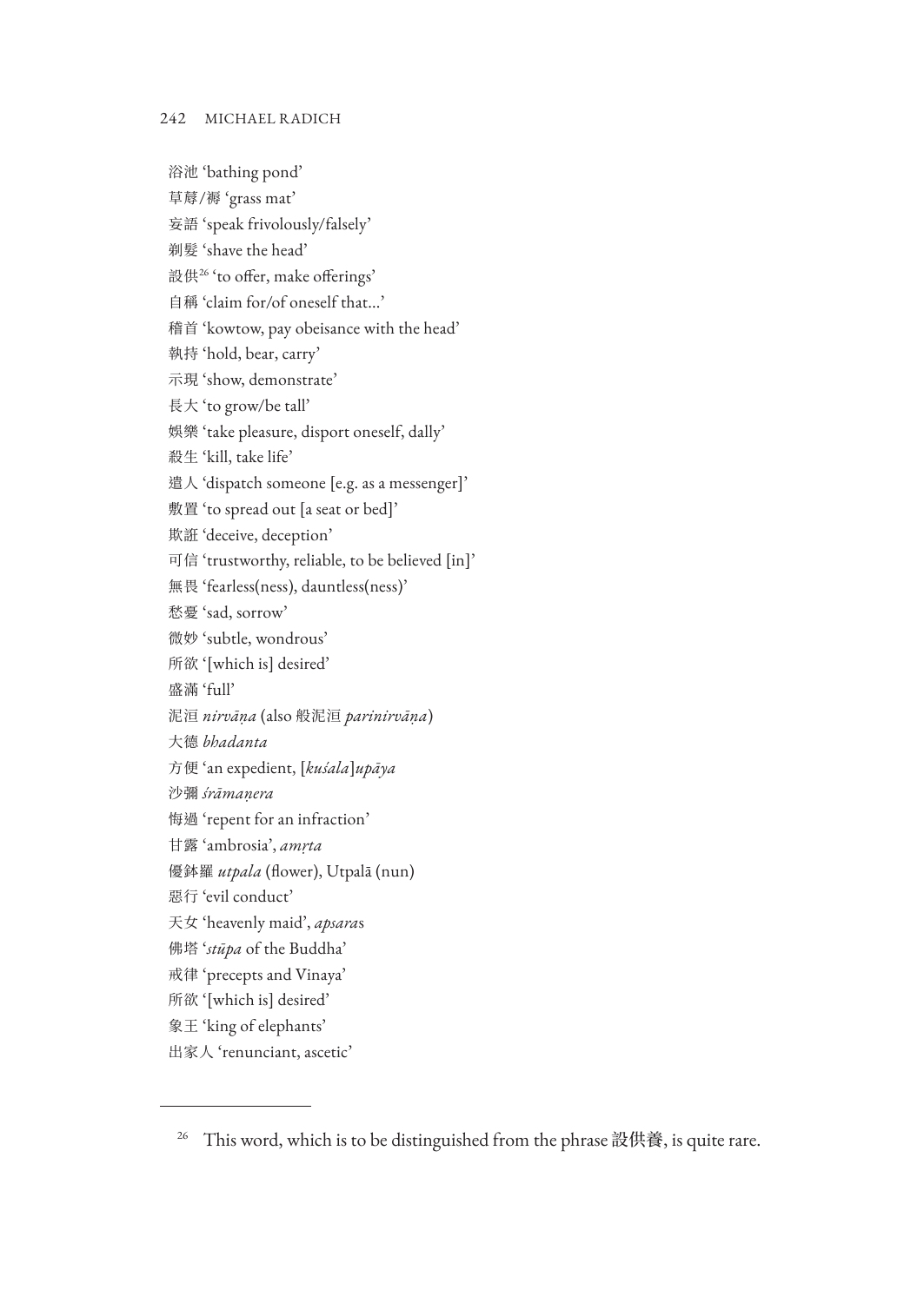浴池 ‘bathing pond’

草蓐/褥 ‘grass mat’

妄語 ‘speak frivolously/falsely’

剃髮 ‘shave the head’

設供[26] ‘to offer, make offerings’

自稱 ‘claim for/of oneself that…’

稽首 ‘kowtow, pay obeisance with the head’

執持 ‘hold, bear, carry’

示現 ‘show, demonstrate’

長大 ‘to grow/be tall’

娛樂 ‘take pleasure, disport oneself, dally’

殺生 ‘kill, take life’

遣人 ‘dispatch someone [e.g. as a messenger]’

敷置 ‘to spread out [a seat or bed]’

欺誑 ‘deceive, deception’

可信 ‘trustworthy, reliable, to be believed [in]’

無畏 ‘fearless(ness), dauntless(ness)’

愁憂 ‘sad, sorrow’

微妙 ‘subtle, wondrous’

所欲 ‘[which is] desired’

盛滿 ‘full’

泥洹 *nirvāṇa* (also 般泥洹 *parinirvāṇa*)

大德 *bhadanta*

方便 ‘an expedient, [*kuśala*]*upāya*

沙彌 *śrāmaṇera*

悔過 ‘repent for an infraction’

甘露 ‘ambrosia’, *amṛta*

優鉢羅 *utpala* (flower), Utpalā (nun)

惡行 ‘evil conduct’

天女 ‘heavenly maid’, *apsara*s

佛塔 ‘*stūpa* of the Buddha’

戒律 ‘precepts and Vinaya’

所欲 ‘[which is] desired’

象王 ‘king of elephants’

出家人 ‘renunciant, ascetic’

---

[26] This word, which is to be distinguished from the phrase 設供養, is quite rare.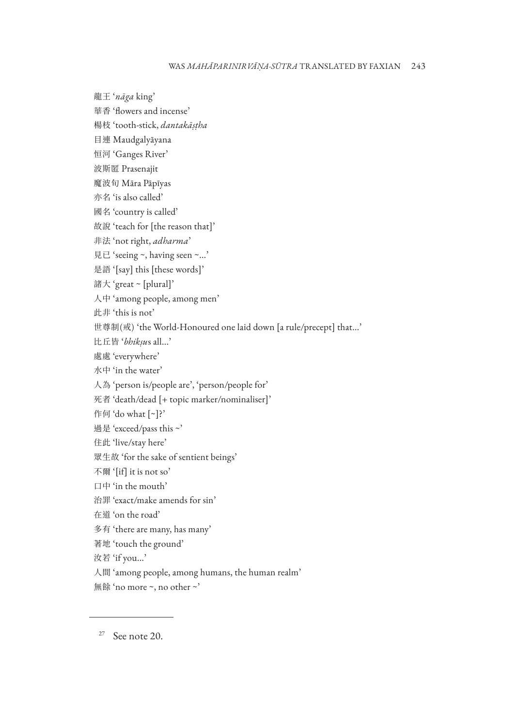龍王 ‘*nāga* king’
華香 ‘flowers and incense’
楊枝 ‘tooth-stick, *dantakāṣṭha*
目連 Maudgalyāyana
恒河 ‘Ganges River’
波斯匿 Prasenajit
魔波旬 Māra Pāpīyas
亦名 ‘is also called’
國名 ‘country is called’
故說 ‘teach for [the reason that]’
非法 ‘not right, *adharma*’
見已 ‘seeing ~, having seen ~…’
是語 ‘[say] this [these words]’
諸大 ‘great ~ [plural]’
人中 ‘among people, among men’
此非 ‘this is not’
世尊制(戒) ‘the World-Honoured one laid down [a rule/precept] that…’
比丘皆 ‘*bhikṣu*s all…’
處處 ‘everywhere’
水中 ‘in the water’
人為 ‘person is/people are’, ‘person/people for’
死者 ‘death/dead [+ topic marker/nominaliser]’
作何 ‘do what [~]?’
過是 ‘exceed/pass this ~’
住此 ‘live/stay here’
眾生故 ‘for the sake of sentient beings’
不爾 ‘[if] it is not so’
口中 ‘in the mouth’
治罪 ‘exact/make amends for sin’
在道 ‘on the road’
多有 ‘there are many, has many’
著地 ‘touch the ground’
汝若 ‘if you…’
人間 ‘among people, among humans, the human realm’
無餘 ‘no more ~, no other ~’

[27] See note 20.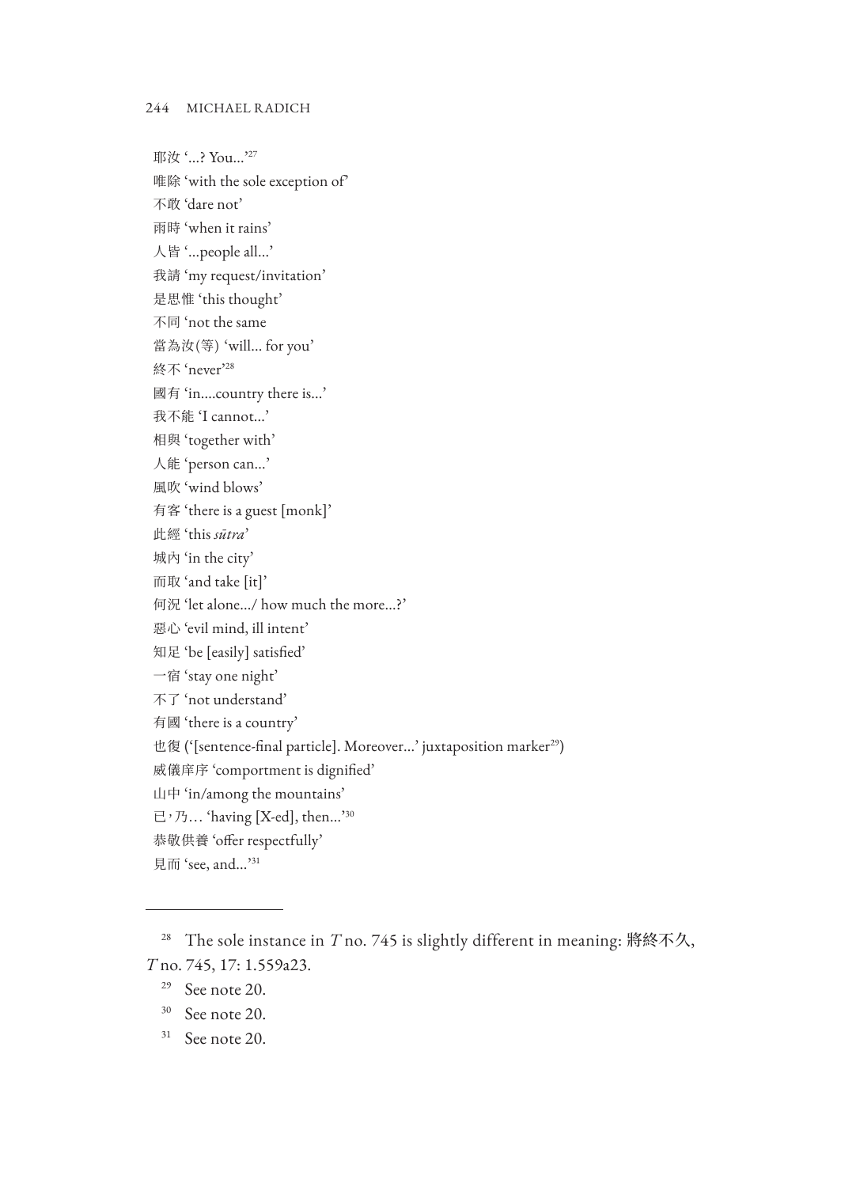耶汝 '...? You...'[27]
唯除 'with the sole exception of'
不敢 'dare not'
雨時 'when it rains'
人皆 '...people all...'
我請 'my request/invitation'
是思惟 'this thought'
不同 'not the same
當為汝(等) 'will... for you'
終不 'never'[28]
國有 'in....country there is...'
我不能 'I cannot...'
相與 'together with'
人能 'person can...'
風吹 'wind blows'
有客 'there is a guest [monk]'
此經 'this *sūtra*'
城內 'in the city'
而取 'and take [it]'
何況 'let alone.../ how much the more...?'
惡心 'evil mind, ill intent'
知足 'be [easily] satisfied'
一宿 'stay one night'
不了 'not understand'
有國 'there is a country'
也復 ('[sentence-final particle]. Moreover...' juxtaposition marker[29])
威儀庠序 'comportment is dignified'
山中 'in/among the mountains'
已，乃… 'having [X-ed], then...'[30]
恭敬供養 'offer respectfully'
見而 'see, and...'[31]

---

[28] The sole instance in *T* no. 745 is slightly different in meaning: 將終不久, *T* no. 745, 17: 1.559a23.

[29] See note 20.

[30] See note 20.

[31] See note 20.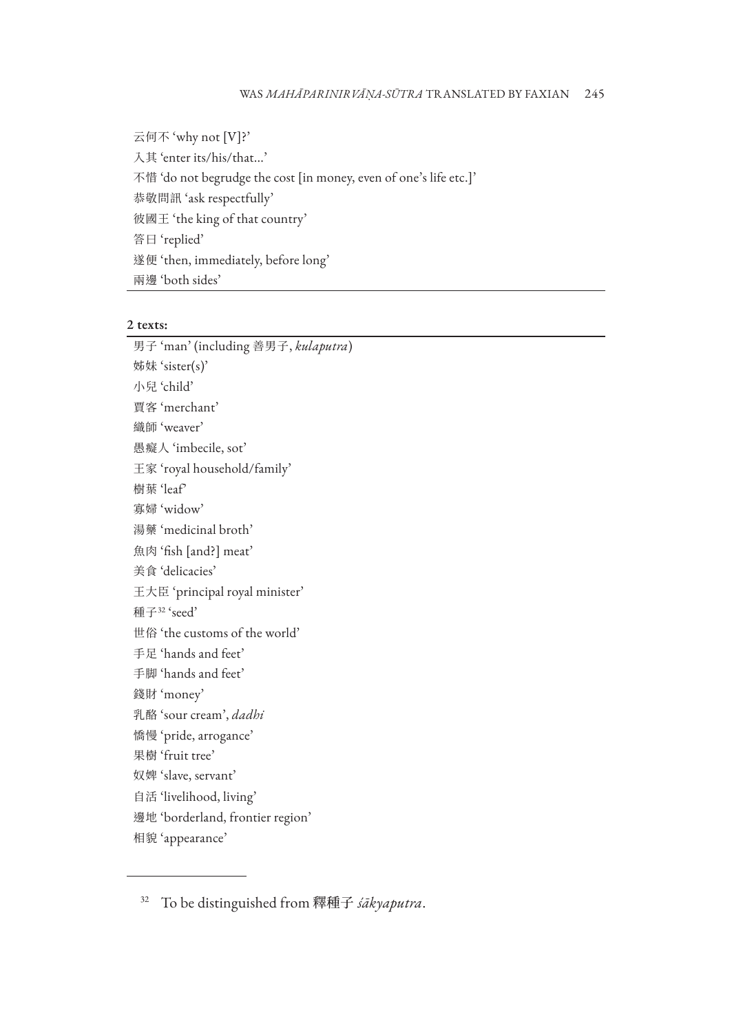云何不 'why not [V]?'
入其 'enter its/his/that…'
不惜 'do not begrudge the cost [in money, even of one's life etc.]'
恭敬問訊 'ask respectfully'
彼國王 'the king of that country'
答曰 'replied'
遂便 'then, immediately, before long'
兩邊 'both sides'

**2 texts:**

男子 'man' (including 善男子, *kulaputra*)
姊妹 'sister(s)'
小兒 'child'
賈客 'merchant'
織師 'weaver'
愚癡人 'imbecile, sot'
王家 'royal household/family'
樹葉 'leaf'
寡婦 'widow'
湯藥 'medicinal broth'
魚肉 'fish [and?] meat'
美食 'delicacies'
王大臣 'principal royal minister'
種子[32] 'seed'
世俗 'the customs of the world'
手足 'hands and feet'
手脚 'hands and feet'
錢財 'money'
乳酪 'sour cream', *dadhi*
憍慢 'pride, arrogance'
果樹 'fruit tree'
奴婢 'slave, servant'
自活 'livelihood, living'
邊地 'borderland, frontier region'
相貌 'appearance'

---

[32] To be distinguished from 釋種子 *śākyaputra*.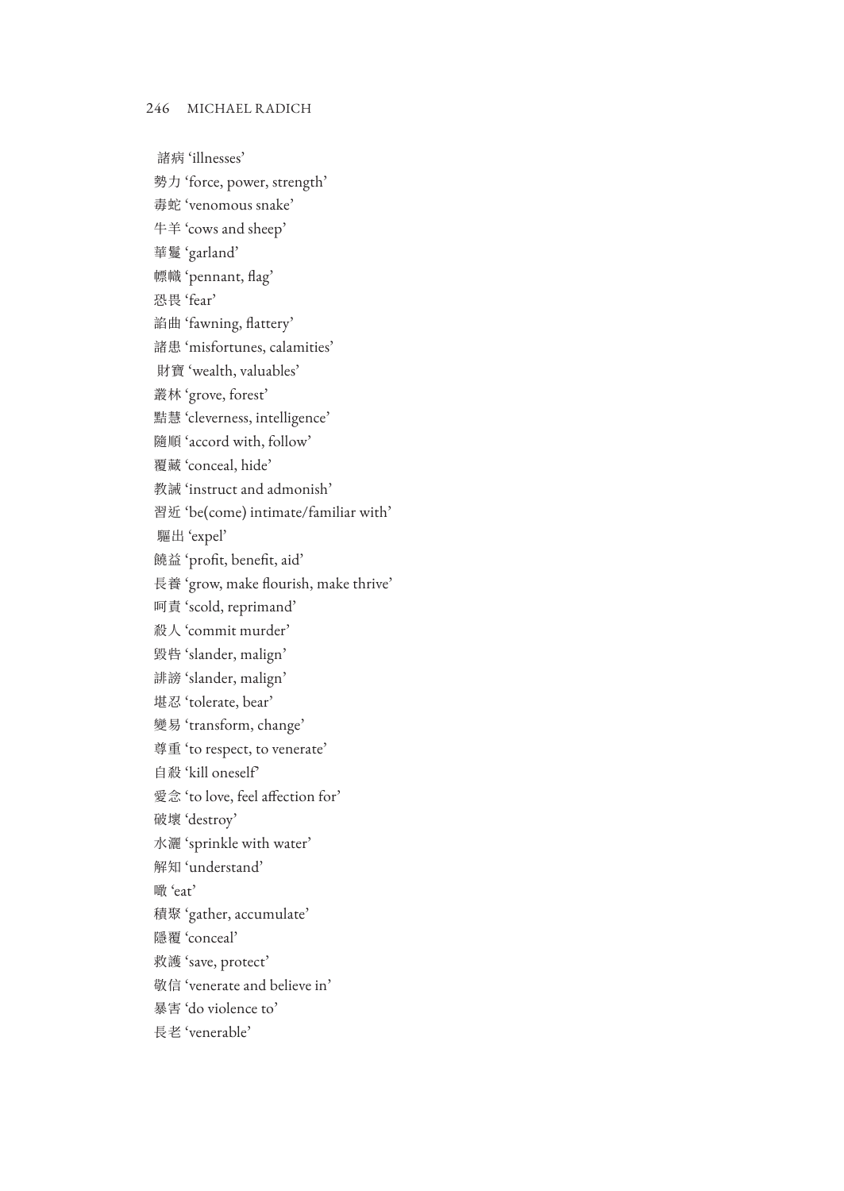諸病 'illnesses'  
勢力 'force, power, strength'  
毒蛇 'venomous snake'  
牛羊 'cows and sheep'  
華鬘 'garland'  
幖幟 'pennant, flag'  
恐畏 'fear'  
諂曲 'fawning, flattery'  
諸患 'misfortunes, calamities'  
財寶 'wealth, valuables'  
叢林 'grove, forest'  
黠慧 'cleverness, intelligence'  
隨順 'accord with, follow'  
覆藏 'conceal, hide'  
教誡 'instruct and admonish'  
習近 'be(come) intimate/familiar with'  
驅出 'expel'  
饒益 'profit, benefit, aid'  
長養 'grow, make flourish, make thrive'  
呵責 'scold, reprimand'  
殺人 'commit murder'  
毀呰 'slander, malign'  
誹謗 'slander, malign'  
堪忍 'tolerate, bear'  
變易 'transform, change'  
尊重 'to respect, to venerate'  
自殺 'kill oneself'  
愛念 'to love, feel affection for'  
破壞 'destroy'  
水灑 'sprinkle with water'  
解知 'understand'  
噉 'eat'  
積聚 'gather, accumulate'  
隱覆 'conceal'  
救護 'save, protect'  
敬信 'venerate and believe in'  
暴害 'do violence to'  
長老 'venerable'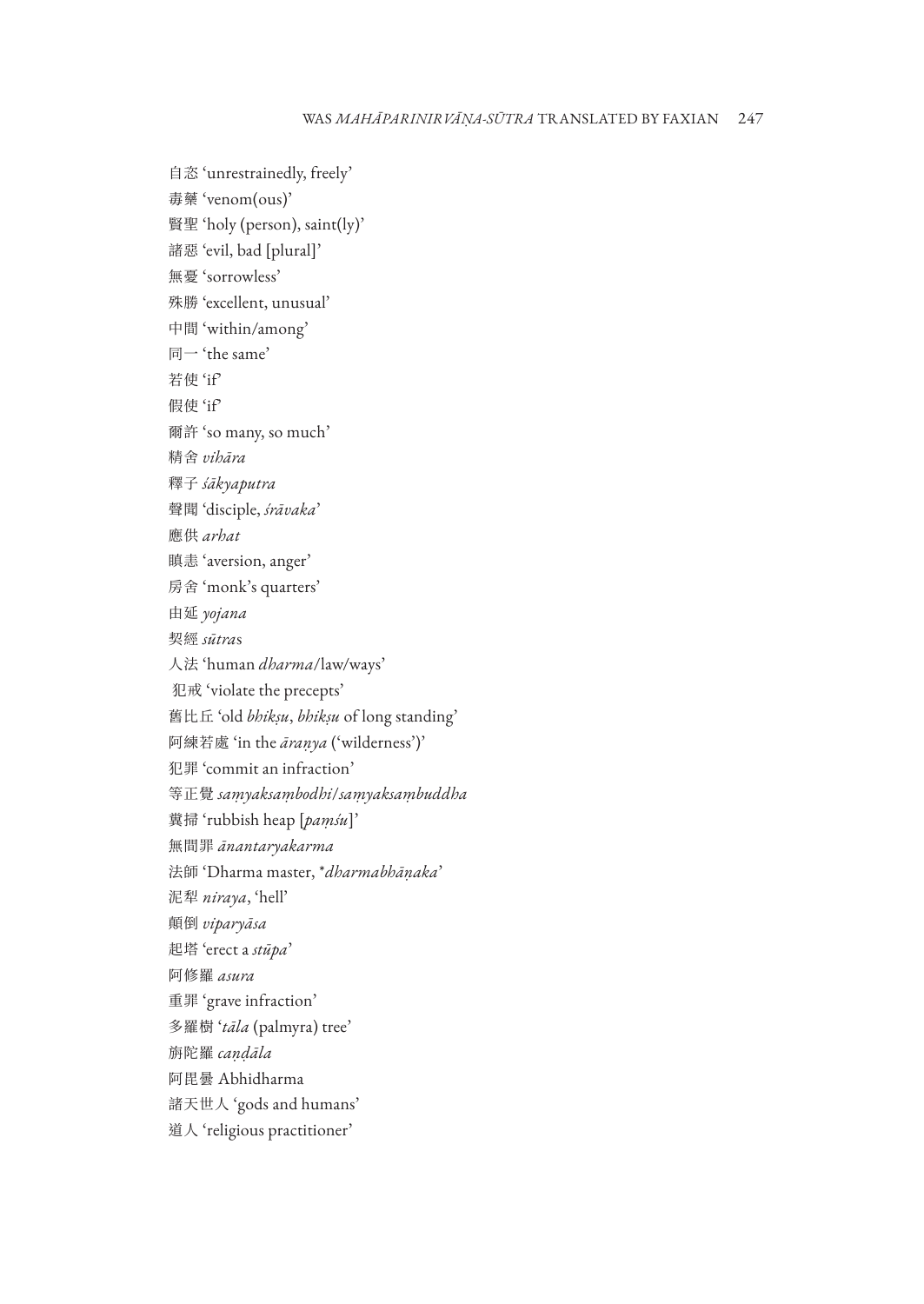自恣 'unrestrainedly, freely'

毒藥 'venom(ous)'

賢聖 'holy (person), saint(ly)'

諸惡 'evil, bad [plural]'

無憂 'sorrowless'

殊勝 'excellent, unusual'

中間 'within/among'

同一 'the same'

若使 'if'

假使 'if'

爾許 'so many, so much'

精舍 *vihāra*

釋子 *śākyaputra*

聲聞 'disciple, *śrāvaka*'

應供 *arhat*

瞋恚 'aversion, anger'

房舍 'monk's quarters'

由延 *yojana*

契經 *sūtra*s

人法 'human *dharma*/law/ways'

犯戒 'violate the precepts'

舊比丘 'old *bhikṣu*, *bhikṣu* of long standing'

阿練若處 'in the *āraṇya* ('wilderness')'

犯罪 'commit an infraction'

等正覺 *saṃyaksaṃbodhi*/*saṃyaksaṃbuddha*

糞掃 'rubbish heap [*paṃśu*]'

無間罪 *ānantaryakarma*

法師 'Dharma master, *\*dharmabhāṇaka*'

泥犁 *niraya*, 'hell'

顛倒 *viparyāsa*

起塔 'erect a *stūpa*'

阿修羅 *asura*

重罪 'grave infraction'

多羅樹 '*tāla* (palmyra) tree'

旃陀羅 *caṇḍāla*

阿毘曇 Abhidharma

諸天世人 'gods and humans'

道人 'religious practitioner'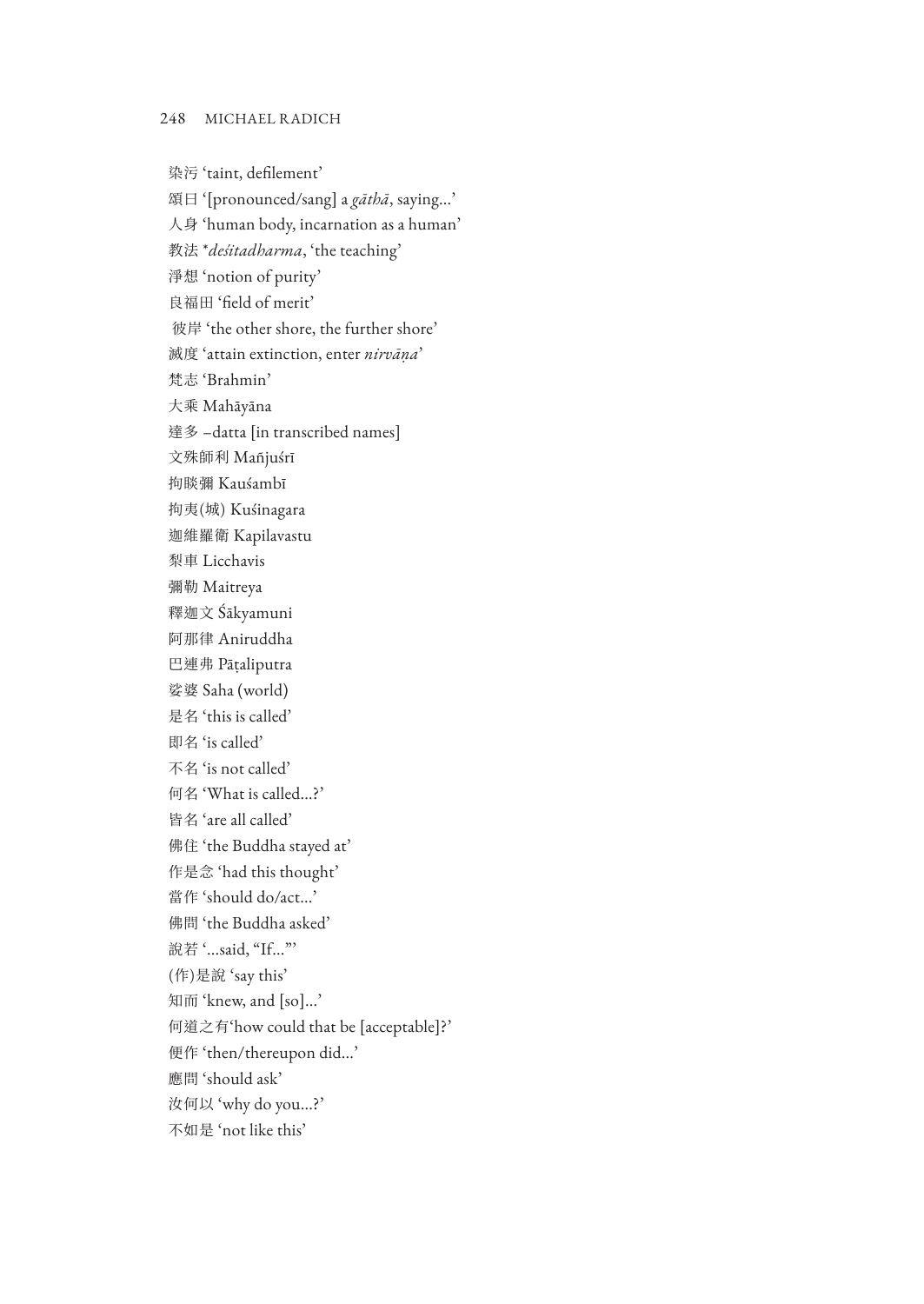染污 'taint, defilement'
頌曰 '[pronounced/sang] a *gāthā*, saying…'
人身 'human body, incarnation as a human'
教法 **deśitadharma*, 'the teaching'
淨想 'notion of purity'
良福田 'field of merit'
彼岸 'the other shore, the further shore'
滅度 'attain extinction, enter *nirvāṇa*'
梵志 'Brahmin'
大乘 Mahāyāna
達多 –datta [in transcribed names]
文殊師利 Mañjuśrī
拘睒彌 Kauśambī
拘夷(城) Kuśinagara
迦維羅衛 Kapilavastu
梨車 Licchavis
彌勒 Maitreya
釋迦文 Śākyamuni
阿那律 Aniruddha
巴連弗 Pāṭaliputra
娑婆 Saha (world)
是名 'this is called'
即名 'is called'
不名 'is not called'
何名 'What is called…?'
皆名 'are all called'
佛住 'the Buddha stayed at'
作是念 'had this thought'
當作 'should do/act…'
佛問 'the Buddha asked'
說若 '…said, "If…"'
(作)是說 'say this'
知而 'knew, and [so]…'
何道之有 'how could that be [acceptable]?'
便作 'then/thereupon did…'
應問 'should ask'
汝何以 'why do you…?'
不如是 'not like this'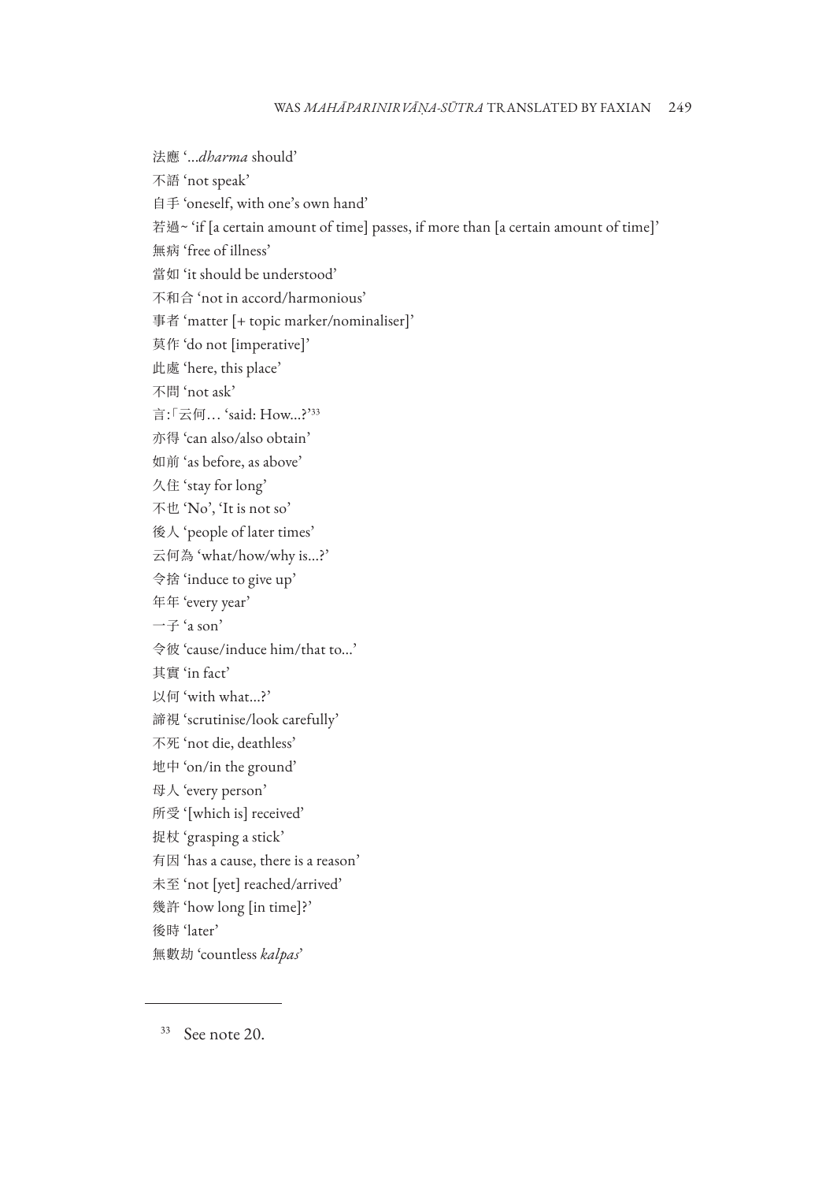法應 '...*dharma* should'

不語 'not speak'

自手 'oneself, with one's own hand'

若過~ 'if [a certain amount of time] passes, if more than [a certain amount of time]'

無病 'free of illness'

當如 'it should be understood'

不和合 'not in accord/harmonious'

事者 'matter [+ topic marker/nominaliser]'

莫作 'do not [imperative]'

此處 'here, this place'

不問 'not ask'

言:「云何… 'said: How...?'[33]

亦得 'can also/also obtain'

如前 'as before, as above'

久住 'stay for long'

不也 'No', 'It is not so'

後人 'people of later times'

云何為 'what/how/why is...?'

令捨 'induce to give up'

年年 'every year'

一子 'a son'

令彼 'cause/induce him/that to...'

其實 'in fact'

以何 'with what...?'

諦視 'scrutinise/look carefully'

不死 'not die, deathless'

地中 'on/in the ground'

毋人 'every person'

所受 '[which is] received'

捉杖 'grasping a stick'

有因 'has a cause, there is a reason'

未至 'not [yet] reached/arrived'

幾許 'how long [in time]?'

後時 'later'

無數劫 'countless *kalpas*'

---

[33] See note 20.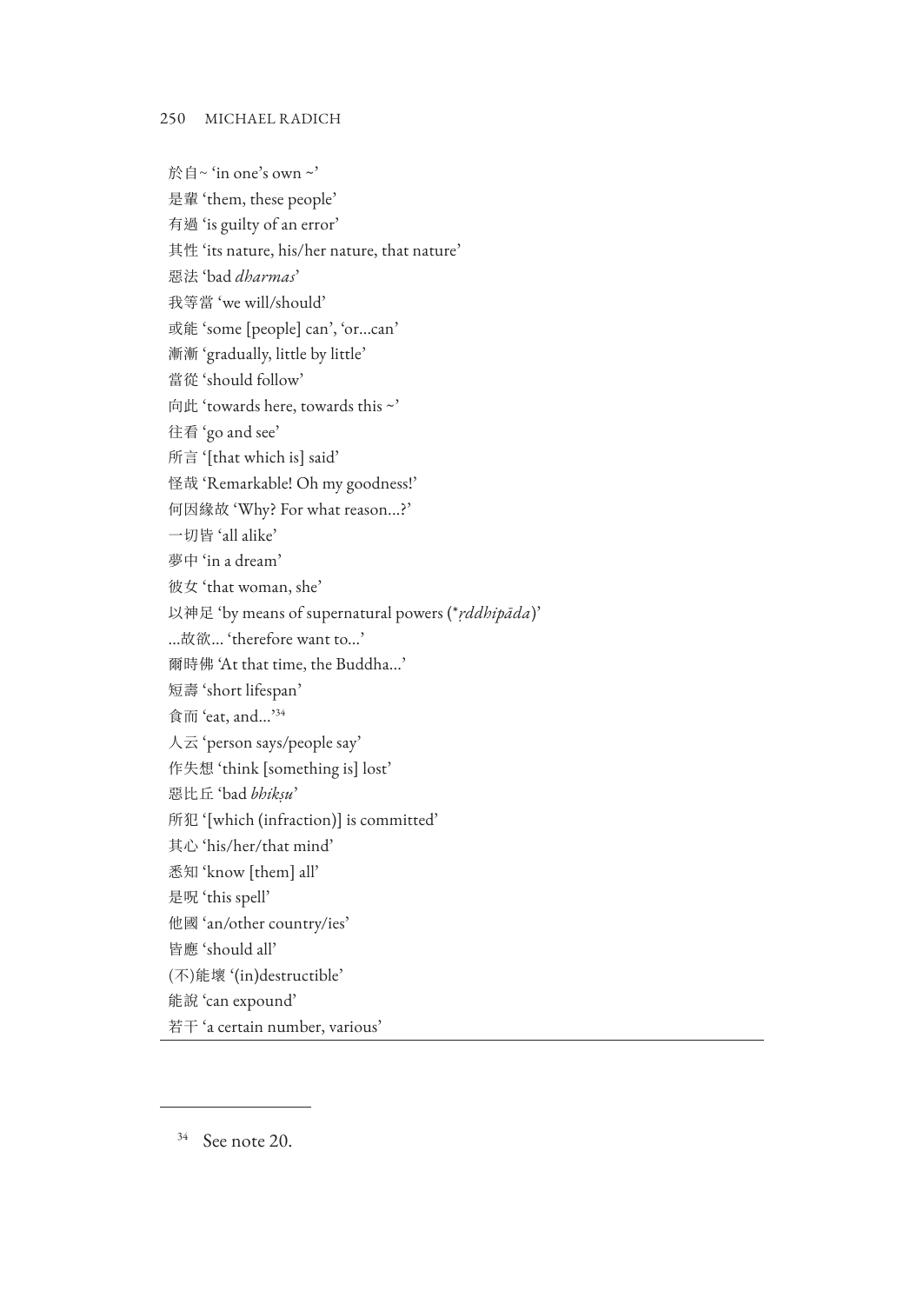於自~ 'in one's own ~'
是輩 'them, these people'
有過 'is guilty of an error'
其性 'its nature, his/her nature, that nature'
惡法 'bad *dharmas*'
我等當 'we will/should'
或能 'some [people] can', 'or…can'
漸漸 'gradually, little by little'
當從 'should follow'
向此 'towards here, towards this ~'
往看 'go and see'
所言 '[that which is] said'
怪哉 'Remarkable! Oh my goodness!'
何因緣故 'Why? For what reason…?'
一切皆 'all alike'
夢中 'in a dream'
彼女 'that woman, she'
以神足 'by means of supernatural powers (*ṛddhipāda)'
…故欲… 'therefore want to…'
爾時佛 'At that time, the Buddha…'
短壽 'short lifespan'
食而 'eat, and…'[34]
人云 'person says/people say'
作失想 'think [something is] lost'
惡比丘 'bad *bhikṣu*'
所犯 '[which (infraction)] is committed'
其心 'his/her/that mind'
悉知 'know [them] all'
是呪 'this spell'
他國 'an/other country/ies'
皆應 'should all'
(不)能壞 '(in)destructible'
能說 'can expound'
若干 'a certain number, various'

---

[34] See note 20.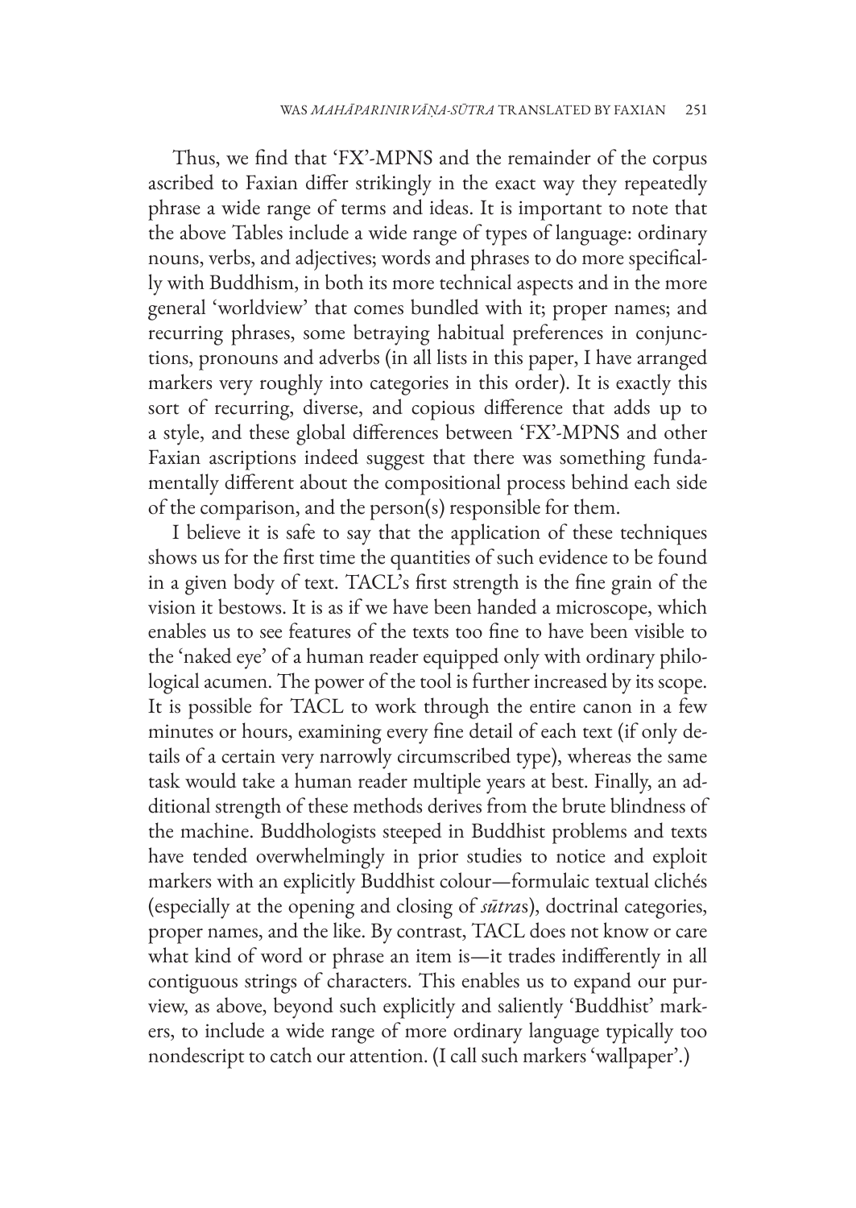Thus, we find that 'FX'-MPNS and the remainder of the corpus ascribed to Faxian differ strikingly in the exact way they repeatedly phrase a wide range of terms and ideas. It is important to note that the above Tables include a wide range of types of language: ordinary nouns, verbs, and adjectives; words and phrases to do more specifically with Buddhism, in both its more technical aspects and in the more general 'worldview' that comes bundled with it; proper names; and recurring phrases, some betraying habitual preferences in conjunctions, pronouns and adverbs (in all lists in this paper, I have arranged markers very roughly into categories in this order). It is exactly this sort of recurring, diverse, and copious difference that adds up to a style, and these global differences between 'FX'-MPNS and other Faxian ascriptions indeed suggest that there was something fundamentally different about the compositional process behind each side of the comparison, and the person(s) responsible for them.

I believe it is safe to say that the application of these techniques shows us for the first time the quantities of such evidence to be found in a given body of text. TACL's first strength is the fine grain of the vision it bestows. It is as if we have been handed a microscope, which enables us to see features of the texts too fine to have been visible to the 'naked eye' of a human reader equipped only with ordinary philological acumen. The power of the tool is further increased by its scope. It is possible for TACL to work through the entire canon in a few minutes or hours, examining every fine detail of each text (if only details of a certain very narrowly circumscribed type), whereas the same task would take a human reader multiple years at best. Finally, an additional strength of these methods derives from the brute blindness of the machine. Buddhologists steeped in Buddhist problems and texts have tended overwhelmingly in prior studies to notice and exploit markers with an explicitly Buddhist colour—formulaic textual clichés (especially at the opening and closing of *sūtra*s), doctrinal categories, proper names, and the like. By contrast, TACL does not know or care what kind of word or phrase an item is—it trades indifferently in all contiguous strings of characters. This enables us to expand our purview, as above, beyond such explicitly and saliently 'Buddhist' markers, to include a wide range of more ordinary language typically too nondescript to catch our attention. (I call such markers 'wallpaper'.)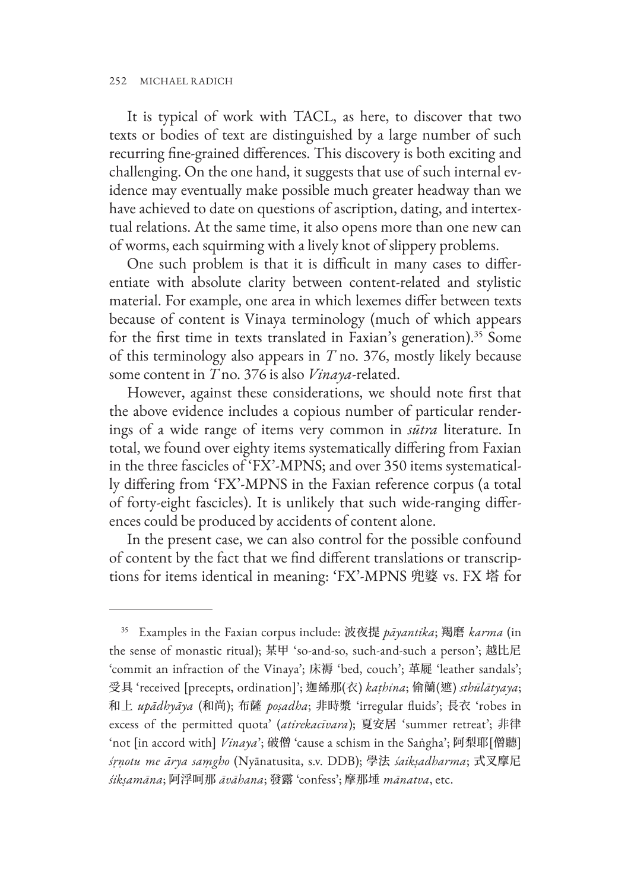It is typical of work with TACL, as here, to discover that two texts or bodies of text are distinguished by a large number of such recurring fine-grained differences. This discovery is both exciting and challenging. On the one hand, it suggests that use of such internal evidence may eventually make possible much greater headway than we have achieved to date on questions of ascription, dating, and intertextual relations. At the same time, it also opens more than one new can of worms, each squirming with a lively knot of slippery problems.

One such problem is that it is difficult in many cases to differentiate with absolute clarity between content-related and stylistic material. For example, one area in which lexemes differ between texts because of content is Vinaya terminology (much of which appears for the first time in texts translated in Faxian's generation).[35] Some of this terminology also appears in *T* no. 376, mostly likely because some content in *T* no. 376 is also *Vinaya*-related.

However, against these considerations, we should note first that the above evidence includes a copious number of particular renderings of a wide range of items very common in *sūtra* literature. In total, we found over eighty items systematically differing from Faxian in the three fascicles of 'FX'-MPNS; and over 350 items systematically differing from 'FX'-MPNS in the Faxian reference corpus (a total of forty-eight fascicles). It is unlikely that such wide-ranging differences could be produced by accidents of content alone.

In the present case, we can also control for the possible confound of content by the fact that we find different translations or transcriptions for items identical in meaning: 'FX'-MPNS 兜婆 vs. FX 塔 for

---

[35] Examples in the Faxian corpus include: 波夜提 *pāyantika*; 羯磨 *karma* (in the sense of monastic ritual); 某甲 'so-and-so, such-and-such a person'; 越比尼 'commit an infraction of the Vinaya'; 床褥 'bed, couch'; 革屣 'leather sandals'; 受具 'received [precepts, ordination]'; 迦絺那(衣) *kaṭhina*; 偷蘭(遮) *sthūlātyaya*; 和上 *upādhyāya* (和尚); 布薩 *poṣadha*; 非時漿 'irregular fluids'; 長衣 'robes in excess of the permitted quota' (*atirekacīvara*); 夏安居 'summer retreat'; 非律 'not [in accord with] *Vinaya*'; 破僧 'cause a schism in the Saṅgha'; 阿梨耶[僧聽] *śṛṇotu me ārya saṃgho* (Nyānatusita, s.v. DDB); 學法 *śaikṣadharma*; 式叉摩尼 *śikṣamānā*; 阿浮呵那 *āvāhana*; 發露 'confess'; 摩那埵 *mānatva*, etc.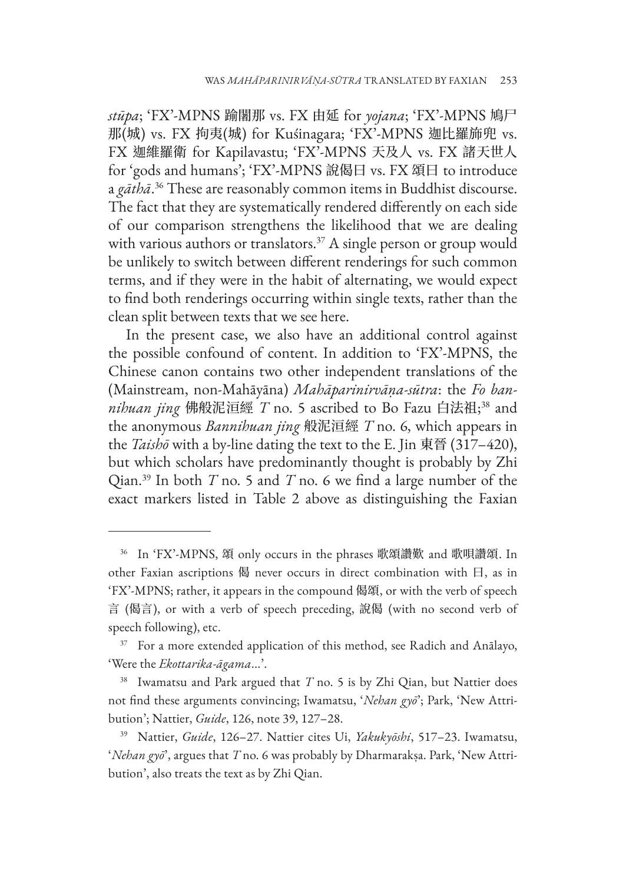*stūpa*; 'FX'-MPNS 踰闍那 vs. FX 由延 for *yojana*; 'FX'-MPNS 鳩尸那(城) vs. FX 拘夷(城) for Kuśinagara; 'FX'-MPNS 迦比羅旆兜 vs. FX 迦維羅衛 for Kapilavastu; 'FX'-MPNS 天及人 vs. FX 諸天世人 for 'gods and humans'; 'FX'-MPNS 說偈曰 vs. FX 頌曰 to introduce a *gāthā*.[36] These are reasonably common items in Buddhist discourse. The fact that they are systematically rendered differently on each side of our comparison strengthens the likelihood that we are dealing with various authors or translators.[37] A single person or group would be unlikely to switch between different renderings for such common terms, and if they were in the habit of alternating, we would expect to find both renderings occurring within single texts, rather than the clean split between texts that we see here.

In the present case, we also have an additional control against the possible confound of content. In addition to 'FX'-MPNS, the Chinese canon contains two other independent translations of the (Mainstream, non-Mahāyāna) *Mahāparinirvāṇa-sūtra*: the *Fo bannihuan jing* 佛般泥洹經 *T* no. 5 ascribed to Bo Fazu 白法祖;[38] and the anonymous *Bannihuan jing* 般泥洹經 *T* no. 6, which appears in the *Taishō* with a by-line dating the text to the E. Jin 東晉 (317–420), but which scholars have predominantly thought is probably by Zhi Qian.[39] In both *T* no. 5 and *T* no. 6 we find a large number of the exact markers listed in Table 2 above as distinguishing the Faxian

---

[36] In 'FX'-MPNS, 頌 only occurs in the phrases 歌頌讚歎 and 歌唄讚頌. In other Faxian ascriptions 偈 never occurs in direct combination with 曰, as in 'FX'-MPNS; rather, it appears in the compound 偈頌, or with the verb of speech 言 (偈言), or with a verb of speech preceding, 說偈 (with no second verb of speech following), etc.

[37] For a more extended application of this method, see Radich and Anālayo, 'Were the *Ekottarika-āgama*…'.

[38] Iwamatsu and Park argued that *T* no. 5 is by Zhi Qian, but Nattier does not find these arguments convincing; Iwamatsu, '*Nehan gyō*'; Park, 'New Attribution'; Nattier, *Guide*, 126, note 39, 127–28.

[39] Nattier, *Guide*, 126–27. Nattier cites Ui, *Yakukyōshi*, 517–23. Iwamatsu, '*Nehan gyō*', argues that *T* no. 6 was probably by Dharmarakṣa. Park, 'New Attribution', also treats the text as by Zhi Qian.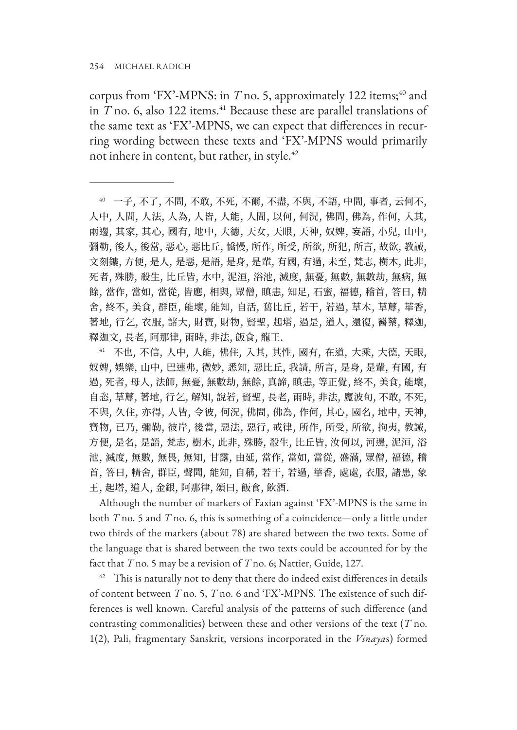corpus from 'FX'-MPNS: in *T* no. 5, approximately 122 items;[40] and in *T* no. 6, also 122 items.[41] Because these are parallel translations of the same text as 'FX'-MPNS, we can expect that differences in recurring wording between these texts and 'FX'-MPNS would primarily not inhere in content, but rather, in style.[42]

---

[40] 一子, 不了, 不問, 不敢, 不死, 不爾, 不盡, 不與, 不語, 中間, 事者, 云何不, 人中, 人問, 人法, 人為, 人皆, 人能, 人間, 以何, 何況, 佛問, 佛為, 作何, 入其, 兩邊, 其家, 其心, 國有, 地中, 大德, 天女, 天眼, 天神, 奴婢, 妄語, 小兒, 山中, 彌勒, 後人, 後當, 惡心, 惡比丘, 憍慢, 所作, 所受, 所欲, 所犯, 所言, 故欲, 教誡, 文刻鏤, 方便, 是人, 是惡, 是語, 是身, 是輩, 有國, 有過, 未至, 梵志, 樹木, 此非, 死者, 殊勝, 殺生, 比丘皆, 水中, 泥洹, 浴池, 滅度, 無憂, 無數, 無數劫, 無病, 無餘, 當作, 當如, 當從, 皆應, 相與, 眾僧, 瞋恚, 知足, 石蜜, 福德, 稽首, 答曰, 精舍, 終不, 美食, 群臣, 能壞, 能知, 自活, 舊比丘, 若干, 若過, 草木, 草蓐, 華香, 著地, 行乞, 衣服, 諸大, 財寶, 財物, 賢聖, 起塔, 過是, 道人, 還復, 醫藥, 釋迦, 釋迦文, 長老, 阿那律, 雨時, 非法, 飯食, 龍王.

[41] 不也, 不信, 人中, 人能, 佛住, 入其, 其性, 國有, 在道, 大乘, 大德, 天眼, 奴婢, 娛樂, 山中, 巴連弗, 微妙, 悉知, 惡比丘, 我請, 所言, 是身, 是輩, 有國, 有過, 死者, 母人, 法師, 無憂, 無數劫, 無餘, 真諦, 瞋恚, 等正覺, 終不, 美食, 能壞, 自恣, 草蓐, 著地, 行乞, 解知, 說若, 賢聖, 長老, 雨時, 非法, 魔波旬, 不敢, 不死, 不與, 久住, 亦得, 人皆, 令彼, 何況, 佛問, 佛為, 作何, 其心, 國名, 地中, 天神, 寶物, 已乃, 彌勒, 彼岸, 後當, 惡法, 惡行, 戒律, 所作, 所受, 所欲, 拘夷, 教誡, 方便, 是名, 是語, 梵志, 樹木, 此非, 殊勝, 殺生, 比丘皆, 汝何以, 河邊, 泥洹, 浴池, 滅度, 無數, 無畏, 無知, 甘露, 由延, 當作, 當如, 當從, 盛滿, 眾僧, 福德, 稽首, 答曰, 精舍, 群臣, 聲聞, 能知, 自稱, 若干, 若過, 華香, 處處, 衣服, 諸患, 象王, 起塔, 道人, 金銀, 阿那律, 頌曰, 飯食, 飲酒.

Although the number of markers of Faxian against 'FX'-MPNS is the same in both *T* no. 5 and *T* no. 6, this is something of a coincidence—only a little under two thirds of the markers (about 78) are shared between the two texts. Some of the language that is shared between the two texts could be accounted for by the fact that *T* no. 5 may be a revision of *T* no. 6; Nattier, Guide, 127.

[42] This is naturally not to deny that there do indeed exist differences in details of content between *T* no. 5, *T* no. 6 and 'FX'-MPNS. The existence of such differences is well known. Careful analysis of the patterns of such difference (and contrasting commonalities) between these and other versions of the text (*T* no. 1(2), Pali, fragmentary Sanskrit, versions incorporated in the *Vinaya*s) formed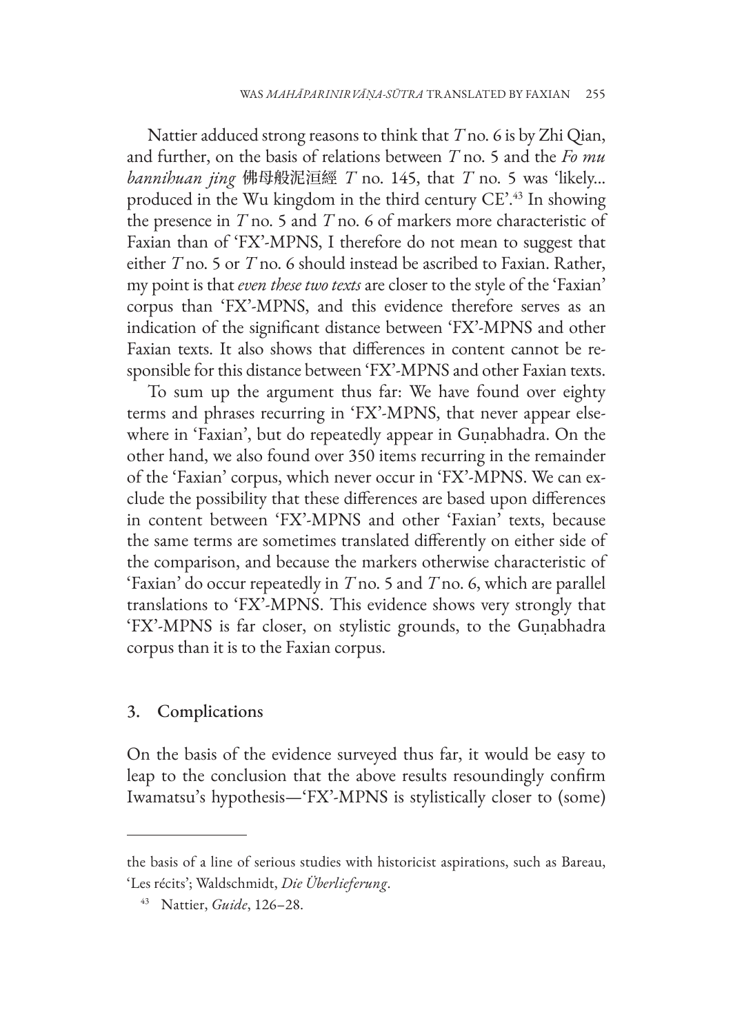Nattier adduced strong reasons to think that *T* no. 6 is by Zhi Qian, and further, on the basis of relations between *T* no. 5 and the *Fo mu bannihuan jing* 佛母般泥洹經 *T* no. 145, that *T* no. 5 was 'likely... produced in the Wu kingdom in the third century CE'.[43] In showing the presence in *T* no. 5 and *T* no. 6 of markers more characteristic of Faxian than of 'FX'-MPNS, I therefore do not mean to suggest that either *T* no. 5 or *T* no. 6 should instead be ascribed to Faxian. Rather, my point is that *even these two texts* are closer to the style of the 'Faxian' corpus than 'FX'-MPNS, and this evidence therefore serves as an indication of the significant distance between 'FX'-MPNS and other Faxian texts. It also shows that differences in content cannot be responsible for this distance between 'FX'-MPNS and other Faxian texts.

To sum up the argument thus far: We have found over eighty terms and phrases recurring in 'FX'-MPNS, that never appear elsewhere in 'Faxian', but do repeatedly appear in Guṇabhadra. On the other hand, we also found over 350 items recurring in the remainder of the 'Faxian' corpus, which never occur in 'FX'-MPNS. We can exclude the possibility that these differences are based upon differences in content between 'FX'-MPNS and other 'Faxian' texts, because the same terms are sometimes translated differently on either side of the comparison, and because the markers otherwise characteristic of 'Faxian' do occur repeatedly in *T* no. 5 and *T* no. 6, which are parallel translations to 'FX'-MPNS. This evidence shows very strongly that 'FX'-MPNS is far closer, on stylistic grounds, to the Guṇabhadra corpus than it is to the Faxian corpus.

## 3. Complications

On the basis of the evidence surveyed thus far, it would be easy to leap to the conclusion that the above results resoundingly confirm Iwamatsu's hypothesis—'FX'-MPNS is stylistically closer to (some)

---

the basis of a line of serious studies with historicist aspirations, such as Bareau, 'Les récits'; Waldschmidt, *Die Überlieferung*.

[43] Nattier, *Guide*, 126–28.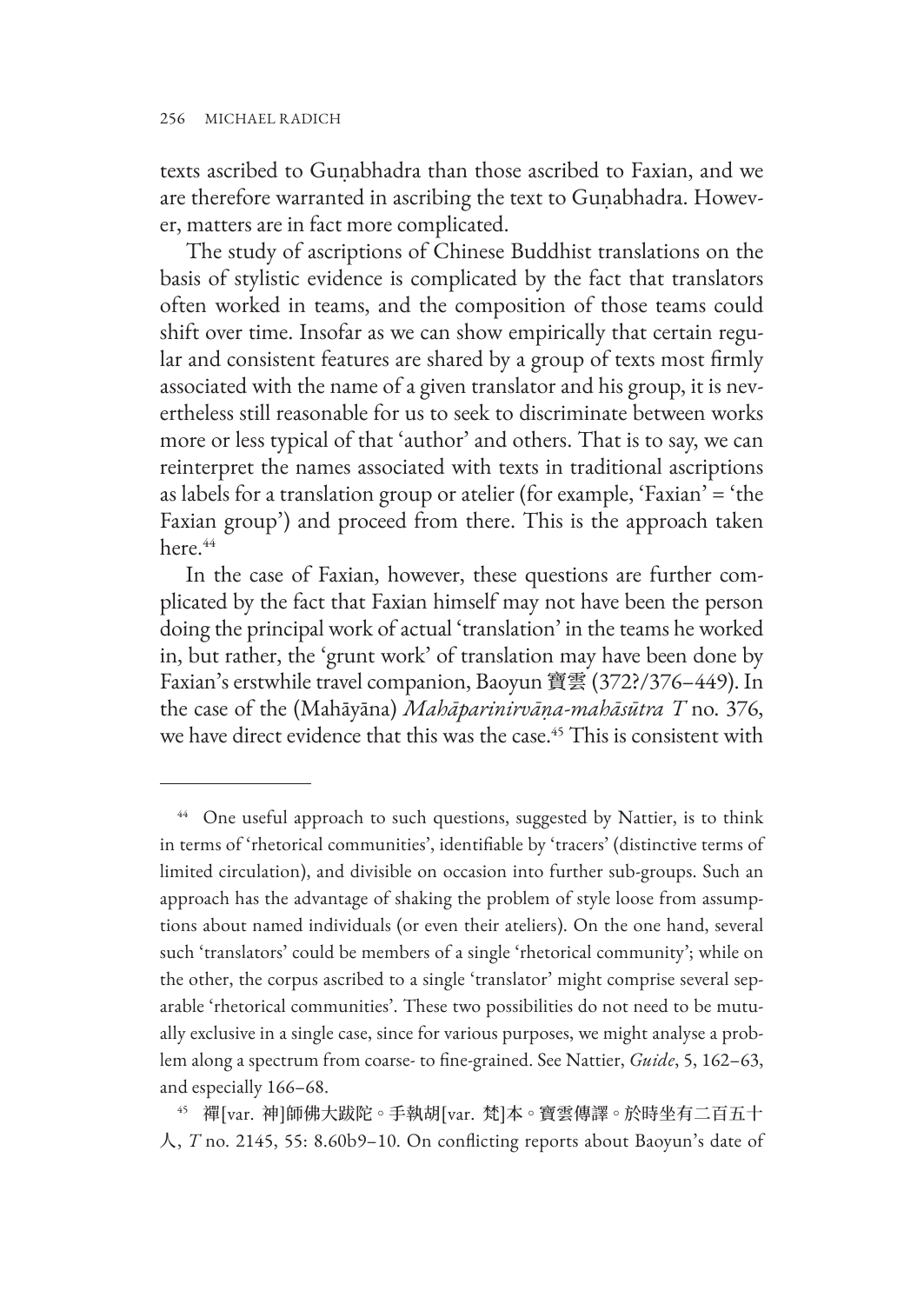texts ascribed to Guṇabhadra than those ascribed to Faxian, and we are therefore warranted in ascribing the text to Guṇabhadra. However, matters are in fact more complicated.

The study of ascriptions of Chinese Buddhist translations on the basis of stylistic evidence is complicated by the fact that translators often worked in teams, and the composition of those teams could shift over time. Insofar as we can show empirically that certain regular and consistent features are shared by a group of texts most firmly associated with the name of a given translator and his group, it is nevertheless still reasonable for us to seek to discriminate between works more or less typical of that 'author' and others. That is to say, we can reinterpret the names associated with texts in traditional ascriptions as labels for a translation group or atelier (for example, 'Faxian' = 'the Faxian group') and proceed from there. This is the approach taken here.[44]

In the case of Faxian, however, these questions are further complicated by the fact that Faxian himself may not have been the person doing the principal work of actual 'translation' in the teams he worked in, but rather, the 'grunt work' of translation may have been done by Faxian's erstwhile travel companion, Baoyun 寶雲 (372?/376–449). In the case of the (Mahāyāna) *Mahāparinirvāṇa-mahāsūtra T* no. 376, we have direct evidence that this was the case.[45] This is consistent with

---

[44] One useful approach to such questions, suggested by Nattier, is to think in terms of 'rhetorical communities', identifiable by 'tracers' (distinctive terms of limited circulation), and divisible on occasion into further sub-groups. Such an approach has the advantage of shaking the problem of style loose from assumptions about named individuals (or even their ateliers). On the one hand, several such 'translators' could be members of a single 'rhetorical community'; while on the other, the corpus ascribed to a single 'translator' might comprise several separable 'rhetorical communities'. These two possibilities do not need to be mutually exclusive in a single case, since for various purposes, we might analyse a problem along a spectrum from coarse- to fine-grained. See Nattier, *Guide*, 5, 162–63, and especially 166–68.

[45] 禪[var. 神]師佛大跋陀。手執胡[var. 梵]本。寶雲傳譯。於時坐有二百五十人, *T* no. 2145, 55: 8.60b9–10. On conflicting reports about Baoyun's date of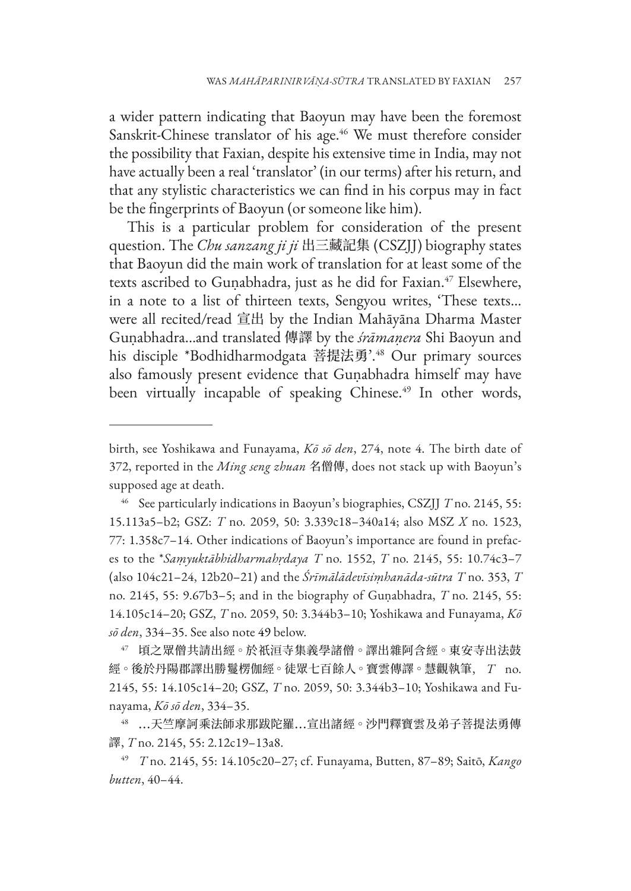a wider pattern indicating that Baoyun may have been the foremost Sanskrit-Chinese translator of his age.[46] We must therefore consider the possibility that Faxian, despite his extensive time in India, may not have actually been a real 'translator' (in our terms) after his return, and that any stylistic characteristics we can find in his corpus may in fact be the fingerprints of Baoyun (or someone like him).

This is a particular problem for consideration of the present question. The *Chu sanzang ji ji* 出三藏記集 (CSZJJ) biography states that Baoyun did the main work of translation for at least some of the texts ascribed to Guṇabhadra, just as he did for Faxian.[47] Elsewhere, in a note to a list of thirteen texts, Sengyou writes, 'These texts... were all recited/read 宣出 by the Indian Mahāyāna Dharma Master Guṇabhadra...and translated 傳譯 by the *śrāmaṇera* Shi Baoyun and his disciple *Bodhidharmodgata 菩提法勇'.[48] Our primary sources also famously present evidence that Guṇabhadra himself may have been virtually incapable of speaking Chinese.[49] In other words,

---

birth, see Yoshikawa and Funayama, *Kō sō den*, 274, note 4. The birth date of 372, reported in the *Ming seng zhuan* 名僧傳, does not stack up with Baoyun's supposed age at death.

[46] See particularly indications in Baoyun's biographies, CSZJJ *T* no. 2145, 55: 15.113a5–b2; GSZ: *T* no. 2059, 50: 3.339c18–340a14; also MSZ *X* no. 1523, 77: 1.358c7–14. Other indications of Baoyun's importance are found in prefaces to the **Saṃyuktābhidharmahṛdaya T* no. 1552, *T* no. 2145, 55: 10.74c3–7 (also 104c21–24, 12b20–21) and the *Śrīmālādevīsiṃhanāda-sūtra T* no. 353, *T* no. 2145, 55: 9.67b3–5; and in the biography of Guṇabhadra, *T* no. 2145, 55: 14.105c14–20; GSZ, *T* no. 2059, 50: 3.344b3–10; Yoshikawa and Funayama, *Kō sō den*, 334–35. See also note 49 below.

[47] 頃之眾僧共請出經。於祇洹寺集義學諸僧。譯出雜阿含經。東安寺出法鼓經。後於丹陽郡譯出勝鬘楞伽經。徒眾七百餘人。寶雲傳譯。慧觀執筆, *T* no. 2145, 55: 14.105c14–20; GSZ, *T* no. 2059, 50: 3.344b3–10; Yoshikawa and Funayama, *Kō sō den*, 334–35.

[48] …天竺摩訶乘法師求那跋陀羅…宣出諸經。沙門釋寶雲及弟子菩提法勇傳譯, *T* no. 2145, 55: 2.12c19–13a8.

[49] *T* no. 2145, 55: 14.105c20–27; cf. Funayama, Butten, 87–89; Saitō, *Kango butten*, 40–44.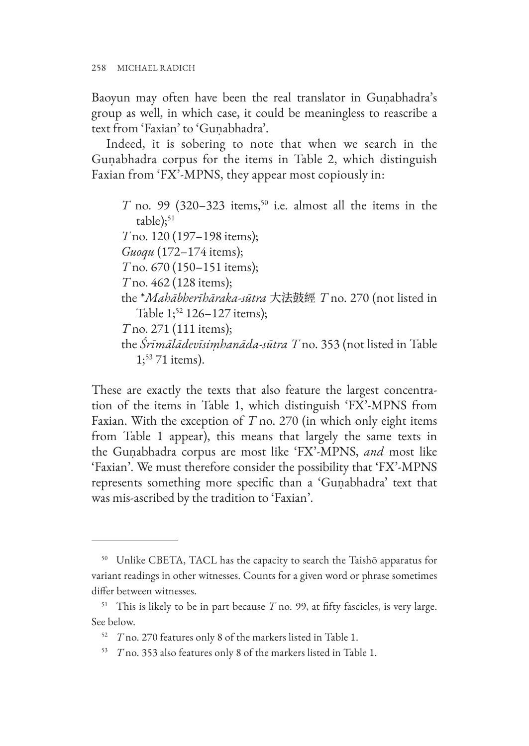Baoyun may often have been the real translator in Guṇabhadra's group as well, in which case, it could be meaningless to reascribe a text from 'Faxian' to 'Guṇabhadra'.

Indeed, it is sobering to note that when we search in the Guṇabhadra corpus for the items in Table 2, which distinguish Faxian from 'FX'-MPNS, they appear most copiously in:

- *T* no. 99 (320–323 items,[50] i.e. almost all the items in the table);[51]
- *T* no. 120 (197–198 items);
- *Guoqu* (172–174 items);
- *T* no. 670 (150–151 items);
- *T* no. 462 (128 items);
- the *\*Mahābherīhāraka-sūtra* 大法鼓經 *T* no. 270 (not listed in Table 1;[52] 126–127 items);
- *T* no. 271 (111 items);
- the *Śrīmālādevīsiṃhanāda-sūtra* *T* no. 353 (not listed in Table 1;[53] 71 items).

These are exactly the texts that also feature the largest concentration of the items in Table 1, which distinguish 'FX'-MPNS from Faxian. With the exception of *T* no. 270 (in which only eight items from Table 1 appear), this means that largely the same texts in the Guṇabhadra corpus are most like 'FX'-MPNS, *and* most like 'Faxian'. We must therefore consider the possibility that 'FX'-MPNS represents something more specific than a 'Guṇabhadra' text that was mis-ascribed by the tradition to 'Faxian'.

---

[50] Unlike CBETA, TACL has the capacity to search the Taishō apparatus for variant readings in other witnesses. Counts for a given word or phrase sometimes differ between witnesses.

[51] This is likely to be in part because *T* no. 99, at fifty fascicles, is very large. See below.

[52] *T* no. 270 features only 8 of the markers listed in Table 1.

[53] *T* no. 353 also features only 8 of the markers listed in Table 1.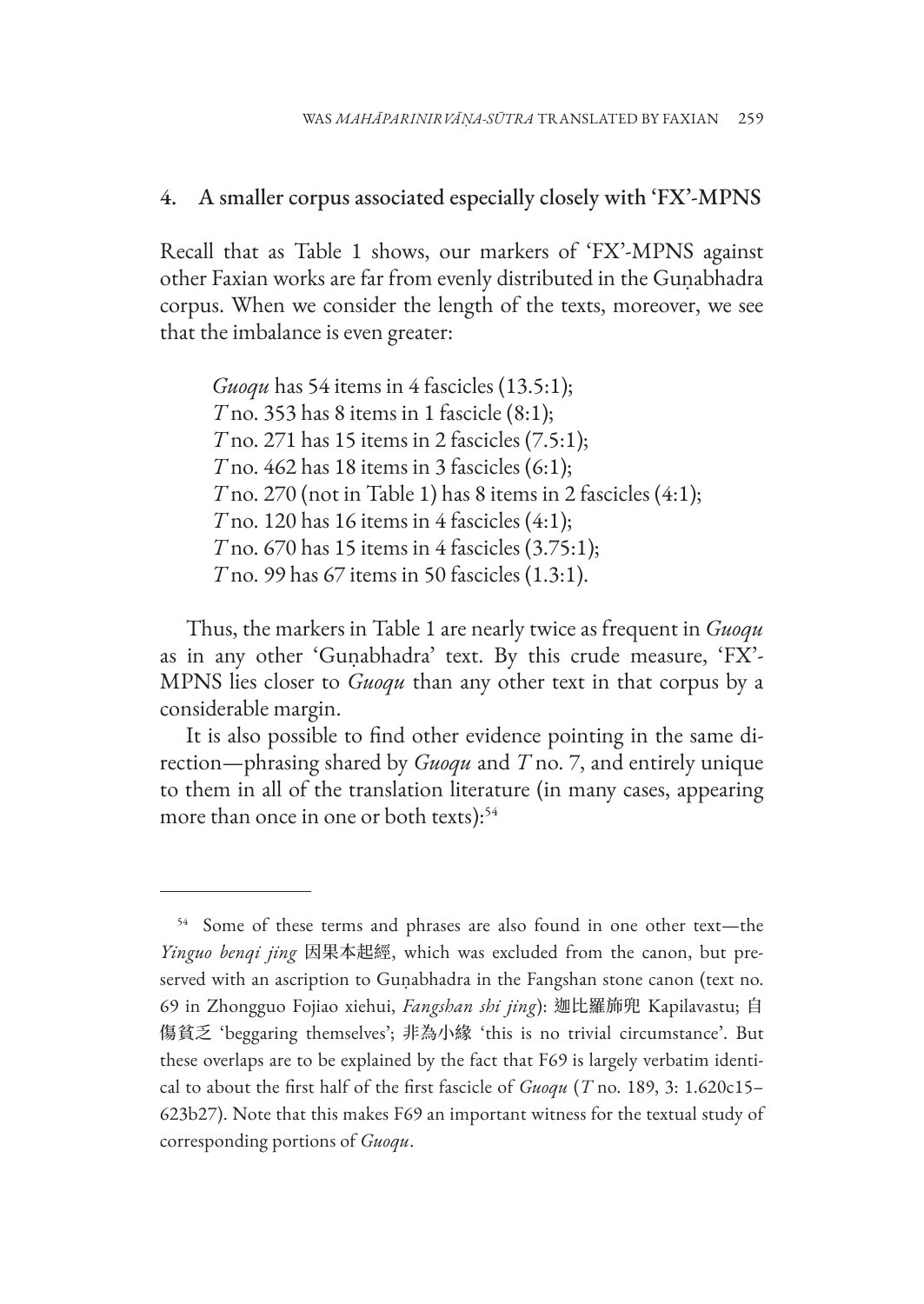## 4. A smaller corpus associated especially closely with 'FX'-MPNS

Recall that as Table 1 shows, our markers of 'FX'-MPNS against other Faxian works are far from evenly distributed in the Guṇabhadra corpus. When we consider the length of the texts, moreover, we see that the imbalance is even greater:

> *Guoqu* has 54 items in 4 fascicles (13.5:1);
> *T* no. 353 has 8 items in 1 fascicle (8:1);
> *T* no. 271 has 15 items in 2 fascicles (7.5:1);
> *T* no. 462 has 18 items in 3 fascicles (6:1);
> *T* no. 270 (not in Table 1) has 8 items in 2 fascicles (4:1);
> *T* no. 120 has 16 items in 4 fascicles (4:1);
> *T* no. 670 has 15 items in 4 fascicles (3.75:1);
> *T* no. 99 has 67 items in 50 fascicles (1.3:1).

Thus, the markers in Table 1 are nearly twice as frequent in *Guoqu* as in any other 'Guṇabhadra' text. By this crude measure, 'FX'-MPNS lies closer to *Guoqu* than any other text in that corpus by a considerable margin.

It is also possible to find other evidence pointing in the same direction—phrasing shared by *Guoqu* and *T* no. 7, and entirely unique to them in all of the translation literature (in many cases, appearing more than once in one or both texts):[54]

---

[54] Some of these terms and phrases are also found in one other text—the *Yinguo benqi jing* 因果本起經, which was excluded from the canon, but preserved with an ascription to Guṇabhadra in the Fangshan stone canon (text no. 69 in Zhongguo Fojiao xiehui, *Fangshan shi jing*): 迦比羅旆兜 Kapilavastu; 自傷貧乏 'beggaring themselves'; 非為小緣 'this is no trivial circumstance'. But these overlaps are to be explained by the fact that F69 is largely verbatim identical to about the first half of the first fascicle of *Guoqu* (*T* no. 189, 3: 1.620c15–623b27). Note that this makes F69 an important witness for the textual study of corresponding portions of *Guoqu*.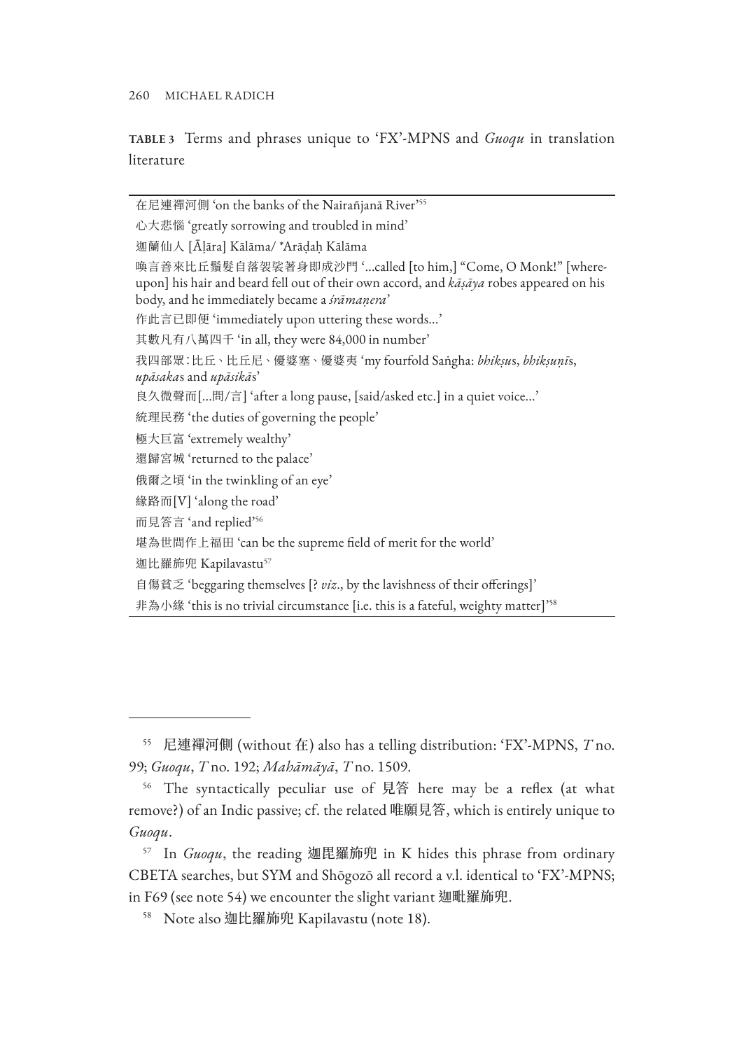**TABLE 3** Terms and phrases unique to 'FX'-MPNS and *Guoqu* in translation literature

| |
|---|
| 在尼連禪河側 'on the banks of the Nairañjanā River'[55] |
| 心大悲惱 'greatly sorrowing and troubled in mind' |
| 迦蘭仙人 [Āḷāra] Kālāma/ *Arāḍaḥ Kālāma |
| 喚言善來比丘鬚髮自落袈裟著身即成沙門 '…called [to him,] "Come, O Monk!" [whereupon] his hair and beard fell out of their own accord, and *kāṣāya* robes appeared on his body, and he immediately became a *śrāmaṇera*' |
| 作此言已即便 'immediately upon uttering these words…' |
| 其數凡有八萬四千 'in all, they were 84,000 in number' |
| 我四部眾:比丘、比丘尼、優婆塞、優婆夷 'my fourfold Saṅgha: *bhikṣu*s, *bhikṣuṇī*s, *upāsaka*s and *upāsikā*s' |
| 良久微聲而[…問/言] 'after a long pause, [said/asked etc.] in a quiet voice…' |
| 統理民務 'the duties of governing the people' |
| 極大巨富 'extremely wealthy' |
| 還歸宮城 'returned to the palace' |
| 俄爾之頃 'in the twinkling of an eye' |
| 緣路而[V] 'along the road' |
| 而見答言 'and replied'[56] |
| 堪為世間作上福田 'can be the supreme field of merit for the world' |
| 迦比羅旆兜 Kapilavastu[57] |
| 自傷貧乏 'beggaring themselves [? *viz*., by the lavishness of their offerings]' |
| 非為小緣 'this is no trivial circumstance [i.e. this is a fateful, weighty matter]'[58] |

[55] 尼連禪河側 (without 在) also has a telling distribution: 'FX'-MPNS, *T* no. 99; *Guoqu*, *T* no. 192; *Mahāmāyā*, *T* no. 1509.

[56] The syntactically peculiar use of 見答 here may be a reflex (at what remove?) of an Indic passive; cf. the related 唯願見答, which is entirely unique to *Guoqu*.

[57] In *Guoqu*, the reading 迦毘羅旆兜 in K hides this phrase from ordinary CBETA searches, but SYM and Shōgozō all record a v.l. identical to 'FX'-MPNS; in F69 (see note 54) we encounter the slight variant 迦毗羅旆兜.

[58] Note also 迦比羅旆兜 Kapilavastu (note 18).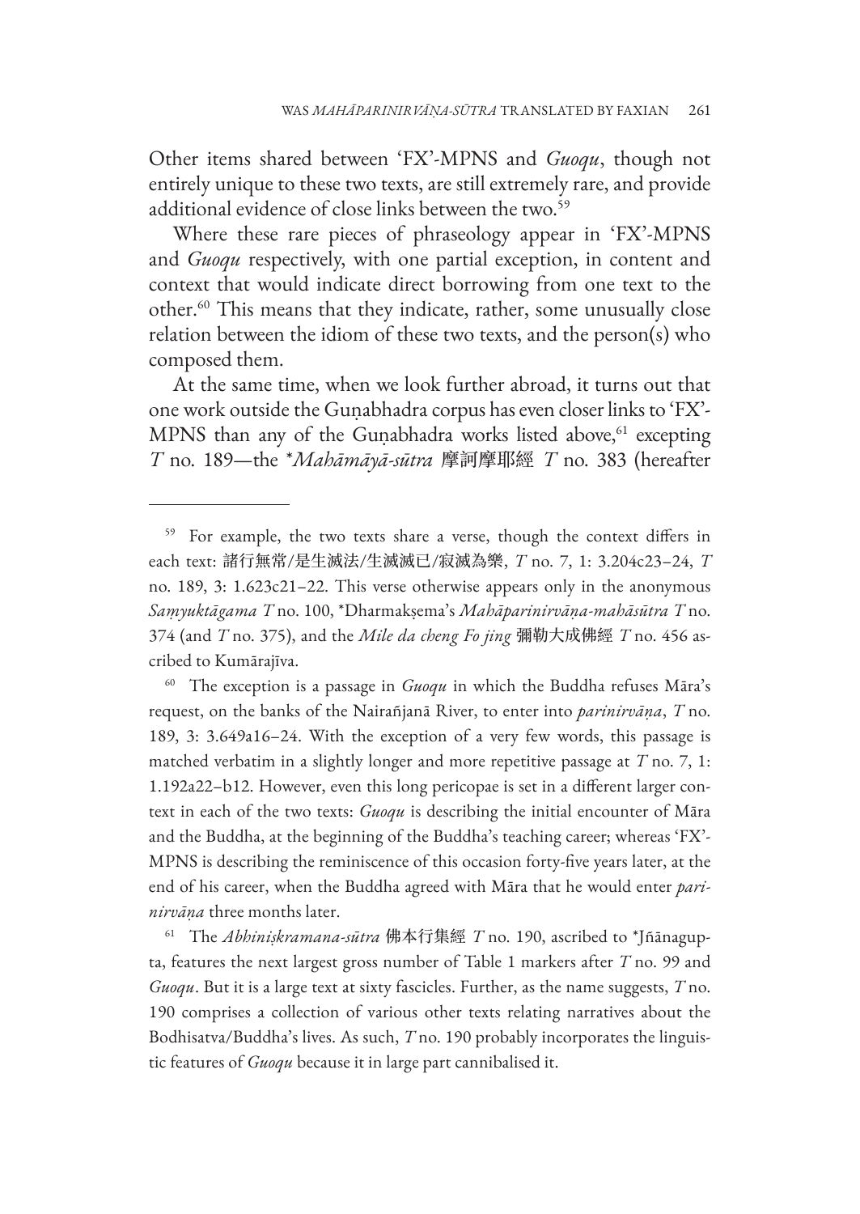Other items shared between 'FX'-MPNS and *Guoqu*, though not entirely unique to these two texts, are still extremely rare, and provide additional evidence of close links between the two.[59]

Where these rare pieces of phraseology appear in 'FX'-MPNS and *Guoqu* respectively, with one partial exception, in content and context that would indicate direct borrowing from one text to the other.[60] This means that they indicate, rather, some unusually close relation between the idiom of these two texts, and the person(s) who composed them.

At the same time, when we look further abroad, it turns out that one work outside the Guṇabhadra corpus has even closer links to 'FX'-MPNS than any of the Guṇabhadra works listed above,[61] excepting *T* no. 189—the *\*Mahāmāyā-sūtra* 摩訶摩耶經 *T* no. 383 (hereafter

---

[59] For example, the two texts share a verse, though the context differs in each text: 諸行無常/是生滅法/生滅滅已/寂滅為樂, *T* no. 7, 1: 3.204c23–24, *T* no. 189, 3: 1.623c21–22. This verse otherwise appears only in the anonymous *Saṃyuktāgama T* no. 100, \*Dharmakṣema's *Mahāparinirvāṇa-mahāsūtra T* no. 374 (and *T* no. 375), and the *Mile da cheng Fo jing* 彌勒大成佛經 *T* no. 456 ascribed to Kumārajīva.

[60] The exception is a passage in *Guoqu* in which the Buddha refuses Māra's request, on the banks of the Nairañjanā River, to enter into *parinirvāṇa*, *T* no. 189, 3: 3.649a16–24. With the exception of a very few words, this passage is matched verbatim in a slightly longer and more repetitive passage at *T* no. 7, 1: 1.192a22–b12. However, even this long pericopae is set in a different larger context in each of the two texts: *Guoqu* is describing the initial encounter of Māra and the Buddha, at the beginning of the Buddha's teaching career; whereas 'FX'-MPNS is describing the reminiscence of this occasion forty-five years later, at the end of his career, when the Buddha agreed with Māra that he would enter *parinirvāṇa* three months later.

[61] The *Abhiniṣkramana-sūtra* 佛本行集經 *T* no. 190, ascribed to \*Jñānagupta, features the next largest gross number of Table 1 markers after *T* no. 99 and *Guoqu*. But it is a large text at sixty fascicles. Further, as the name suggests, *T* no. 190 comprises a collection of various other texts relating narratives about the Bodhisatva/Buddha's lives. As such, *T* no. 190 probably incorporates the linguistic features of *Guoqu* because it in large part cannibalised it.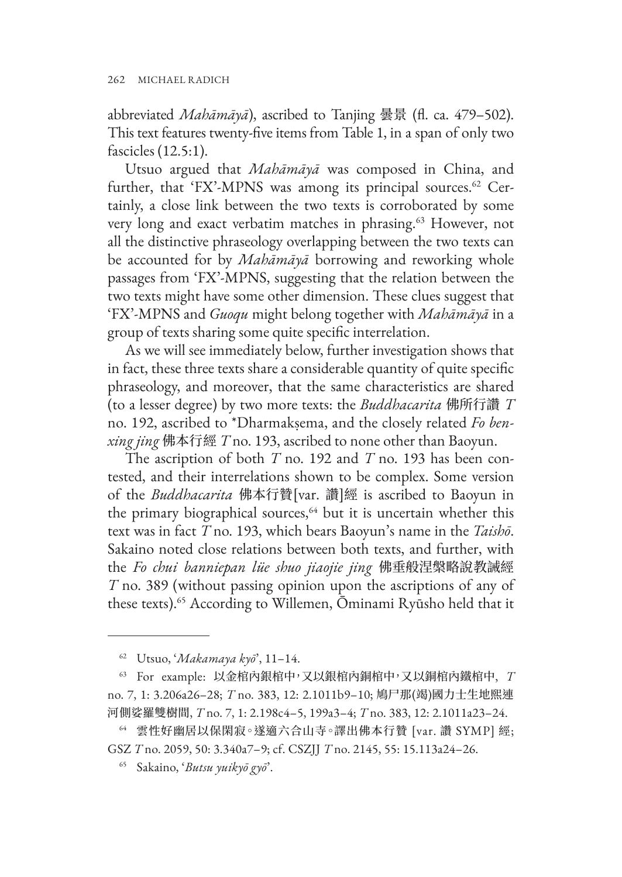abbreviated *Mahāmāyā*), ascribed to Tanjing 曇景 (fl. ca. 479–502). This text features twenty-five items from Table 1, in a span of only two fascicles (12.5:1).

Utsuo argued that *Mahāmāyā* was composed in China, and further, that 'FX'-MPNS was among its principal sources.[62] Certainly, a close link between the two texts is corroborated by some very long and exact verbatim matches in phrasing.[63] However, not all the distinctive phraseology overlapping between the two texts can be accounted for by *Mahāmāyā* borrowing and reworking whole passages from 'FX'-MPNS, suggesting that the relation between the two texts might have some other dimension. These clues suggest that 'FX'-MPNS and *Guoqu* might belong together with *Mahāmāyā* in a group of texts sharing some quite specific interrelation.

As we will see immediately below, further investigation shows that in fact, these three texts share a considerable quantity of quite specific phraseology, and moreover, that the same characteristics are shared (to a lesser degree) by two more texts: the *Buddhacarita* 佛所行讃 *T* no. 192, ascribed to *Dharmakṣema, and the closely related *Fo benxing jing* 佛本行經 *T* no. 193, ascribed to none other than Baoyun.

The ascription of both *T* no. 192 and *T* no. 193 has been contested, and their interrelations shown to be complex. Some version of the *Buddhacarita* 佛本行贊[var. 讃]經 is ascribed to Baoyun in the primary biographical sources,[64] but it is uncertain whether this text was in fact *T* no. 193, which bears Baoyun's name in the *Taishō*. Sakaino noted close relations between both texts, and further, with the *Fo chui banniepan lüe shuo jiaojie jing* 佛垂般涅槃略說教誡經 *T* no. 389 (without passing opinion upon the ascriptions of any of these texts).[65] According to Willemen, Ōminami Ryūsho held that it

---

[62] Utsuo, '*Makamaya kyō*', 11–14.

[63] For example: 以金棺內銀棺中，又以銀棺內銅棺中，又以銅棺內鐵棺中, *T* no. 7, 1: 3.206a26–28; *T* no. 383, 12: 2.1011b9–10; 鳩尸那(竭)國力士生地熙連河側娑羅雙樹間, *T* no. 7, 1: 2.198c4–5, 199a3–4; *T* no. 383, 12: 2.1011a23–24.

[64] 雲性好幽居以保閑寂。遂適六合山寺。譯出佛本行贊 [var. 讃 SYMP] 經; GSZ *T* no. 2059, 50: 3.340a7–9; cf. CSZJJ *T* no. 2145, 55: 15.113a24–26.

[65] Sakaino, '*Butsu yuikyō gyō*'.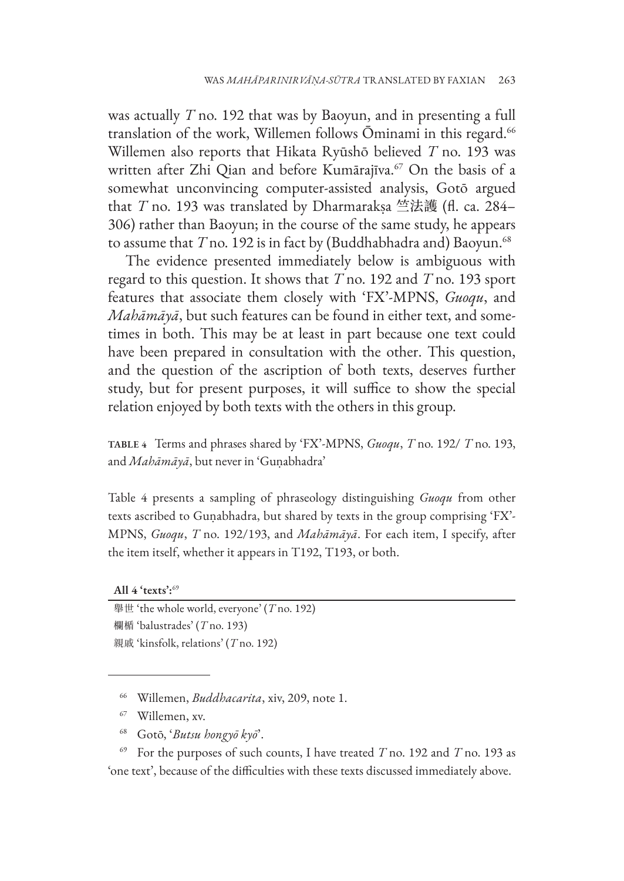was actually *T* no. 192 that was by Baoyun, and in presenting a full translation of the work, Willemen follows Ōminami in this regard.[66] Willemen also reports that Hikata Ryūshō believed *T* no. 193 was written after Zhi Qian and before Kumārajīva.[67] On the basis of a somewhat unconvincing computer-assisted analysis, Gotō argued that *T* no. 193 was translated by Dharmarakṣa 竺法護 (fl. ca. 284–306) rather than Baoyun; in the course of the same study, he appears to assume that *T* no. 192 is in fact by (Buddhabhadra and) Baoyun.[68]

The evidence presented immediately below is ambiguous with regard to this question. It shows that *T* no. 192 and *T* no. 193 sport features that associate them closely with 'FX'-MPNS, *Guoqu*, and *Mahāmāyā*, but such features can be found in either text, and sometimes in both. This may be at least in part because one text could have been prepared in consultation with the other. This question, and the question of the ascription of both texts, deserves further study, but for present purposes, it will suffice to show the special relation enjoyed by both texts with the others in this group.

**TABLE 4** Terms and phrases shared by 'FX'-MPNS, *Guoqu*, *T* no. 192/ *T* no. 193, and *Mahāmāyā*, but never in 'Guṇabhadra'

Table 4 presents a sampling of phraseology distinguishing *Guoqu* from other texts ascribed to Guṇabhadra, but shared by texts in the group comprising 'FX'-MPNS, *Guoqu*, *T* no. 192/193, and *Mahāmāyā*. For each item, I specify, after the item itself, whether it appears in T192, T193, or both.

| **All 4 'texts':**[69] |
|---|
| 舉世 'the whole world, everyone' (*T* no. 192) |
| 欄楯 'balustrades' (*T* no. 193) |
| 親戚 'kinsfolk, relations' (*T* no. 192) |

[66] Willemen, *Buddhacarita*, xiv, 209, note 1.

[67] Willemen, xv.

[68] Gotō, '*Butsu hongyō kyō*'.

[69] For the purposes of such counts, I have treated *T* no. 192 and *T* no. 193 as 'one text', because of the difficulties with these texts discussed immediately above.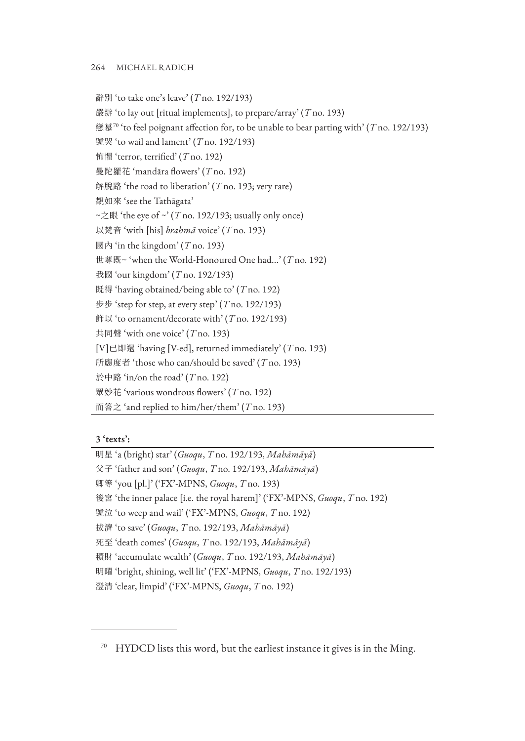辭別 'to take one's leave' (*T* no. 192/193)
嚴辦 'to lay out [ritual implements], to prepare/array' (*T* no. 193)
戀慕[70] 'to feel poignant affection for, to be unable to bear parting with' (*T* no. 192/193)
號哭 'to wail and lament' (*T* no. 192/193)
怖懼 'terror, terrified' (*T* no. 192)
曼陀羅花 'mandāra flowers' (*T* no. 192)
解脫路 'the road to liberation' (*T* no. 193; very rare)
覩如來 'see the Tathāgata'
~之眼 'the eye of ~' (*T* no. 192/193; usually only once)
以梵音 'with [his] *brahmā* voice' (*T* no. 193)
國內 'in the kingdom' (*T* no. 193)
世尊既~ 'when the World-Honoured One had...' (*T* no. 192)
我國 'our kingdom' (*T* no. 192/193)
既得 'having obtained/being able to' (*T* no. 192)
步步 'step for step, at every step' (*T* no. 192/193)
飾以 'to ornament/decorate with' (*T* no. 192/193)
共同聲 'with one voice' (*T* no. 193)
[V]已即還 'having [V-ed], returned immediately' (*T* no. 193)
所應度者 'those who can/should be saved' (*T* no. 193)
於中路 'in/on the road' (*T* no. 192)
眾妙花 'various wondrous flowers' (*T* no. 192)
而答之 'and replied to him/her/them' (*T* no. 193)

**3 'texts':**

明星 'a (bright) star' (*Guoqu*, *T* no. 192/193, *Mahāmāyā*)
父子 'father and son' (*Guoqu*, *T* no. 192/193, *Mahāmāyā*)
卿等 'you [pl.]' ('FX'-MPNS, *Guoqu*, *T* no. 193)
後宮 'the inner palace [i.e. the royal harem]' ('FX'-MPNS, *Guoqu*, *T* no. 192)
號泣 'to weep and wail' ('FX'-MPNS, *Guoqu*, *T* no. 192)
拔濟 'to save' (*Guoqu*, *T* no. 192/193, *Mahāmāyā*)
死至 'death comes' (*Guoqu*, *T* no. 192/193, *Mahāmāyā*)
積財 'accumulate wealth' (*Guoqu*, *T* no. 192/193, *Mahāmāyā*)
明曜 'bright, shining, well lit' ('FX'-MPNS, *Guoqu*, *T* no. 192/193)
澄清 'clear, limpid' ('FX'-MPNS, *Guoqu*, *T* no. 192)

---

[70] HYDCD lists this word, but the earliest instance it gives is in the Ming.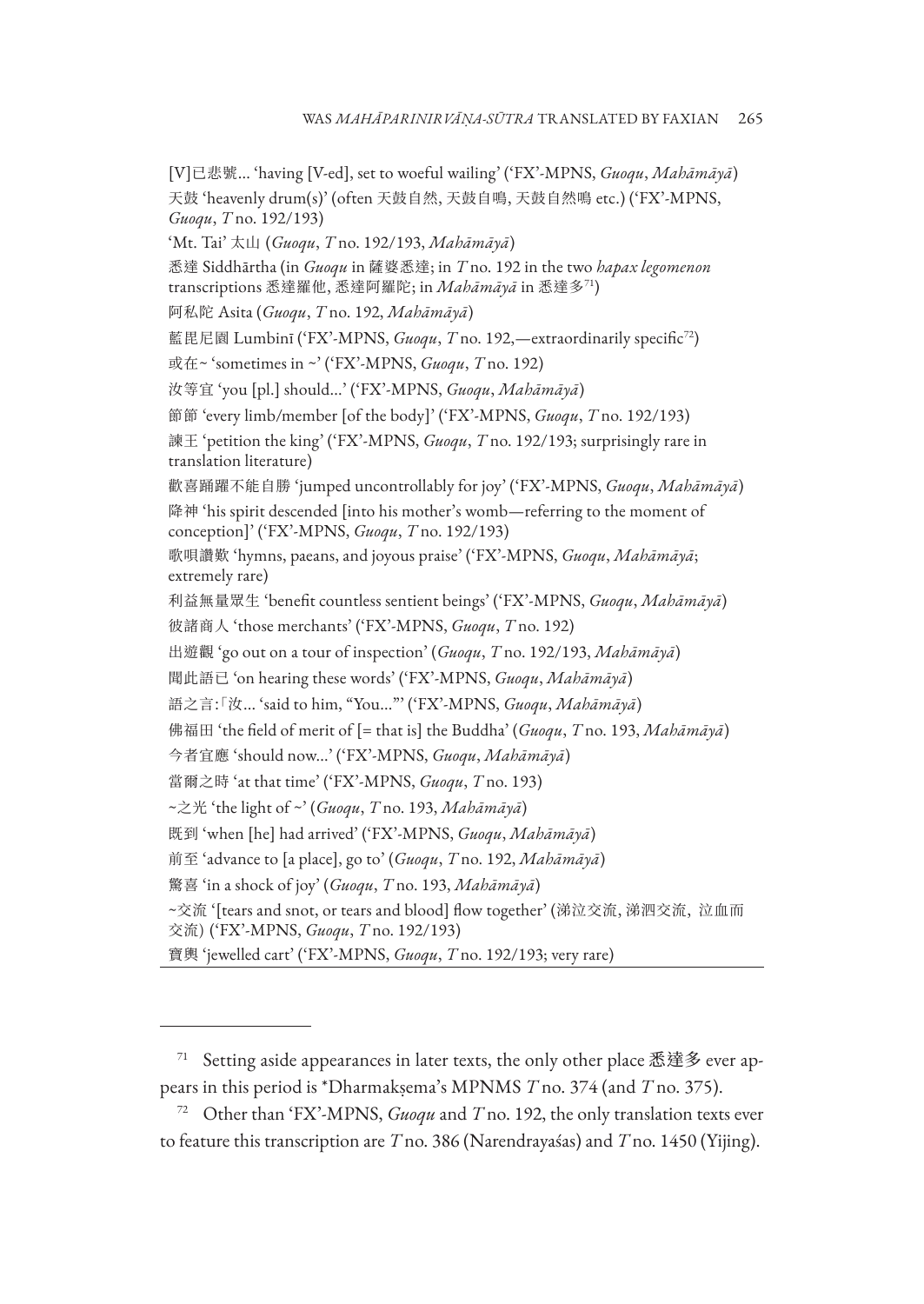[V]已悲號… 'having [V-ed], set to woeful wailing' ('FX'-MPNS, *Guoqu*, *Mahāmāyā*)

天鼓 'heavenly drum(s)' (often 天鼓自然, 天鼓自鳴, 天鼓自然鳴 etc.) ('FX'-MPNS, *Guoqu*, *T* no. 192/193)

'Mt. Tai' 太山 (*Guoqu*, *T* no. 192/193, *Mahāmāyā*)

悉達 Siddhārtha (in *Guoqu* in 薩婆悉達; in *T* no. 192 in the two *hapax legomenon* transcriptions 悉達羅他, 悉達阿羅陀; in *Mahāmāyā* in 悉達多[71])

阿私陀 Asita (*Guoqu*, *T* no. 192, *Mahāmāyā*)

藍毘尼園 Lumbinī ('FX'-MPNS, *Guoqu*, *T* no. 192,—extraordinarily specific[72])

或在~ 'sometimes in ~' ('FX'-MPNS, *Guoqu*, *T* no. 192)

汝等宜 'you [pl.] should…' ('FX'-MPNS, *Guoqu*, *Mahāmāyā*)

節節 'every limb/member [of the body]' ('FX'-MPNS, *Guoqu*, *T* no. 192/193)

諫王 'petition the king' ('FX'-MPNS, *Guoqu*, *T* no. 192/193; surprisingly rare in translation literature)

歡喜踊躍不能自勝 'jumped uncontrollably for joy' ('FX'-MPNS, *Guoqu*, *Mahāmāyā*)

降神 'his spirit descended [into his mother's womb—referring to the moment of conception]' ('FX'-MPNS, *Guoqu*, *T* no. 192/193)

歌唄讚歎 'hymns, paeans, and joyous praise' ('FX'-MPNS, *Guoqu*, *Mahāmāyā*; extremely rare)

利益無量眾生 'benefit countless sentient beings' ('FX'-MPNS, *Guoqu*, *Mahāmāyā*)

彼諸商人 'those merchants' ('FX'-MPNS, *Guoqu*, *T* no. 192)

出遊觀 'go out on a tour of inspection' (*Guoqu*, *T* no. 192/193, *Mahāmāyā*)

聞此語已 'on hearing these words' ('FX'-MPNS, *Guoqu*, *Mahāmāyā*)

語之言:「汝… 'said to him, "You…"' ('FX'-MPNS, *Guoqu*, *Mahāmāyā*)

佛福田 'the field of merit of [= that is] the Buddha' (*Guoqu*, *T* no. 193, *Mahāmāyā*)

今者宜應 'should now…' ('FX'-MPNS, *Guoqu*, *Mahāmāyā*)

當爾之時 'at that time' ('FX'-MPNS, *Guoqu*, *T* no. 193)

~之光 'the light of ~' (*Guoqu*, *T* no. 193, *Mahāmāyā*)

既到 'when [he] had arrived' ('FX'-MPNS, *Guoqu*, *Mahāmāyā*)

前至 'advance to [a place], go to' (*Guoqu*, *T* no. 192, *Mahāmāyā*)

驚喜 'in a shock of joy' (*Guoqu*, *T* no. 193, *Mahāmāyā*)

~交流 '[tears and snot, or tears and blood] flow together' (涕泣交流, 涕泗交流, 泣血而交流) ('FX'-MPNS, *Guoqu*, *T* no. 192/193)

寶輿 'jewelled cart' ('FX'-MPNS, *Guoqu*, *T* no. 192/193; very rare)

---

[71] Setting aside appearances in later texts, the only other place 悉達多 ever appears in this period is \*Dharmakṣema's MPNMS *T* no. 374 (and *T* no. 375).

[72] Other than 'FX'-MPNS, *Guoqu* and *T* no. 192, the only translation texts ever to feature this transcription are *T* no. 386 (Narendrayaśas) and *T* no. 1450 (Yijing).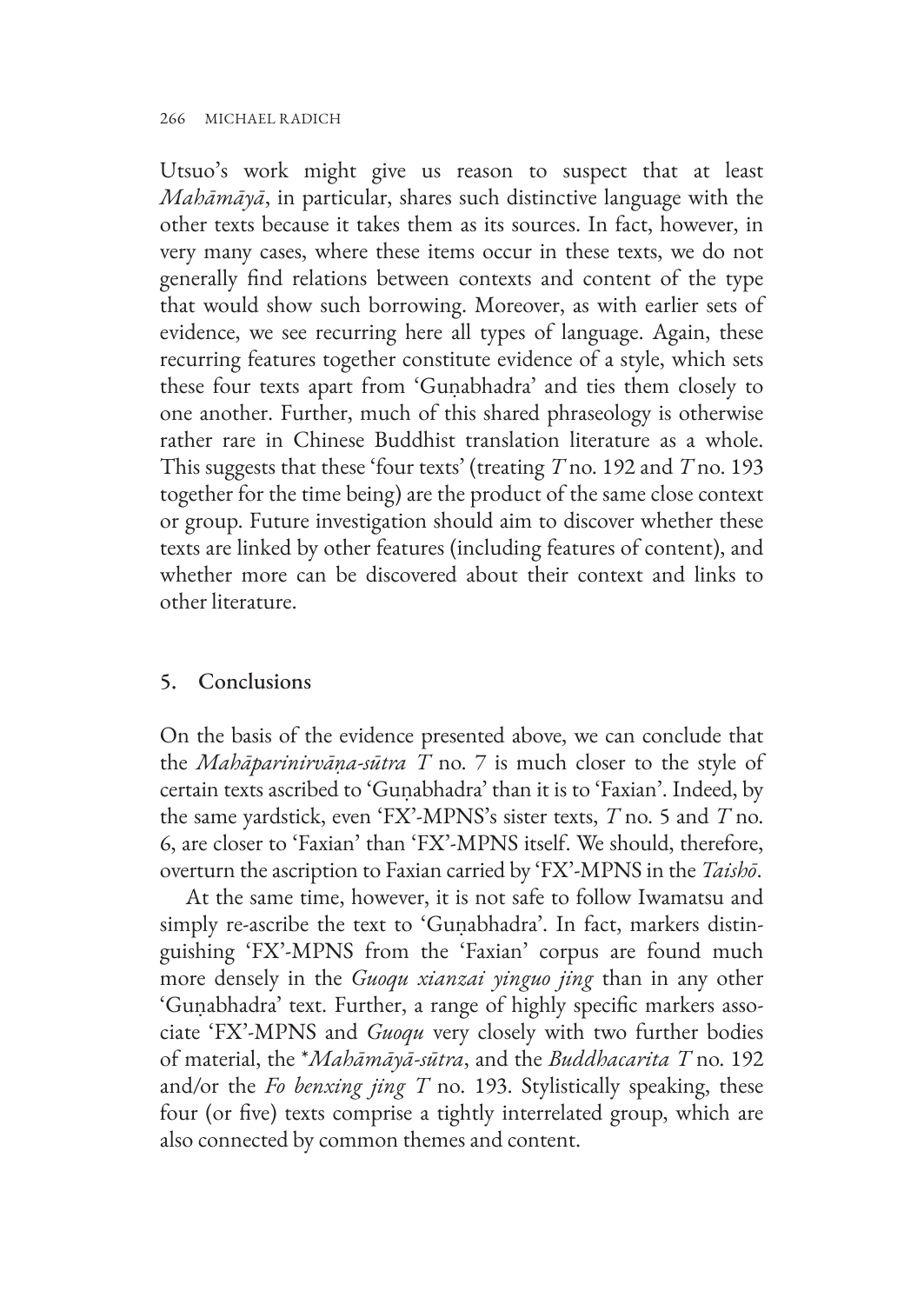Utsuo's work might give us reason to suspect that at least *Mahāmāyā*, in particular, shares such distinctive language with the other texts because it takes them as its sources. In fact, however, in very many cases, where these items occur in these texts, we do not generally find relations between contexts and content of the type that would show such borrowing. Moreover, as with earlier sets of evidence, we see recurring here all types of language. Again, these recurring features together constitute evidence of a style, which sets these four texts apart from 'Guṇabhadra' and ties them closely to one another. Further, much of this shared phraseology is otherwise rather rare in Chinese Buddhist translation literature as a whole. This suggests that these 'four texts' (treating *T* no. 192 and *T* no. 193 together for the time being) are the product of the same close context or group. Future investigation should aim to discover whether these texts are linked by other features (including features of content), and whether more can be discovered about their context and links to other literature.

## 5. Conclusions

On the basis of the evidence presented above, we can conclude that the *Mahāparinirvāṇa-sūtra T* no. 7 is much closer to the style of certain texts ascribed to 'Guṇabhadra' than it is to 'Faxian'. Indeed, by the same yardstick, even 'FX'-MPNS's sister texts, *T* no. 5 and *T* no. 6, are closer to 'Faxian' than 'FX'-MPNS itself. We should, therefore, overturn the ascription to Faxian carried by 'FX'-MPNS in the *Taishō*.

At the same time, however, it is not safe to follow Iwamatsu and simply re-ascribe the text to 'Guṇabhadra'. In fact, markers distinguishing 'FX'-MPNS from the 'Faxian' corpus are found much more densely in the *Guoqu xianzai yinguo jing* than in any other 'Guṇabhadra' text. Further, a range of highly specific markers associate 'FX'-MPNS and *Guoqu* very closely with two further bodies of material, the \**Mahāmāyā-sūtra*, and the *Buddhacarita T* no. 192 and/or the *Fo benxing jing T* no. 193. Stylistically speaking, these four (or five) texts comprise a tightly interrelated group, which are also connected by common themes and content.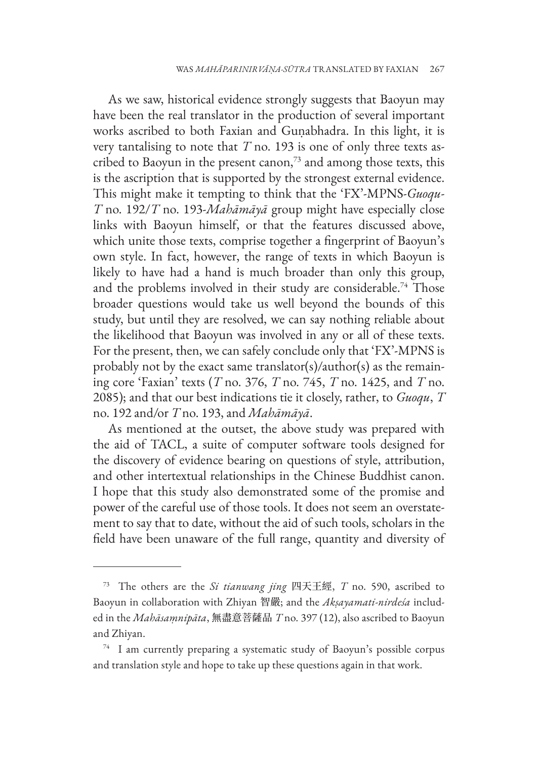As we saw, historical evidence strongly suggests that Baoyun may have been the real translator in the production of several important works ascribed to both Faxian and Guṇabhadra. In this light, it is very tantalising to note that *T* no. 193 is one of only three texts ascribed to Baoyun in the present canon,[73] and among those texts, this is the ascription that is supported by the strongest external evidence. This might make it tempting to think that the 'FX'-MPNS-*Guoqu*-*T* no. 192/*T* no. 193-*Mahāmāyā* group might have especially close links with Baoyun himself, or that the features discussed above, which unite those texts, comprise together a fingerprint of Baoyun's own style. In fact, however, the range of texts in which Baoyun is likely to have had a hand is much broader than only this group, and the problems involved in their study are considerable.[74] Those broader questions would take us well beyond the bounds of this study, but until they are resolved, we can say nothing reliable about the likelihood that Baoyun was involved in any or all of these texts. For the present, then, we can safely conclude only that 'FX'-MPNS is probably not by the exact same translator(s)/author(s) as the remaining core 'Faxian' texts (*T* no. 376, *T* no. 745, *T* no. 1425, and *T* no. 2085); and that our best indications tie it closely, rather, to *Guoqu*, *T* no. 192 and/or *T* no. 193, and *Mahāmāyā*.

As mentioned at the outset, the above study was prepared with the aid of TACL, a suite of computer software tools designed for the discovery of evidence bearing on questions of style, attribution, and other intertextual relationships in the Chinese Buddhist canon. I hope that this study also demonstrated some of the promise and power of the careful use of those tools. It does not seem an overstatement to say that to date, without the aid of such tools, scholars in the field have been unaware of the full range, quantity and diversity of

---

[73] The others are the *Si tianwang jing* 四天王經, *T* no. 590, ascribed to Baoyun in collaboration with Zhiyan 智嚴; and the *Akṣayamati-nirdeśa* included in the *Mahāsaṃnipāta*, 無盡意菩薩品 *T* no. 397 (12), also ascribed to Baoyun and Zhiyan.

[74] I am currently preparing a systematic study of Baoyun's possible corpus and translation style and hope to take up these questions again in that work.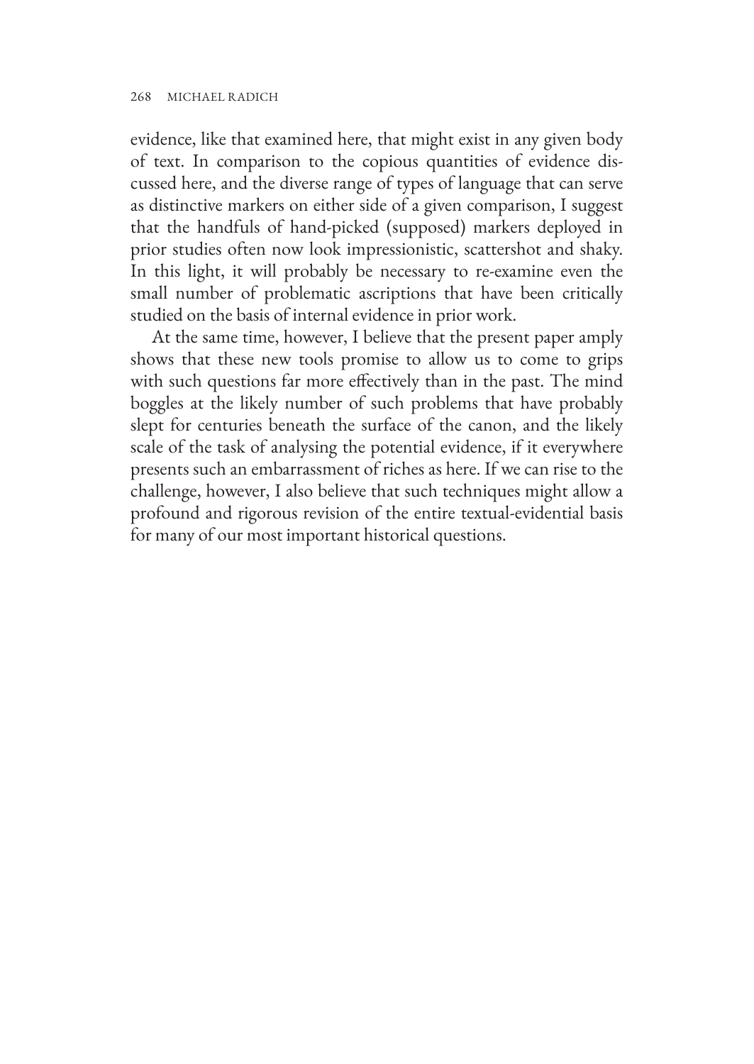evidence, like that examined here, that might exist in any given body of text. In comparison to the copious quantities of evidence discussed here, and the diverse range of types of language that can serve as distinctive markers on either side of a given comparison, I suggest that the handfuls of hand-picked (supposed) markers deployed in prior studies often now look impressionistic, scattershot and shaky. In this light, it will probably be necessary to re-examine even the small number of problematic ascriptions that have been critically studied on the basis of internal evidence in prior work.

At the same time, however, I believe that the present paper amply shows that these new tools promise to allow us to come to grips with such questions far more effectively than in the past. The mind boggles at the likely number of such problems that have probably slept for centuries beneath the surface of the canon, and the likely scale of the task of analysing the potential evidence, if it everywhere presents such an embarrassment of riches as here. If we can rise to the challenge, however, I also believe that such techniques might allow a profound and rigorous revision of the entire textual-evidential basis for many of our most important historical questions.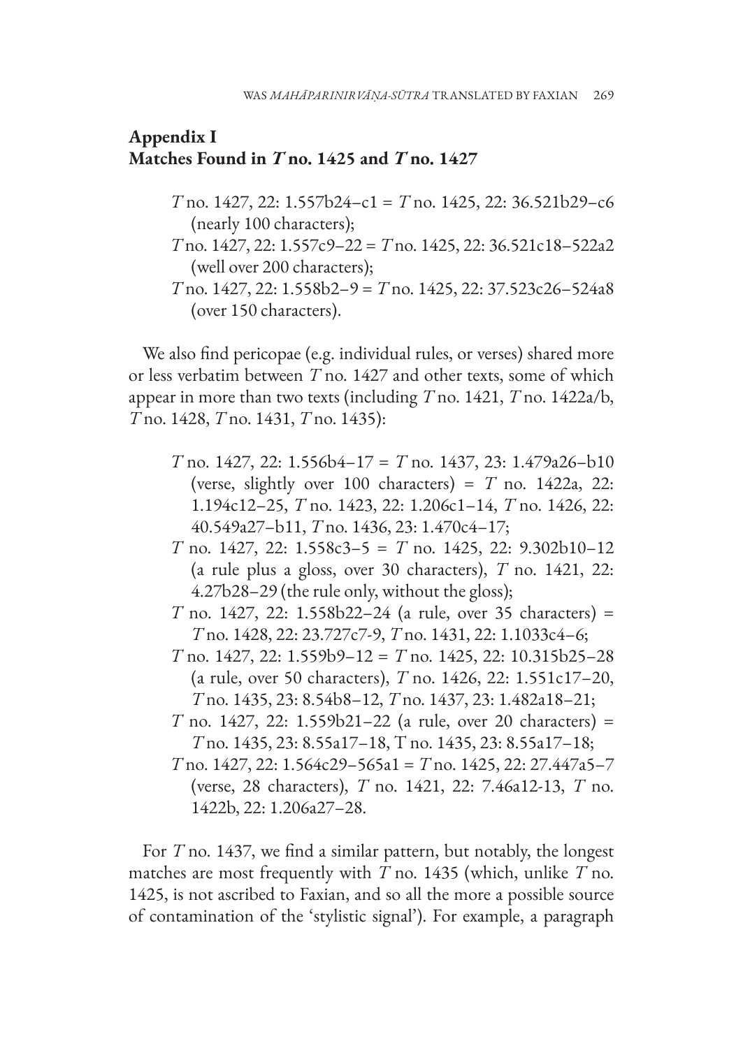## Appendix I
## Matches Found in *T* no. 1425 and *T* no. 1427

- *T* no. 1427, 22: 1.557b24–c1 = *T* no. 1425, 22: 36.521b29–c6 (nearly 100 characters);
- *T* no. 1427, 22: 1.557c9–22 = *T* no. 1425, 22: 36.521c18–522a2 (well over 200 characters);
- *T* no. 1427, 22: 1.558b2–9 = *T* no. 1425, 22: 37.523c26–524a8 (over 150 characters).

We also find pericopae (e.g. individual rules, or verses) shared more or less verbatim between *T* no. 1427 and other texts, some of which appear in more than two texts (including *T* no. 1421, *T* no. 1422a/b, *T* no. 1428, *T* no. 1431, *T* no. 1435):

- *T* no. 1427, 22: 1.556b4–17 = *T* no. 1437, 23: 1.479a26–b10 (verse, slightly over 100 characters) = *T* no. 1422a, 22: 1.194c12–25, *T* no. 1423, 22: 1.206c1–14, *T* no. 1426, 22: 40.549a27–b11, *T* no. 1436, 23: 1.470c4–17;
- *T* no. 1427, 22: 1.558c3–5 = *T* no. 1425, 22: 9.302b10–12 (a rule plus a gloss, over 30 characters), *T* no. 1421, 22: 4.27b28–29 (the rule only, without the gloss);
- *T* no. 1427, 22: 1.558b22–24 (a rule, over 35 characters) = *T* no. 1428, 22: 23.727c7-9, *T* no. 1431, 22: 1.1033c4–6;
- *T* no. 1427, 22: 1.559b9–12 = *T* no. 1425, 22: 10.315b25–28 (a rule, over 50 characters), *T* no. 1426, 22: 1.551c17–20, *T* no. 1435, 23: 8.54b8–12, *T* no. 1437, 23: 1.482a18–21;
- *T* no. 1427, 22: 1.559b21–22 (a rule, over 20 characters) = *T* no. 1435, 23: 8.55a17–18, T no. 1435, 23: 8.55a17–18;
- *T* no. 1427, 22: 1.564c29–565a1 = *T* no. 1425, 22: 27.447a5–7 (verse, 28 characters), *T* no. 1421, 22: 7.46a12-13, *T* no. 1422b, 22: 1.206a27–28.

For *T* no. 1437, we find a similar pattern, but notably, the longest matches are most frequently with *T* no. 1435 (which, unlike *T* no. 1425, is not ascribed to Faxian, and so all the more a possible source of contamination of the 'stylistic signal'). For example, a paragraph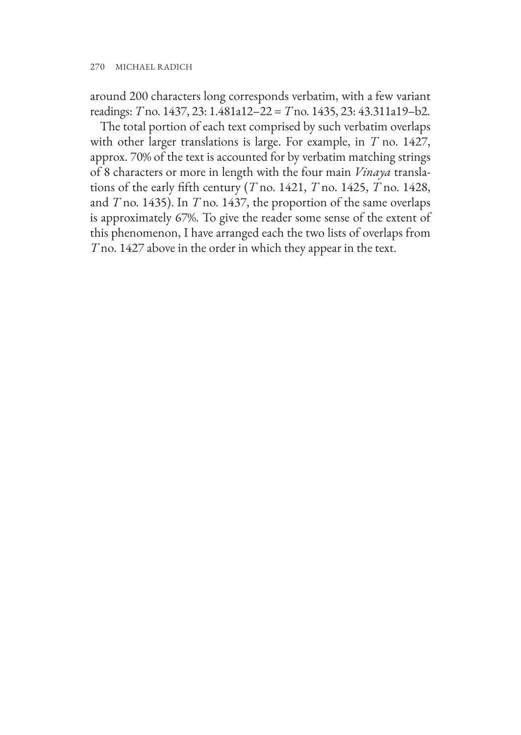around 200 characters long corresponds verbatim, with a few variant readings: *T* no. 1437, 23: 1.481a12–22 = *T* no. 1435, 23: 43.311a19–b2.

The total portion of each text comprised by such verbatim overlaps with other larger translations is large. For example, in *T* no. 1427, approx. 70% of the text is accounted for by verbatim matching strings of 8 characters or more in length with the four main *Vinaya* translations of the early fifth century (*T* no. 1421, *T* no. 1425, *T* no. 1428, and *T* no. 1435). In *T* no. 1437, the proportion of the same overlaps is approximately 67%. To give the reader some sense of the extent of this phenomenon, I have arranged each the two lists of overlaps from *T* no. 1427 above in the order in which they appear in the text.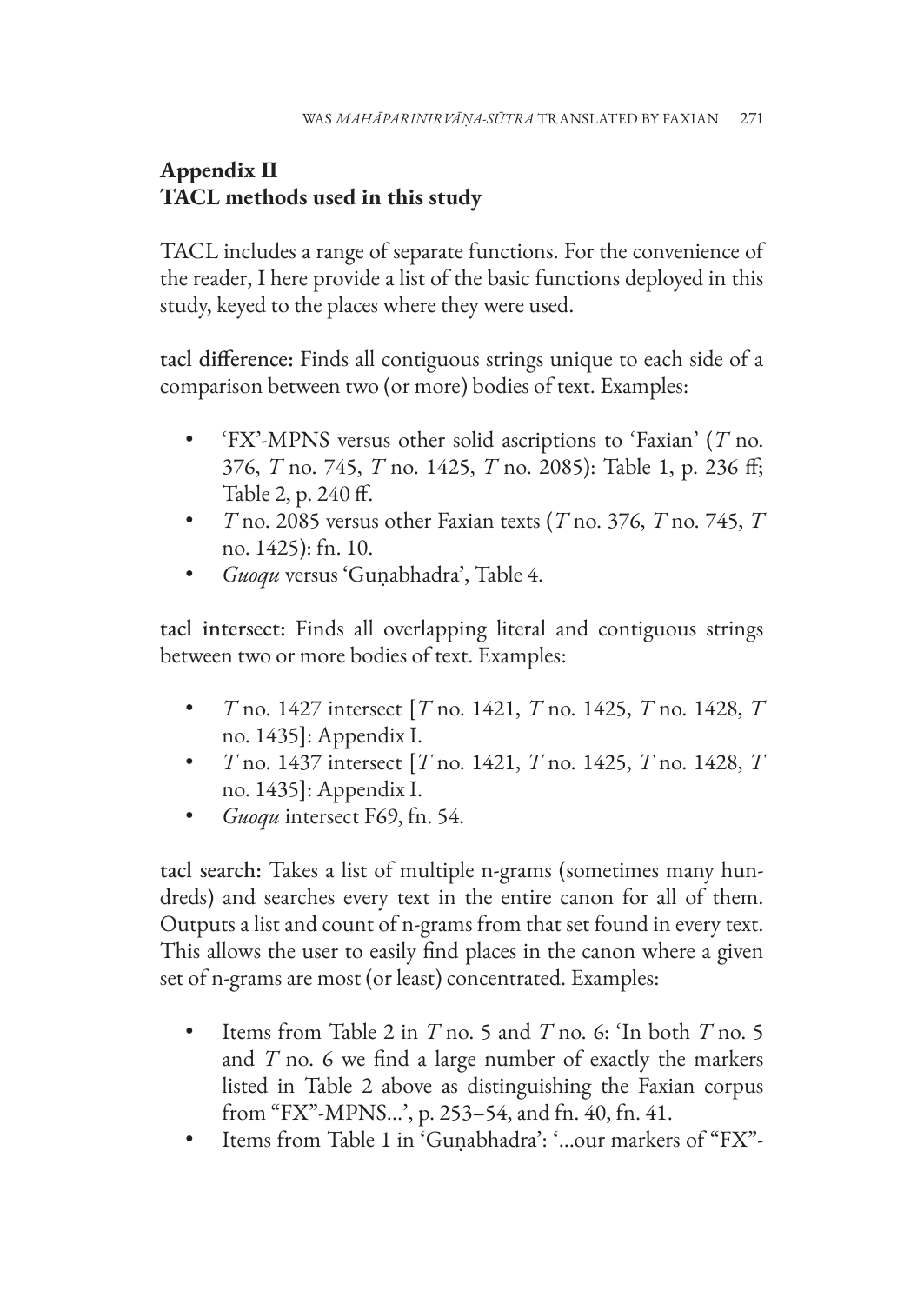## Appendix II
## TACL methods used in this study

TACL includes a range of separate functions. For the convenience of the reader, I here provide a list of the basic functions deployed in this study, keyed to the places where they were used.

**tacl difference:** Finds all contiguous strings unique to each side of a comparison between two (or more) bodies of text. Examples:

- 'FX'-MPNS versus other solid ascriptions to 'Faxian' (*T* no. 376, *T* no. 745, *T* no. 1425, *T* no. 2085): Table 1, p. 236 ff; Table 2, p. 240 ff.
- *T* no. 2085 versus other Faxian texts (*T* no. 376, *T* no. 745, *T* no. 1425): fn. 10.
- *Guoqu* versus 'Guṇabhadra', Table 4.

**tacl intersect:** Finds all overlapping literal and contiguous strings between two or more bodies of text. Examples:

- *T* no. 1427 intersect [*T* no. 1421, *T* no. 1425, *T* no. 1428, *T* no. 1435]: Appendix I.
- *T* no. 1437 intersect [*T* no. 1421, *T* no. 1425, *T* no. 1428, *T* no. 1435]: Appendix I.
- *Guoqu* intersect F69, fn. 54.

**tacl search:** Takes a list of multiple n-grams (sometimes many hundreds) and searches every text in the entire canon for all of them. Outputs a list and count of n-grams from that set found in every text. This allows the user to easily find places in the canon where a given set of n-grams are most (or least) concentrated. Examples:

- Items from Table 2 in *T* no. 5 and *T* no. 6: 'In both *T* no. 5 and *T* no. 6 we find a large number of exactly the markers listed in Table 2 above as distinguishing the Faxian corpus from "FX"-MPNS...', p. 253–54, and fn. 40, fn. 41.
- Items from Table 1 in 'Guṇabhadra': '...our markers of "FX"-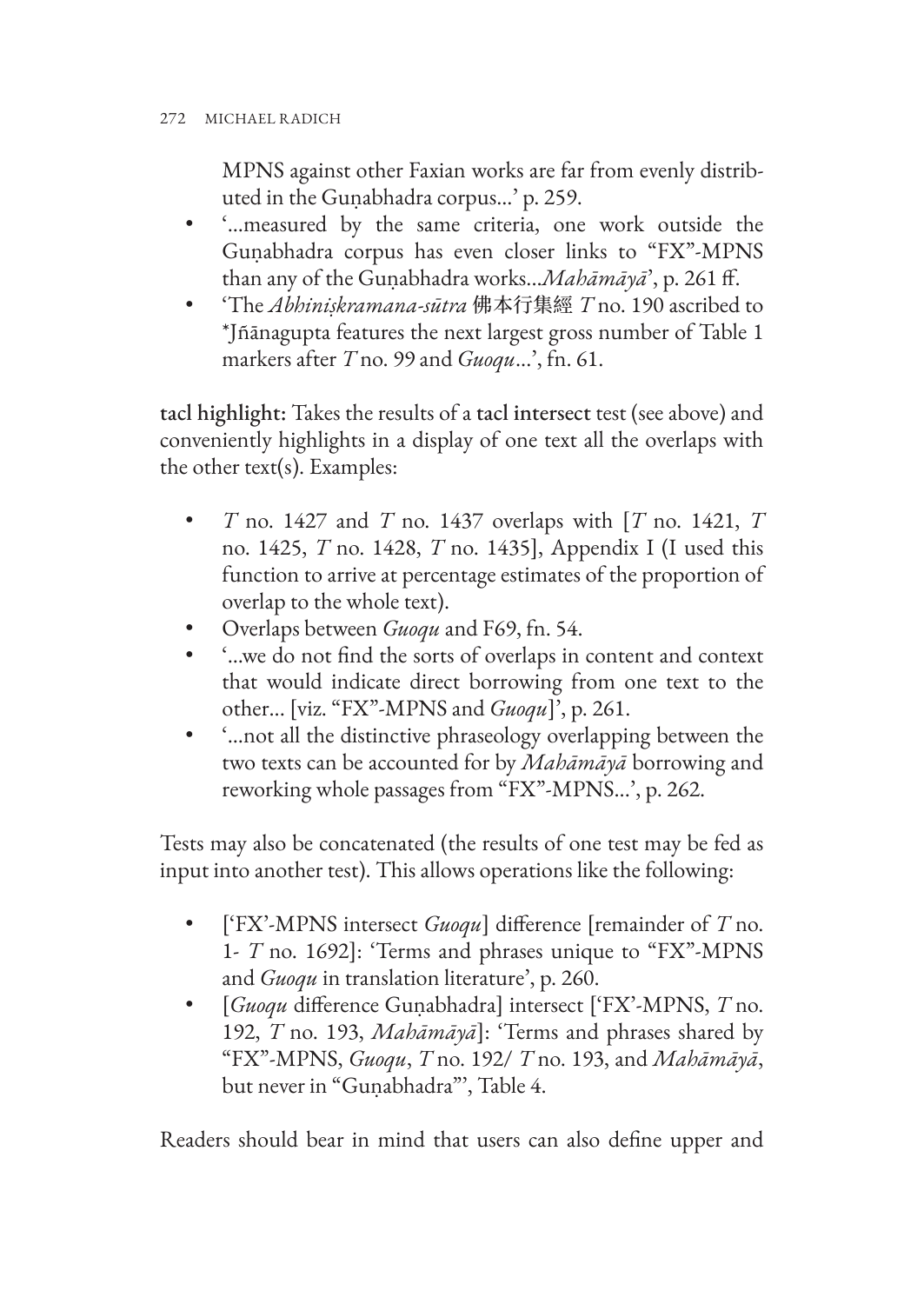MPNS against other Faxian works are far from evenly distributed in the Guṇabhadra corpus...' p. 259.

- '...measured by the same criteria, one work outside the Guṇabhadra corpus has even closer links to "FX"-MPNS than any of the Guṇabhadra works...*Mahāmāyā*', p. 261 ff.
- 'The *Abhiniṣkramana-sūtra* 佛本行集經 *T* no. 190 ascribed to *Jñānagupta features the next largest gross number of Table 1 markers after *T* no. 99 and *Guoqu*...', fn. 61.

**tacl highlight:** Takes the results of a **tacl intersect** test (see above) and conveniently highlights in a display of one text all the overlaps with the other text(s). Examples:

- *T* no. 1427 and *T* no. 1437 overlaps with [*T* no. 1421, *T* no. 1425, *T* no. 1428, *T* no. 1435], Appendix I (I used this function to arrive at percentage estimates of the proportion of overlap to the whole text).
- Overlaps between *Guoqu* and F69, fn. 54.
- '...we do not find the sorts of overlaps in content and context that would indicate direct borrowing from one text to the other... [viz. "FX"-MPNS and *Guoqu*]', p. 261.
- '...not all the distinctive phraseology overlapping between the two texts can be accounted for by *Mahāmāyā* borrowing and reworking whole passages from "FX"-MPNS...', p. 262.

Tests may also be concatenated (the results of one test may be fed as input into another test). This allows operations like the following:

- ['FX'-MPNS intersect *Guoqu*] difference [remainder of *T* no. 1- *T* no. 1692]: 'Terms and phrases unique to "FX"-MPNS and *Guoqu* in translation literature', p. 260.
- [*Guoqu* difference Guṇabhadra] intersect ['FX'-MPNS, *T* no. 192, *T* no. 193, *Mahāmāyā*]: 'Terms and phrases shared by "FX"-MPNS, *Guoqu*, *T* no. 192/ *T* no. 193, and *Mahāmāyā*, but never in "Guṇabhadra"', Table 4.

Readers should bear in mind that users can also define upper and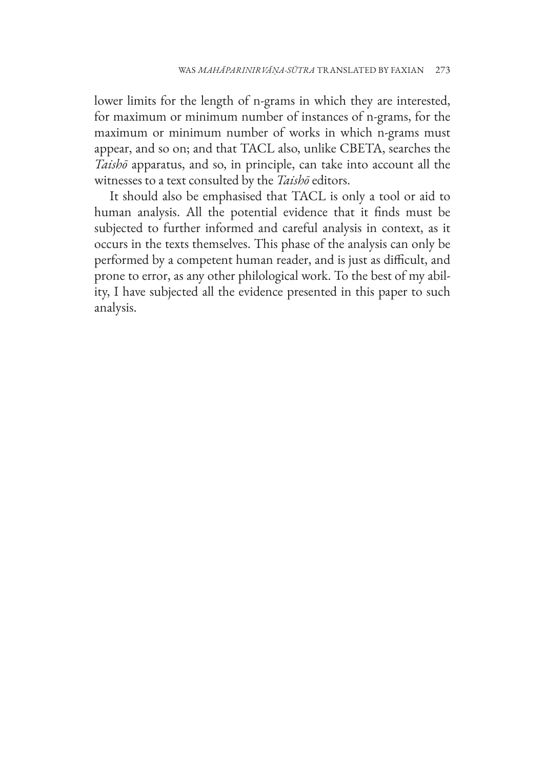lower limits for the length of n-grams in which they are interested, for maximum or minimum number of instances of n-grams, for the maximum or minimum number of works in which n-grams must appear, and so on; and that TACL also, unlike CBETA, searches the *Taishō* apparatus, and so, in principle, can take into account all the witnesses to a text consulted by the *Taishō* editors.

It should also be emphasised that TACL is only a tool or aid to human analysis. All the potential evidence that it finds must be subjected to further informed and careful analysis in context, as it occurs in the texts themselves. This phase of the analysis can only be performed by a competent human reader, and is just as difficult, and prone to error, as any other philological work. To the best of my ability, I have subjected all the evidence presented in this paper to such analysis.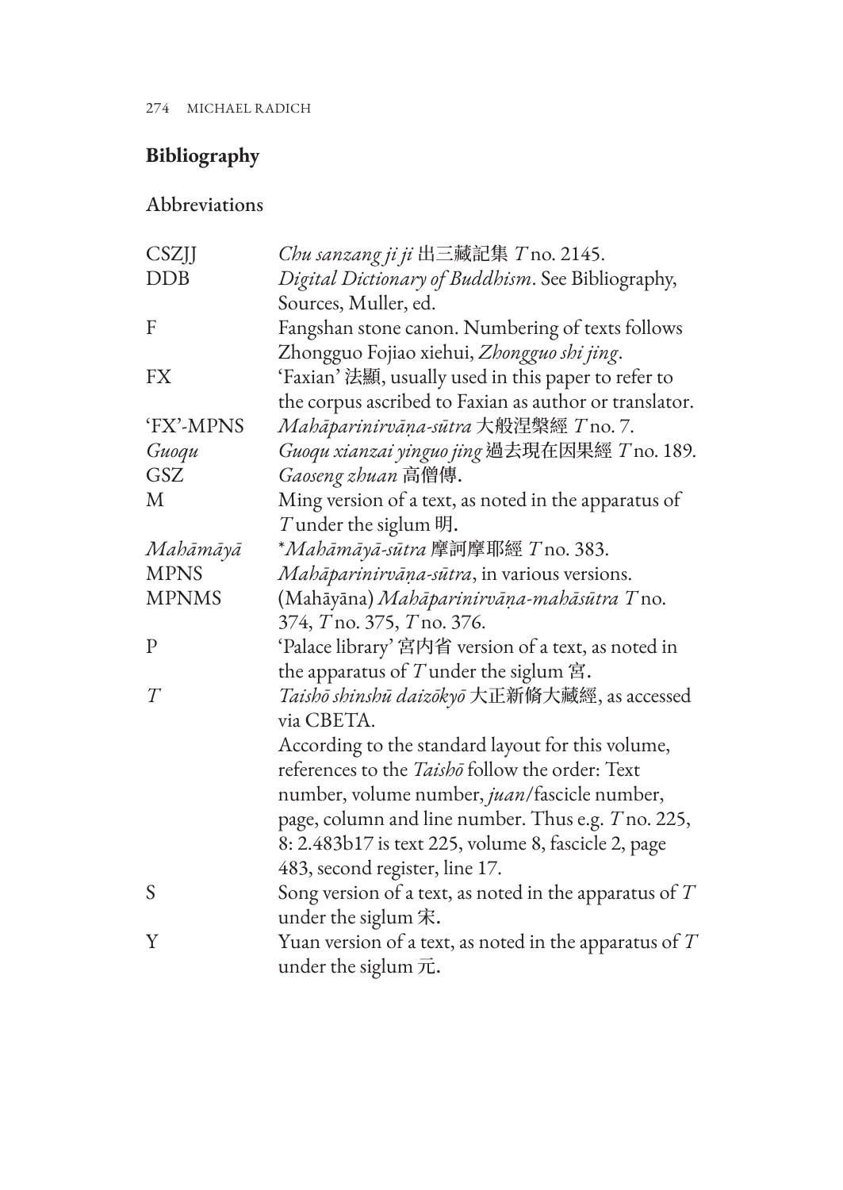## Bibliography

### Abbreviations

| | |
|---|---|
| CSZJJ | *Chu sanzang ji ji* 出三藏記集 *T* no. 2145. |
| DDB | *Digital Dictionary of Buddhism*. See Bibliography, Sources, Muller, ed. |
| F | Fangshan stone canon. Numbering of texts follows Zhongguo Fojiao xiehui, *Zhongguo shi jing*. |
| FX | 'Faxian' 法顯, usually used in this paper to refer to the corpus ascribed to Faxian as author or translator. |
| 'FX'-MPNS | *Mahāparinirvāṇa-sūtra* 大般涅槃經 *T* no. 7. |
| *Guoqu* | *Guoqu xianzai yinguo jing* 過去現在因果經 *T* no. 189. |
| GSZ | *Gaoseng zhuan* 高僧傳. |
| M | Ming version of a text, as noted in the apparatus of *T* under the siglum 明. |
| *Mahāmāyā* | *\*Mahāmāyā-sūtra* 摩訶摩耶經 *T* no. 383. |
| MPNS | *Mahāparinirvāṇa-sūtra*, in various versions. |
| MPNMS | (Mahāyāna) *Mahāparinirvāṇa-mahāsūtra* *T* no. 374, *T* no. 375, *T* no. 376. |
| P | 'Palace library' 宮內省 version of a text, as noted in the apparatus of *T* under the siglum 宮. |
| *T* | *Taishō shinshū daizōkyō* 大正新脩大藏經, as accessed via CBETA. According to the standard layout for this volume, references to the *Taishō* follow the order: Text number, volume number, *juan*/fascicle number, page, column and line number. Thus e.g. *T* no. 225, 8: 2.483b17 is text 225, volume 8, fascicle 2, page 483, second register, line 17. |
| S | Song version of a text, as noted in the apparatus of *T* under the siglum 宋. |
| Y | Yuan version of a text, as noted in the apparatus of *T* under the siglum 元. |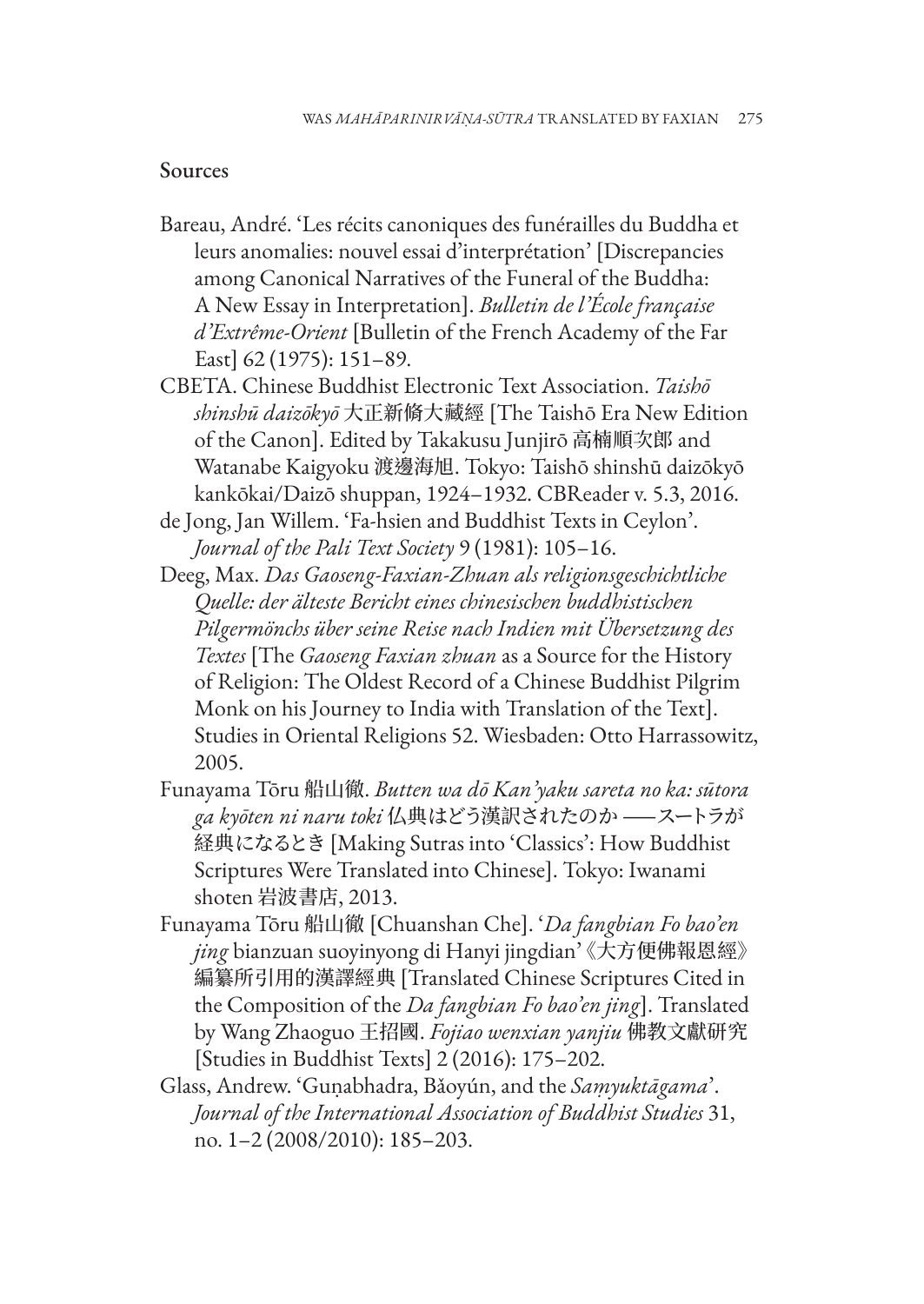## Sources

Bareau, André. 'Les récits canoniques des funérailles du Buddha et leurs anomalies: nouvel essai d'interprétation' [Discrepancies among Canonical Narratives of the Funeral of the Buddha: A New Essay in Interpretation]. *Bulletin de l'École française d'Extrême-Orient* [Bulletin of the French Academy of the Far East] 62 (1975): 151–89.

CBETA. Chinese Buddhist Electronic Text Association. *Taishō shinshū daizōkyō* 大正新脩大藏經 [The Taishō Era New Edition of the Canon]. Edited by Takakusu Junjirō 高楠順次郎 and Watanabe Kaigyoku 渡邊海旭. Tokyo: Taishō shinshū daizōkyō kankōkai/Daizō shuppan, 1924–1932. CBReader v. 5.3, 2016.

de Jong, Jan Willem. 'Fa-hsien and Buddhist Texts in Ceylon'. *Journal of the Pali Text Society* 9 (1981): 105–16.

Deeg, Max. *Das Gaoseng-Faxian-Zhuan als religionsgeschichtliche Quelle: der älteste Bericht eines chinesischen buddhistischen Pilgermönchs über seine Reise nach Indien mit Übersetzung des Textes* [The *Gaoseng Faxian zhuan* as a Source for the History of Religion: The Oldest Record of a Chinese Buddhist Pilgrim Monk on his Journey to India with Translation of the Text]. Studies in Oriental Religions 52. Wiesbaden: Otto Harrassowitz, 2005.

Funayama Tōru 船山徹. *Butten wa dō Kan'yaku sareta no ka: sūtora ga kyōten ni naru toki* 仏典はどう漢訳されたのか ——スートラが経典になるとき [Making Sutras into 'Classics': How Buddhist Scriptures Were Translated into Chinese]. Tokyo: Iwanami shoten 岩波書店, 2013.

Funayama Tōru 船山徹 [Chuanshan Che]. '*Da fangbian Fo bao'en jing* bianzuan suoyinyong di Hanyi jingdian'《大方便佛報恩經》編纂所引用的漢譯經典 [Translated Chinese Scriptures Cited in the Composition of the *Da fangbian Fo bao'en jing*]. Translated by Wang Zhaoguo 王招國. *Fojiao wenxian yanjiu* 佛教文獻研究 [Studies in Buddhist Texts] 2 (2016): 175–202.

Glass, Andrew. 'Guṇabhadra, Bǎoyún, and the *Saṃyuktāgama*'. *Journal of the International Association of Buddhist Studies* 31, no. 1–2 (2008/2010): 185–203.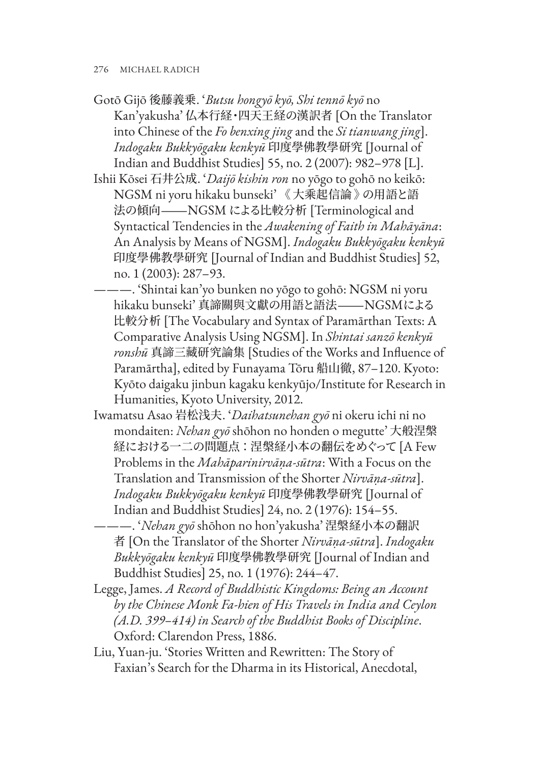Gotō Gijō 後藤義乗. '*Butsu hongyō kyō, Shi tennō kyō* no Kan'yakusha' 仏本行経・四天王経の漢訳者 [On the Translator into Chinese of the *Fo benxing jing* and the *Si tianwang jing*]. *Indogaku Bukkyōgaku kenkyū* 印度學佛教學研究 [Journal of Indian and Buddhist Studies] 55, no. 2 (2007): 982–978 [L].

Ishii Kōsei 石井公成. '*Daijō kishin ron* no yōgo to gohō no keikō: NGSM ni yoru hikaku bunseki' 《大乗起信論》の用語と語法の傾向——NGSM による比較分析 [Terminological and Syntactical Tendencies in the *Awakening of Faith in Mahāyāna*: An Analysis by Means of NGSM]. *Indogaku Bukkyōgaku kenkyū* 印度學佛教學研究 [Journal of Indian and Buddhist Studies] 52, no. 1 (2003): 287–93.

———. 'Shintai kan'yo bunken no yōgo to gohō: NGSM ni yoru hikaku bunseki' 真諦關與文獻の用語と語法——NGSMによる比較分析 [The Vocabulary and Syntax of Paramārthan Texts: A Comparative Analysis Using NGSM]. In *Shintai sanzō kenkyū ronshū* 真諦三藏研究論集 [Studies of the Works and Influence of Paramārtha], edited by Funayama Tōru 船山徹, 87–120. Kyoto: Kyōto daigaku jinbun kagaku kenkyūjo/Institute for Research in Humanities, Kyoto University, 2012.

Iwamatsu Asao 岩松浅夫. '*Daihatsunehan gyō* ni okeru ichi ni no mondaiten: *Nehan gyō* shōhon no honden o megutte' 大般涅槃経における一二の問題点：涅槃経小本の翻伝をめぐって [A Few Problems in the *Mahāparinirvāṇa-sūtra*: With a Focus on the Translation and Transmission of the Shorter *Nirvāṇa-sūtra*]. *Indogaku Bukkyōgaku kenkyū* 印度學佛教學研究 [Journal of Indian and Buddhist Studies] 24, no. 2 (1976): 154–55.

———. '*Nehan gyō* shōhon no hon'yakusha' 涅槃経小本の翻訳者 [On the Translator of the Shorter *Nirvāṇa-sūtra*]. *Indogaku Bukkyōgaku kenkyū* 印度學佛教學研究 [Journal of Indian and Buddhist Studies] 25, no. 1 (1976): 244–47.

Legge, James. *A Record of Buddhistic Kingdoms: Being an Account by the Chinese Monk Fa-hien of His Travels in India and Ceylon (A.D. 399–414) in Search of the Buddhist Books of Discipline*. Oxford: Clarendon Press, 1886.

Liu, Yuan-ju. 'Stories Written and Rewritten: The Story of Faxian's Search for the Dharma in its Historical, Anecdotal,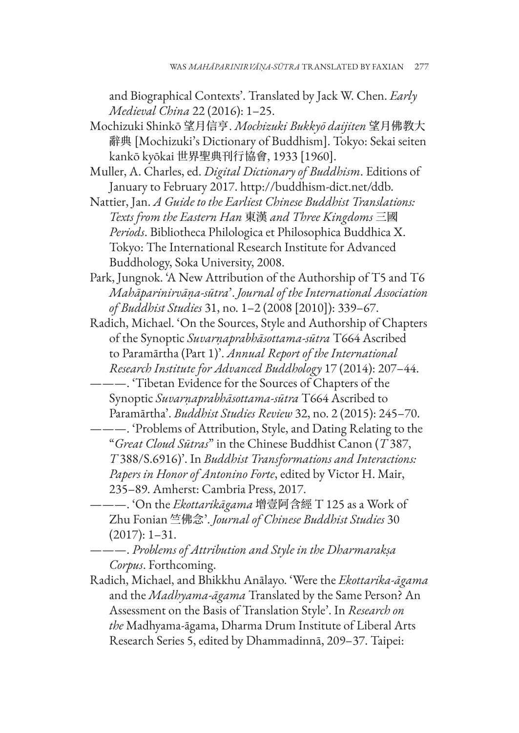and Biographical Contexts'. Translated by Jack W. Chen. *Early Medieval China* 22 (2016): 1–25.

Mochizuki Shinkō 望月信亨. *Mochizuki Bukkyō daijiten* 望月佛教大辭典 [Mochizuki's Dictionary of Buddhism]. Tokyo: Sekai seiten kankō kyōkai 世界聖典刊行協會, 1933 [1960].

Muller, A. Charles, ed. *Digital Dictionary of Buddhism*. Editions of January to February 2017. http://buddhism-dict.net/ddb.

Nattier, Jan. *A Guide to the Earliest Chinese Buddhist Translations: Texts from the Eastern Han* 東漢 *and Three Kingdoms* 三國 *Periods*. Bibliotheca Philologica et Philosophica Buddhica X. Tokyo: The International Research Institute for Advanced Buddhology, Soka University, 2008.

Park, Jungnok. 'A New Attribution of the Authorship of T5 and T6 *Mahāparinirvāṇa-sūtra*'. *Journal of the International Association of Buddhist Studies* 31, no. 1–2 (2008 [2010]): 339–67.

Radich, Michael. 'On the Sources, Style and Authorship of Chapters of the Synoptic *Suvarṇaprabhāsottama-sūtra* T664 Ascribed to Paramārtha (Part 1)'. *Annual Report of the International Research Institute for Advanced Buddhology* 17 (2014): 207–44.

———. 'Tibetan Evidence for the Sources of Chapters of the Synoptic *Suvarṇaprabhāsottama-sūtra* T664 Ascribed to Paramārtha'. *Buddhist Studies Review* 32, no. 2 (2015): 245–70.

———. 'Problems of Attribution, Style, and Dating Relating to the "*Great Cloud Sūtras*" in the Chinese Buddhist Canon (*T* 387, *T* 388/S.6916)'. In *Buddhist Transformations and Interactions: Papers in Honor of Antonino Forte*, edited by Victor H. Mair, 235–89. Amherst: Cambria Press, 2017.

———. 'On the *Ekottarikāgama* 增壹阿含經 T 125 as a Work of Zhu Fonian 竺佛念'. *Journal of Chinese Buddhist Studies* 30 (2017): 1–31.

———. *Problems of Attribution and Style in the Dharmarakṣa Corpus*. Forthcoming.

Radich, Michael, and Bhikkhu Anālayo. 'Were the *Ekottarika-āgama* and the *Madhyama-āgama* Translated by the Same Person? An Assessment on the Basis of Translation Style'. In *Research on the* Madhyama-āgama, Dharma Drum Institute of Liberal Arts Research Series 5, edited by Dhammadinnā, 209–37. Taipei: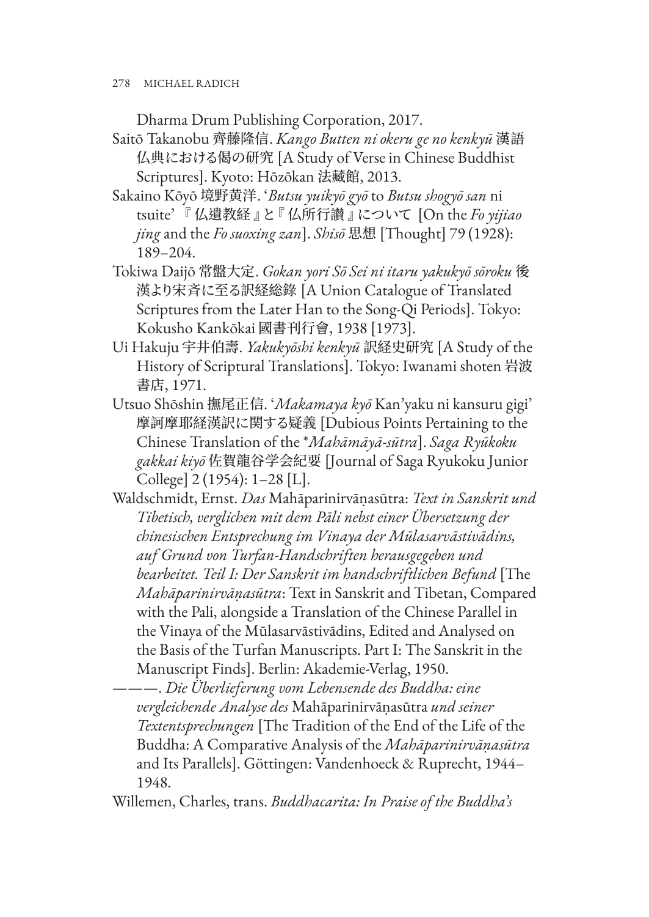Dharma Drum Publishing Corporation, 2017.

Saitō Takanobu 齊藤隆信. *Kango Butten ni okeru ge no kenkyū* 漢語仏典における偈の研究 [A Study of Verse in Chinese Buddhist Scriptures]. Kyoto: Hōzōkan 法藏館, 2013.

Sakaino Kōyō 境野黄洋. '*Butsu yuikyō gyō* to *Butsu shogyō san* ni tsuite' 『仏遺教経』と『仏所行讃』について [On the *Fo yijiao jing* and the *Fo suoxing zan*]. *Shisō* 思想 [Thought] 79 (1928): 189–204.

Tokiwa Daijō 常盤大定. *Gokan yori Sō Sei ni itaru yakukyō sōroku* 後漢より宋斉に至る訳経総録 [A Union Catalogue of Translated Scriptures from the Later Han to the Song-Qi Periods]. Tokyo: Kokusho Kankōkai 國書刊行會, 1938 [1973].

Ui Hakuju 宇井伯壽. *Yakukyōshi kenkyū* 訳経史研究 [A Study of the History of Scriptural Translations]. Tokyo: Iwanami shoten 岩波書店, 1971.

Utsuo Shōshin 撫尾正信. '*Makamaya kyō* Kan'yaku ni kansuru gigi' 摩訶摩耶経漢訳に関する疑義 [Dubious Points Pertaining to the Chinese Translation of the \**Mahāmāyā-sūtra*]. *Saga Ryūkoku gakkai kiyō* 佐賀龍谷学会紀要 [Journal of Saga Ryukoku Junior College] 2 (1954): 1–28 [L].

Waldschmidt, Ernst. *Das* Mahāparinirvāṇasūtra: *Text in Sanskrit und Tibetisch, verglichen mit dem Pāli nebst einer Übersetzung der chinesischen Entsprechung im Vinaya der Mūlasarvāstivādins, auf Grund von Turfan-Handschriften herausgegeben und bearbeitet. Teil I: Der Sanskrit im handschriftlichen Befund* [The *Mahāparinirvāṇasūtra*: Text in Sanskrit and Tibetan, Compared with the Pali, alongside a Translation of the Chinese Parallel in the Vinaya of the Mūlasarvāstivādins, Edited and Analysed on the Basis of the Turfan Manuscripts. Part I: The Sanskrit in the Manuscript Finds]. Berlin: Akademie-Verlag, 1950.

———. *Die Überlieferung vom Lebensende des Buddha: eine vergleichende Analyse des* Mahāparinirvāṇasūtra *und seiner Textentsprechungen* [The Tradition of the End of the Life of the Buddha: A Comparative Analysis of the *Mahāparinirvāṇasūtra* and Its Parallels]. Göttingen: Vandenhoeck & Ruprecht, 1944–1948.

Willemen, Charles, trans. *Buddhacarita: In Praise of the Buddha's*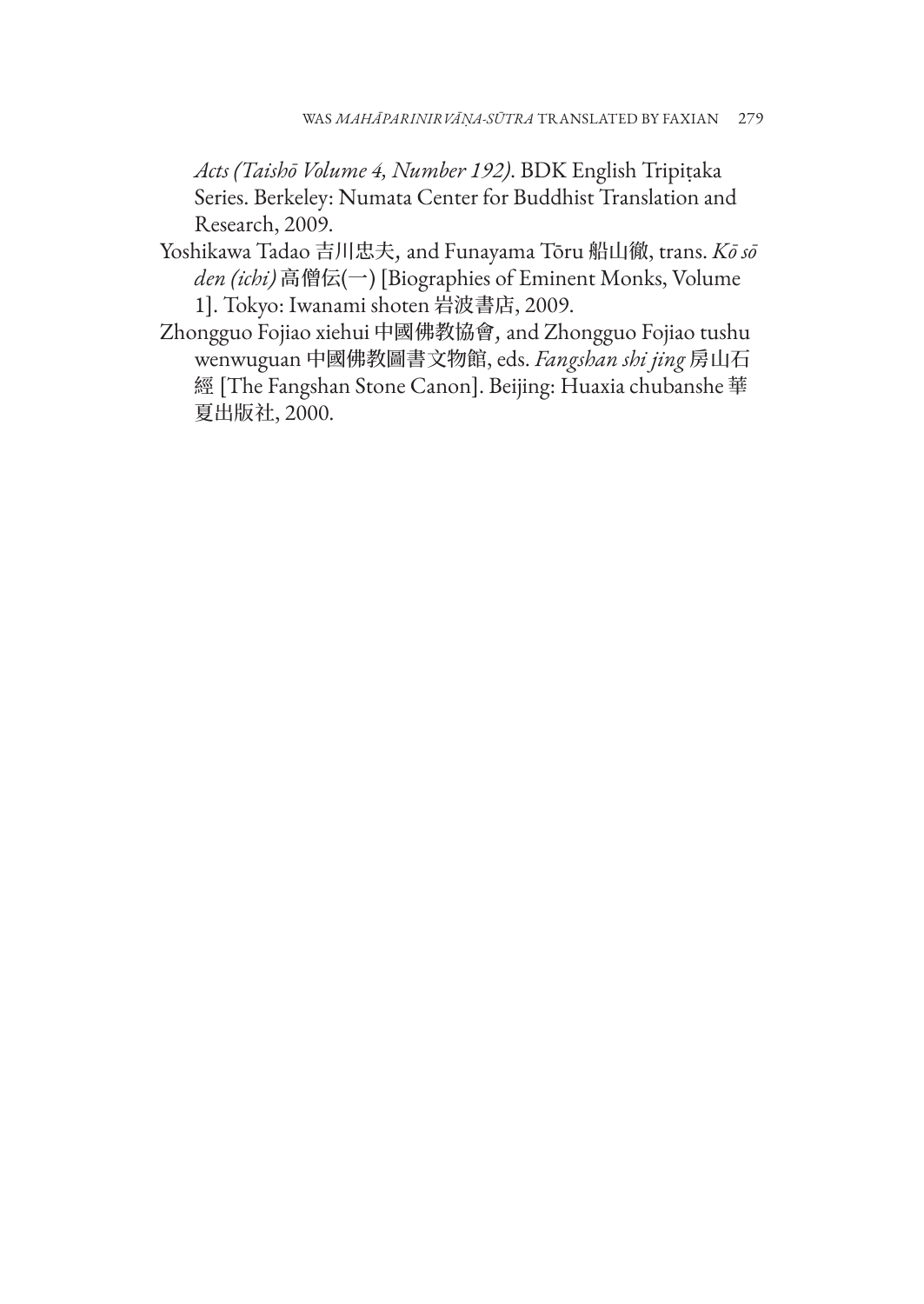*Acts (Taishō Volume 4, Number 192)*. BDK English Tripiṭaka Series. Berkeley: Numata Center for Buddhist Translation and Research, 2009.

Yoshikawa Tadao 吉川忠夫, and Funayama Tōru 船山徹, trans. *Kō sō den (ichi)* 高僧伝(一) [Biographies of Eminent Monks, Volume 1]. Tokyo: Iwanami shoten 岩波書店, 2009.

Zhongguo Fojiao xiehui 中國佛教協會, and Zhongguo Fojiao tushu wenwuguan 中國佛教圖書文物館, eds. *Fangshan shi jing* 房山石經 [The Fangshan Stone Canon]. Beijing: Huaxia chubanshe 華夏出版社, 2000.